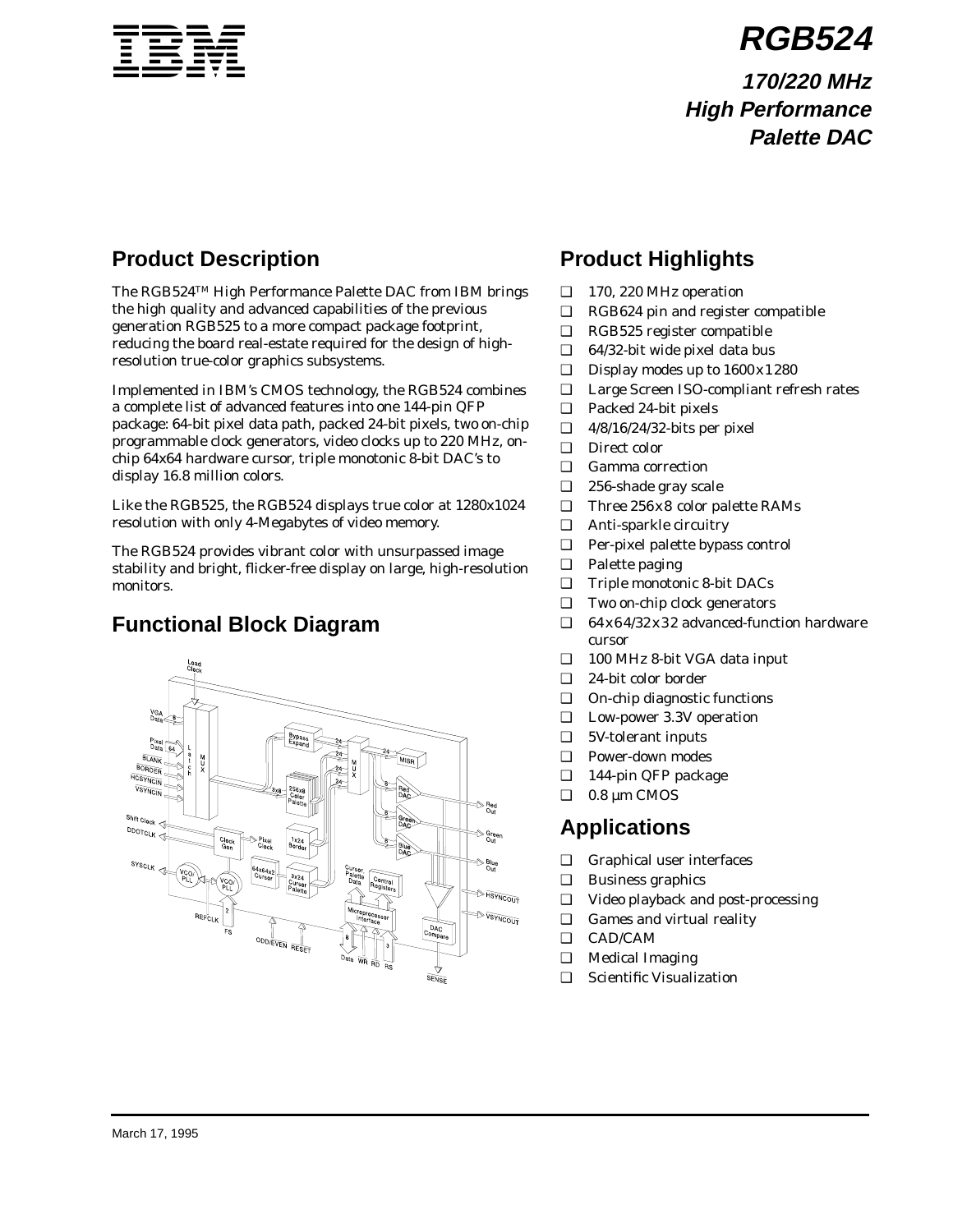# RGB524

## 170/220 MHz High Performance Palette DAC

## Product Description

The RGB524™ High Performance Palette DAC from IBM brings the high quality and advanced capabilities of the previous generation RGB525 to a more compact package footprint, reducing the board real-estate required for the design of high-resolution true-color graphics subsystems.

Implemented in IBM's CMOS technology, the RGB524 combines a complete list of advanced features into one 144-pin QFP package: 64-bit pixel data path, packed 24-bit pixels, two on-chip programmable clock generators, video clocks up to 220 MHz, on-chip 64x64 hardware cursor, triple monotonic 8-bit DAC's to display 16.8 million colors.

Like the RGB525, the RGB524 displays true color at 1280x1024 resolution with only 4-Megabytes of video memory.

The RGB524 provides vibrant color with unsurpassed image stability and bright, flicker-free display on large, high-resolution monitors.

## Functional Block Diagram

## Product Highlights

- 170, 220 MHz operation
- RGB624 pin and register compatible
- RGB525 register compatible
- 64/32-bit wide pixel data bus
- Display modes up to 1600x1280
- Large Screen ISO-compliant refresh rates
- Packed 24-bit pixels
- 4/8/16/24/32-bits per pixel
- Direct color
- Gamma correction
- 256-shade gray scale
- Three 256x8 color palette RAMs
- Anti-sparkle circuitry
- Per-pixel palette bypass control
- Palette paging
- Triple monotonic 8-bit DACs
- Two on-chip clock generators
- 64x64/32x32 advanced-function hardware cursor
- 100 MHz 8-bit VGA data input
- 24-bit color border
- On-chip diagnostic functions
- Low-power 3.3V operation
- 5V-tolerant inputs
- Power-down modes
- 144-pin QFP package
- 0.8 µm CMOS

## Applications

- Graphical user interfaces
- Business graphics
- Video playback and post-processing
- Games and virtual reality
- CAD/CAM
- Medical Imaging
- Scientific Visualization

March 17, 1995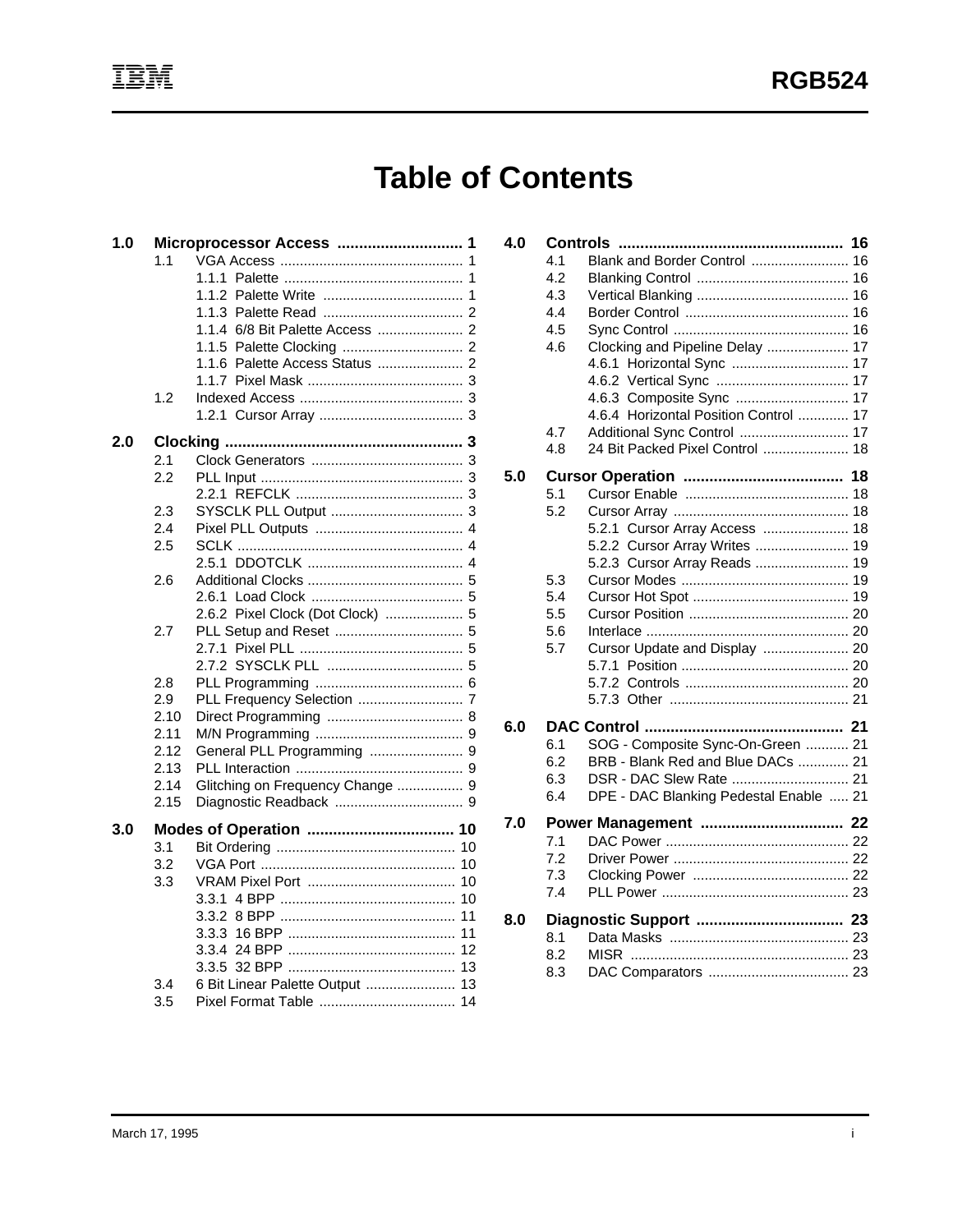# Table of Contents

- **1.0 Microprocessor Access ..... 1**
  - 1.1 VGA Access ..... 1
    - 1.1.1 Palette ..... 1
    - 1.1.2 Palette Write ..... 1
    - 1.1.3 Palette Read ..... 2
    - 1.1.4 6/8 Bit Palette Access ..... 2
    - 1.1.5 Palette Clocking ..... 2
    - 1.1.6 Palette Access Status ..... 2
    - 1.1.7 Pixel Mask ..... 3
  - 1.2 Indexed Access ..... 3
    - 1.2.1 Cursor Array ..... 3
- **2.0 Clocking ..... 3**
  - 2.1 Clock Generators ..... 3
  - 2.2 PLL Input ..... 3
    - 2.2.1 REFCLK ..... 3
  - 2.3 SYSCLK PLL Output ..... 3
  - 2.4 Pixel PLL Outputs ..... 4
  - 2.5 SCLK ..... 4
    - 2.5.1 DDOTCLK ..... 4
  - 2.6 Additional Clocks ..... 5
    - 2.6.1 Load Clock ..... 5
    - 2.6.2 Pixel Clock (Dot Clock) ..... 5
  - 2.7 PLL Setup and Reset ..... 5
    - 2.7.1 Pixel PLL ..... 5
    - 2.7.2 SYSCLK PLL ..... 5
  - 2.8 PLL Programming ..... 6
  - 2.9 PLL Frequency Selection ..... 7
  - 2.10 Direct Programming ..... 8
  - 2.11 M/N Programming ..... 9
  - 2.12 General PLL Programming ..... 9
  - 2.13 PLL Interaction ..... 9
  - 2.14 Glitching on Frequency Change ..... 9
  - 2.15 Diagnostic Readback ..... 9
- **3.0 Modes of Operation ..... 10**
  - 3.1 Bit Ordering ..... 10
  - 3.2 VGA Port ..... 10
  - 3.3 VRAM Pixel Port ..... 10
    - 3.3.1 4 BPP ..... 10
    - 3.3.2 8 BPP ..... 11
    - 3.3.3 16 BPP ..... 11
    - 3.3.4 24 BPP ..... 12
    - 3.3.5 32 BPP ..... 13
  - 3.4 6 Bit Linear Palette Output ..... 13
  - 3.5 Pixel Format Table ..... 14
- **4.0 Controls ..... 16**
  - 4.1 Blank and Border Control ..... 16
  - 4.2 Blanking Control ..... 16
  - 4.3 Vertical Blanking ..... 16
  - 4.4 Border Control ..... 16
  - 4.5 Sync Control ..... 16
  - 4.6 Clocking and Pipeline Delay ..... 17
    - 4.6.1 Horizontal Sync ..... 17
    - 4.6.2 Vertical Sync ..... 17
    - 4.6.3 Composite Sync ..... 17
    - 4.6.4 Horizontal Position Control ..... 17
  - 4.7 Additional Sync Control ..... 17
  - 4.8 24 Bit Packed Pixel Control ..... 18
- **5.0 Cursor Operation ..... 18**
  - 5.1 Cursor Enable ..... 18
  - 5.2 Cursor Array ..... 18
    - 5.2.1 Cursor Array Access ..... 18
    - 5.2.2 Cursor Array Writes ..... 19
    - 5.2.3 Cursor Array Reads ..... 19
  - 5.3 Cursor Modes ..... 19
  - 5.4 Cursor Hot Spot ..... 19
  - 5.5 Cursor Position ..... 20
  - 5.6 Interlace ..... 20
  - 5.7 Cursor Update and Display ..... 20
    - 5.7.1 Position ..... 20
    - 5.7.2 Controls ..... 20
    - 5.7.3 Other ..... 21
- **6.0 DAC Control ..... 21**
  - 6.1 SOG - Composite Sync-On-Green ..... 21
  - 6.2 BRB - Blank Red and Blue DACs ..... 21
  - 6.3 DSR - DAC Slew Rate ..... 21
  - 6.4 DPE - DAC Blanking Pedestal Enable ..... 21
- **7.0 Power Management ..... 22**
  - 7.1 DAC Power ..... 22
  - 7.2 Driver Power ..... 22
  - 7.3 Clocking Power ..... 22
  - 7.4 PLL Power ..... 23
- **8.0 Diagnostic Support ..... 23**
  - 8.1 Data Masks ..... 23
  - 8.2 MISR ..... 23
  - 8.3 DAC Comparators ..... 23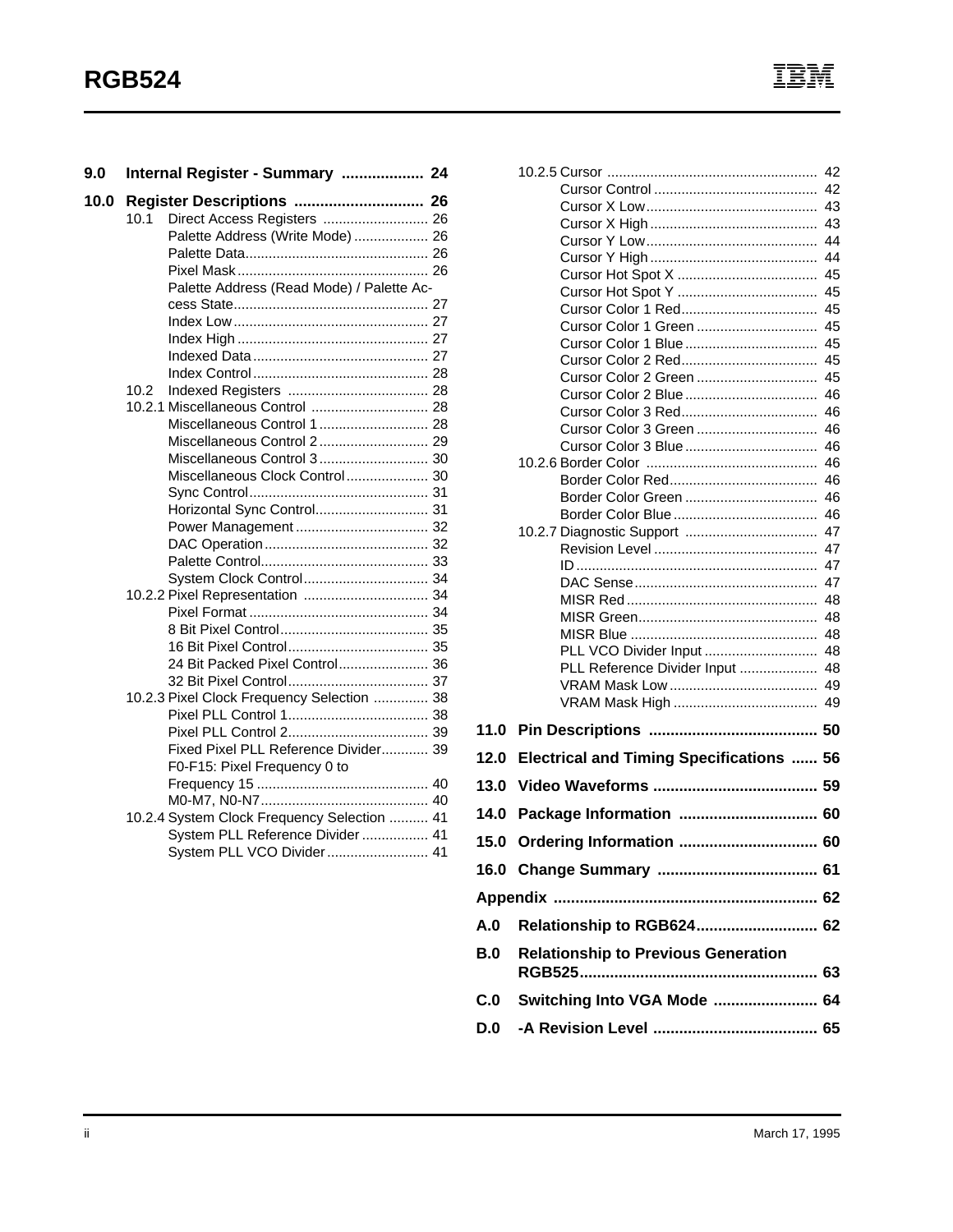- **9.0 Internal Register - Summary ................... 24**
- **10.0 Register Descriptions .............................. 26**
  - 10.1 Direct Access Registers ........................... 26
    - Palette Address (Write Mode) ................... 26
    - Palette Data............................................... 26
    - Pixel Mask ................................................. 26
    - Palette Address (Read Mode) / Palette Access State.................................................. 27
    - Index Low .................................................. 27
    - Index High ................................................. 27
    - Indexed Data ............................................. 27
    - Index Control ............................................. 28
  - 10.2 Indexed Registers .................................... 28
  - 10.2.1 Miscellaneous Control .............................. 28
    - Miscellaneous Control 1 ............................ 28
    - Miscellaneous Control 2 ............................ 29
    - Miscellaneous Control 3 ............................ 30
    - Miscellaneous Clock Control..................... 30
    - Sync Control.............................................. 31
    - Horizontal Sync Control............................. 31
    - Power Management .................................. 32
    - DAC Operation .......................................... 32
    - Palette Control........................................... 33
    - System Clock Control................................ 34
  - 10.2.2 Pixel Representation ................................ 34
    - Pixel Format .............................................. 34
    - 8 Bit Pixel Control...................................... 35
    - 16 Bit Pixel Control.................................... 35
    - 24 Bit Packed Pixel Control....................... 36
    - 32 Bit Pixel Control.................................... 37
  - 10.2.3 Pixel Clock Frequency Selection .............. 38
    - Pixel PLL Control 1.................................... 38
    - Pixel PLL Control 2.................................... 39
    - Fixed Pixel PLL Reference Divider............ 39
    - F0-F15: Pixel Frequency 0 to Frequency 15 ............................................ 40
    - M0-M7, N0-N7........................................... 40
  - 10.2.4 System Clock Frequency Selection .......... 41
    - System PLL Reference Divider ................. 41
    - System PLL VCO Divider .......................... 41
  - 10.2.5 Cursor ...................................................... 42
    - Cursor Control .......................................... 42
    - Cursor X Low............................................ 43
    - Cursor X High ........................................... 43
    - Cursor Y Low............................................ 44
    - Cursor Y High ........................................... 44
    - Cursor Hot Spot X .................................... 45
    - Cursor Hot Spot Y .................................... 45
    - Cursor Color 1 Red................................... 45
    - Cursor Color 1 Green ............................... 45
    - Cursor Color 1 Blue .................................. 45
    - Cursor Color 2 Red................................... 45
    - Cursor Color 2 Green ............................... 45
    - Cursor Color 2 Blue .................................. 46
    - Cursor Color 3 Red................................... 46
    - Cursor Color 3 Green ............................... 46
    - Cursor Color 3 Blue .................................. 46
  - 10.2.6 Border Color ............................................ 46
    - Border Color Red...................................... 46
    - Border Color Green .................................. 46
    - Border Color Blue ..................................... 46
  - 10.2.7 Diagnostic Support .................................. 47
    - Revision Level .......................................... 47
    - ID ............................................................. 47
    - DAC Sense............................................... 47
    - MISR Red ................................................. 48
    - MISR Green.............................................. 48
    - MISR Blue ................................................ 48
    - PLL VCO Divider Input ............................. 48
    - PLL Reference Divider Input .................... 48
    - VRAM Mask Low ...................................... 49
    - VRAM Mask High ..................................... 49
- **11.0 Pin Descriptions ....................................... 50**
- **12.0 Electrical and Timing Specifications ...... 56**
- **13.0 Video Waveforms ...................................... 59**
- **14.0 Package Information ................................ 60**
- **15.0 Ordering Information ................................ 60**
- **16.0 Change Summary ..................................... 61**
- **Appendix ............................................................. 62**
- **A.0 Relationship to RGB624............................ 62**
- **B.0 Relationship to Previous Generation RGB525....................................................... 63**
- **C.0 Switching Into VGA Mode ........................ 64**
- **D.0 -A Revision Level ...................................... 65**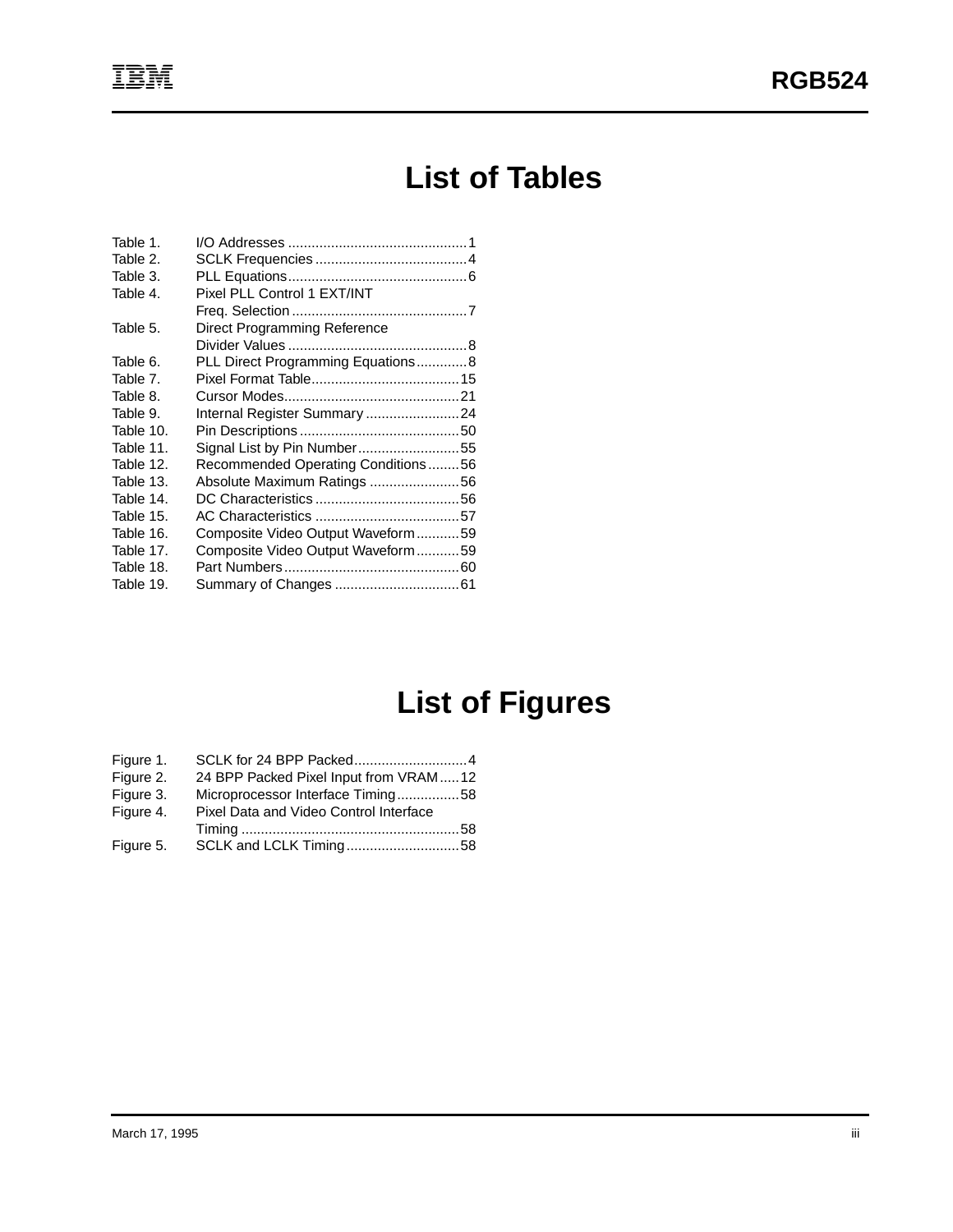# List of Tables

| | | |
|---|---|---|
| Table 1. | I/O Addresses | 1 |
| Table 2. | SCLK Frequencies | 4 |
| Table 3. | PLL Equations | 6 |
| Table 4. | Pixel PLL Control 1 EXT/INT Freq. Selection | 7 |
| Table 5. | Direct Programming Reference Divider Values | 8 |
| Table 6. | PLL Direct Programming Equations | 8 |
| Table 7. | Pixel Format Table | 15 |
| Table 8. | Cursor Modes | 21 |
| Table 9. | Internal Register Summary | 24 |
| Table 10. | Pin Descriptions | 50 |
| Table 11. | Signal List by Pin Number | 55 |
| Table 12. | Recommended Operating Conditions | 56 |
| Table 13. | Absolute Maximum Ratings | 56 |
| Table 14. | DC Characteristics | 56 |
| Table 15. | AC Characteristics | 57 |
| Table 16. | Composite Video Output Waveform | 59 |
| Table 17. | Composite Video Output Waveform | 59 |
| Table 18. | Part Numbers | 60 |
| Table 19. | Summary of Changes | 61 |

# List of Figures

| | | |
|---|---|---|
| Figure 1. | SCLK for 24 BPP Packed | 4 |
| Figure 2. | 24 BPP Packed Pixel Input from VRAM | 12 |
| Figure 3. | Microprocessor Interface Timing | 58 |
| Figure 4. | Pixel Data and Video Control Interface Timing | 58 |
| Figure 5. | SCLK and LCLK Timing | 58 |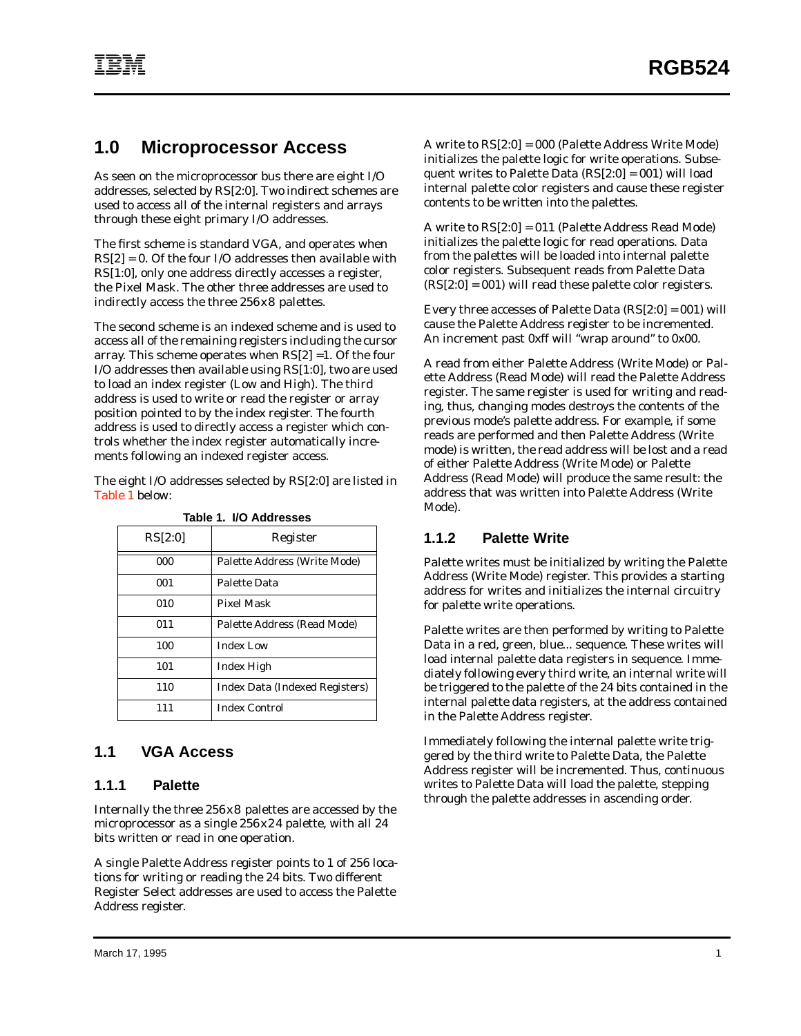## 1.0 Microprocessor Access

As seen on the microprocessor bus there are eight I/O addresses, selected by RS[2:0]. Two indirect schemes are used to access all of the internal registers and arrays through these eight primary I/O addresses.

The first scheme is standard VGA, and operates when RS[2] = 0. Of the four I/O addresses then available with RS[1:0], only one address directly accesses a register, the Pixel Mask. The other three addresses are used to indirectly access the three 256x8 palettes.

The second scheme is an indexed scheme and is used to access all of the remaining registers including the cursor array. This scheme operates when RS[2] =1. Of the four I/O addresses then available using RS[1:0], two are used to load an index register (Low and High). The third address is used to write or read the register or array position pointed to by the index register. The fourth address is used to directly access a register which controls whether the index register automatically increments following an indexed register access.

The eight I/O addresses selected by RS[2:0] are listed in Table 1 below:

**Table 1. I/O Addresses**

| RS[2:0] | Register |
|---|---|
| 000 | Palette Address (Write Mode) |
| 001 | Palette Data |
| 010 | Pixel Mask |
| 011 | Palette Address (Read Mode) |
| 100 | Index Low |
| 101 | Index High |
| 110 | Index Data (Indexed Registers) |
| 111 | Index Control |

### 1.1 VGA Access

#### 1.1.1 Palette

Internally the three 256x8 palettes are accessed by the microprocessor as a single 256x24 palette, with all 24 bits written or read in one operation.

A single Palette Address register points to 1 of 256 locations for writing or reading the 24 bits. Two different Register Select addresses are used to access the Palette Address register.

A write to RS[2:0] = 000 (Palette Address Write Mode) initializes the palette logic for write operations. Subsequent writes to Palette Data (RS[2:0] = 001) will load internal palette color registers and cause these register contents to be written into the palettes.

A write to RS[2:0] = 011 (Palette Address Read Mode) initializes the palette logic for read operations. Data from the palettes will be loaded into internal palette color registers. Subsequent reads from Palette Data (RS[2:0] = 001) will read these palette color registers.

Every three accesses of Palette Data (RS[2:0] = 001) will cause the Palette Address register to be incremented. An increment past 0xff will "wrap around" to 0x00.

A read from either Palette Address (Write Mode) or Palette Address (Read Mode) will read the Palette Address register. The same register is used for writing and reading, thus, changing modes destroys the contents of the previous mode's palette address. For example, if some reads are performed and then Palette Address (Write mode) is written, the read address will be lost and a read of either Palette Address (Write Mode) or Palette Address (Read Mode) will produce the same result: the address that was written into Palette Address (Write Mode).

#### 1.1.2 Palette Write

Palette writes must be initialized by writing the Palette Address (Write Mode) register. This provides a starting address for writes and initializes the internal circuitry for palette write operations.

Palette writes are then performed by writing to Palette Data in a red, green, blue... sequence. These writes will load internal palette data registers in sequence. Immediately following every third write, an internal write will be triggered to the palette of the 24 bits contained in the internal palette data registers, at the address contained in the Palette Address register.

Immediately following the internal palette write triggered by the third write to Palette Data, the Palette Address register will be incremented. Thus, continuous writes to Palette Data will load the palette, stepping through the palette addresses in ascending order.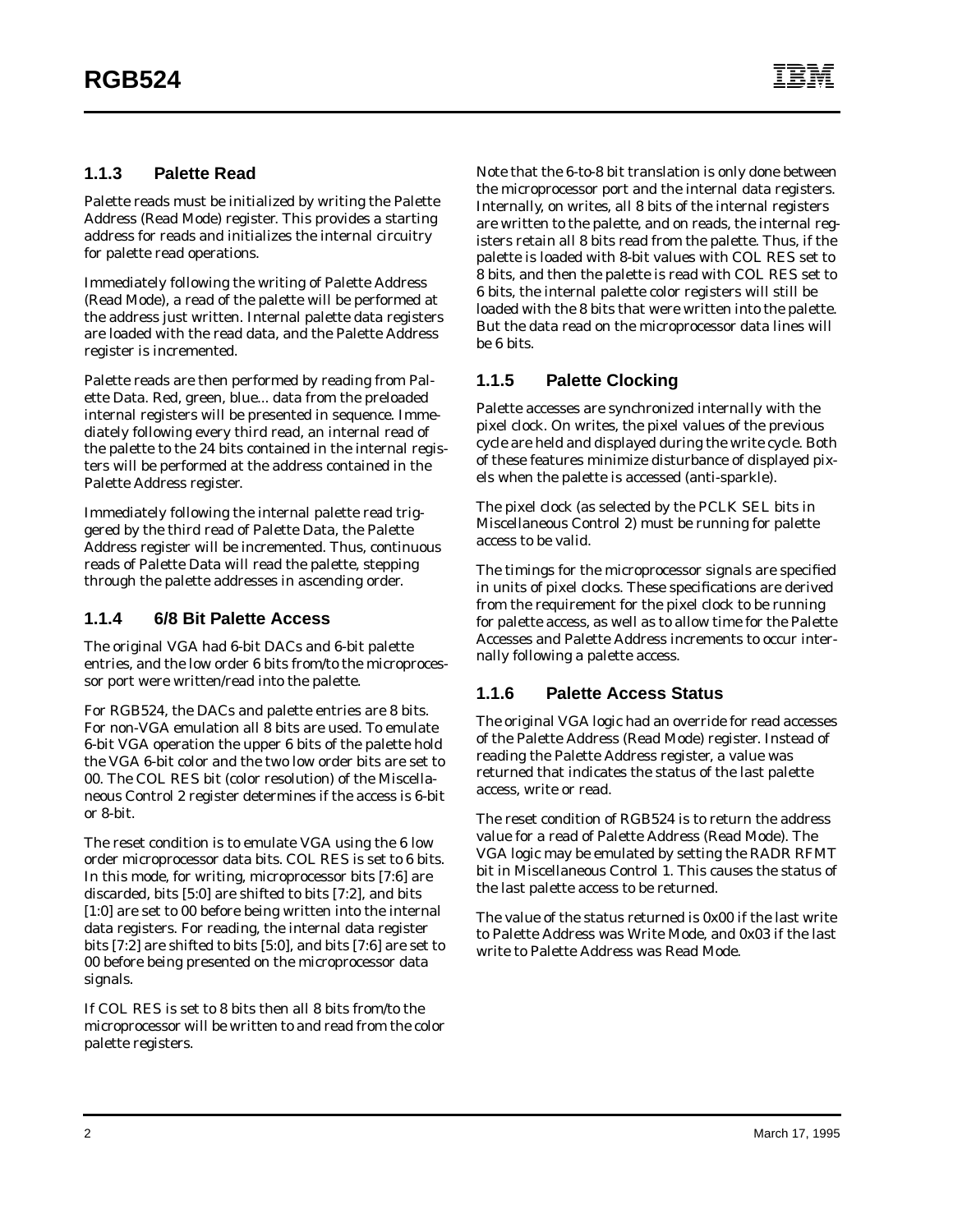### 1.1.3 Palette Read

Palette reads must be initialized by writing the Palette Address (Read Mode) register. This provides a starting address for reads and initializes the internal circuitry for palette read operations.

Immediately following the writing of Palette Address (Read Mode), a read of the palette will be performed at the address just written. Internal palette data registers are loaded with the read data, and the Palette Address register is incremented.

Palette reads are then performed by reading from Palette Data. Red, green, blue... data from the preloaded internal registers will be presented in sequence. Immediately following every third read, an internal read of the palette to the 24 bits contained in the internal registers will be performed at the address contained in the Palette Address register.

Immediately following the internal palette read triggered by the third read of Palette Data, the Palette Address register will be incremented. Thus, continuous reads of Palette Data will read the palette, stepping through the palette addresses in ascending order.

### 1.1.4 6/8 Bit Palette Access

The original VGA had 6-bit DACs and 6-bit palette entries, and the low order 6 bits from/to the microprocessor port were written/read into the palette.

For RGB524, the DACs and palette entries are 8 bits. For non-VGA emulation all 8 bits are used. To emulate 6-bit VGA operation the upper 6 bits of the palette hold the VGA 6-bit color and the two low order bits are set to 00. The COL RES bit (color resolution) of the Miscellaneous Control 2 register determines if the access is 6-bit or 8-bit.

The reset condition is to emulate VGA using the 6 low order microprocessor data bits. COL RES is set to 6 bits. In this mode, for writing, microprocessor bits [7:6] are discarded, bits [5:0] are shifted to bits [7:2], and bits [1:0] are set to 00 before being written into the internal data registers. For reading, the internal data register bits [7:2] are shifted to bits [5:0], and bits [7:6] are set to 00 before being presented on the microprocessor data signals.

If COL RES is set to 8 bits then all 8 bits from/to the microprocessor will be written to and read from the color palette registers.

Note that the 6-to-8 bit translation is only done between the microprocessor port and the internal data registers. Internally, on writes, all 8 bits of the internal registers are written to the palette, and on reads, the internal registers retain all 8 bits read from the palette. Thus, if the palette is loaded with 8-bit values with COL RES set to 8 bits, and then the palette is read with COL RES set to 6 bits, the internal palette color registers will still be loaded with the 8 bits that were written into the palette. But the data read on the microprocessor data lines will be 6 bits.

### 1.1.5 Palette Clocking

Palette accesses are synchronized internally with the pixel clock. On writes, the pixel values of the previous cycle are held and displayed during the write cycle. Both of these features minimize disturbance of displayed pixels when the palette is accessed (anti-sparkle).

The pixel clock (as selected by the PCLK SEL bits in Miscellaneous Control 2) must be running for palette access to be valid.

The timings for the microprocessor signals are specified in units of pixel clocks. These specifications are derived from the requirement for the pixel clock to be running for palette access, as well as to allow time for the Palette Accesses and Palette Address increments to occur internally following a palette access.

### 1.1.6 Palette Access Status

The original VGA logic had an override for read accesses of the Palette Address (Read Mode) register. Instead of reading the Palette Address register, a value was returned that indicates the status of the last palette access, write or read.

The reset condition of RGB524 is to return the address value for a read of Palette Address (Read Mode). The VGA logic may be emulated by setting the RADR RFMT bit in Miscellaneous Control 1. This causes the status of the last palette access to be returned.

The value of the status returned is 0x00 if the last write to Palette Address was Write Mode, and 0x03 if the last write to Palette Address was Read Mode.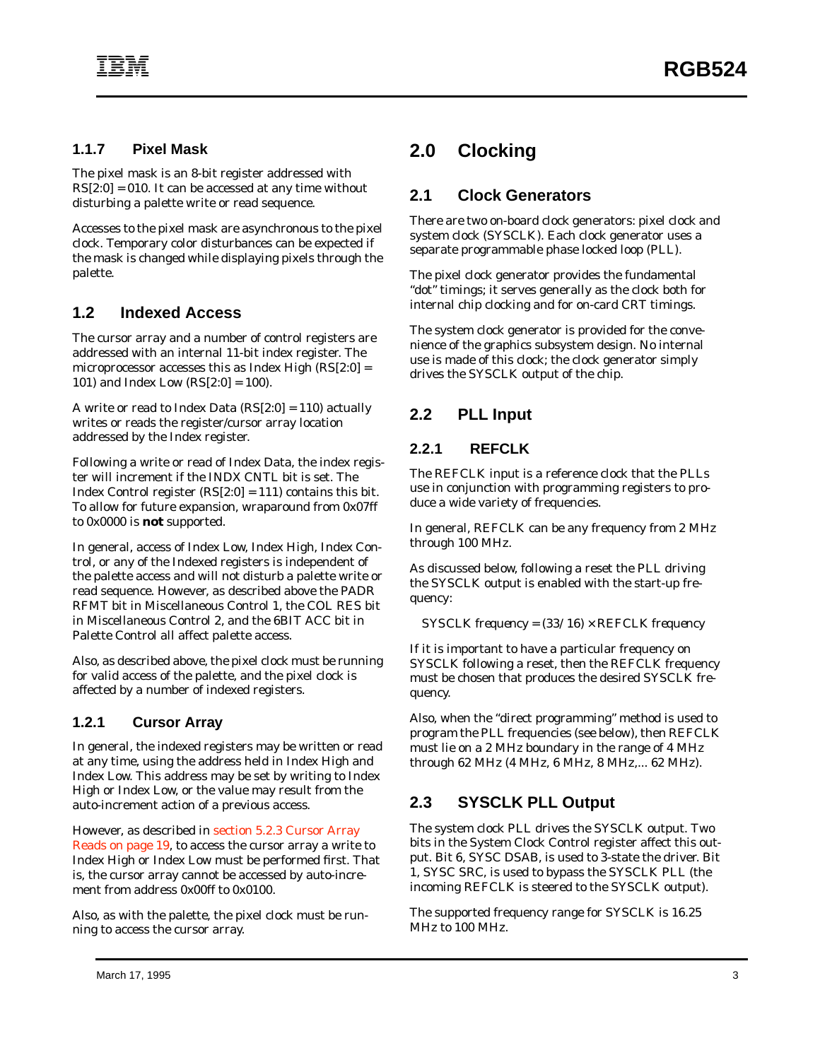### 1.1.7 Pixel Mask

The pixel mask is an 8-bit register addressed with RS[2:0] = 010. It can be accessed at any time without disturbing a palette write or read sequence.

Accesses to the pixel mask are asynchronous to the pixel clock. Temporary color disturbances can be expected if the mask is changed while displaying pixels through the palette.

## 1.2 Indexed Access

The cursor array and a number of control registers are addressed with an internal 11-bit index register. The microprocessor accesses this as Index High (RS[2:0] = 101) and Index Low (RS[2:0] = 100).

A write or read to Index Data (RS[2:0] = 110) actually writes or reads the register/cursor array location addressed by the Index register.

Following a write or read of Index Data, the index register will increment if the INDX CNTL bit is set. The Index Control register (RS[2:0] = 111) contains this bit. To allow for future expansion, wraparound from 0x07ff to 0x0000 is **not** supported.

In general, access of Index Low, Index High, Index Control, or any of the Indexed registers is independent of the palette access and will not disturb a palette write or read sequence. However, as described above the PADR RFMT bit in Miscellaneous Control 1, the COL RES bit in Miscellaneous Control 2, and the 6BIT ACC bit in Palette Control all affect palette access.

Also, as described above, the pixel clock must be running for valid access of the palette, and the pixel clock is affected by a number of indexed registers.

### 1.2.1 Cursor Array

In general, the indexed registers may be written or read at any time, using the address held in Index High and Index Low. This address may be set by writing to Index High or Index Low, or the value may result from the auto-increment action of a previous access.

However, as described in section 5.2.3 Cursor Array Reads on page 19, to access the cursor array a write to Index High or Index Low must be performed first. That is, the cursor array cannot be accessed by auto-increment from address 0x00ff to 0x0100.

Also, as with the palette, the pixel clock must be running to access the cursor array.

# 2.0 Clocking

## 2.1 Clock Generators

There are two on-board clock generators: pixel clock and system clock (SYSCLK). Each clock generator uses a separate programmable phase locked loop (PLL).

The pixel clock generator provides the fundamental "dot" timings; it serves generally as the clock both for internal chip clocking and for on-card CRT timings.

The system clock generator is provided for the convenience of the graphics subsystem design. No internal use is made of this clock; the clock generator simply drives the SYSCLK output of the chip.

## 2.2 PLL Input

### 2.2.1 REFCLK

The REFCLK input is a reference clock that the PLLs use in conjunction with programming registers to produce a wide variety of frequencies.

In general, REFCLK can be any frequency from 2 MHz through 100 MHz.

As discussed below, following a reset the PLL driving the SYSCLK output is enabled with the start-up frequency:

$$\text{SYSCLK frequency} = (33/16) \times \text{REFCLK frequency}$$

If it is important to have a particular frequency on SYSCLK following a reset, then the REFCLK frequency must be chosen that produces the desired SYSCLK frequency.

Also, when the "direct programming" method is used to program the PLL frequencies (see below), then REFCLK must lie on a 2 MHz boundary in the range of 4 MHz through 62 MHz (4 MHz, 6 MHz, 8 MHz,... 62 MHz).

## 2.3 SYSCLK PLL Output

The system clock PLL drives the SYSCLK output. Two bits in the System Clock Control register affect this output. Bit 6, SYSC DSAB, is used to 3-state the driver. Bit 1, SYSC SRC, is used to bypass the SYSCLK PLL (the incoming REFCLK is steered to the SYSCLK output).

The supported frequency range for SYSCLK is 16.25 MHz to 100 MHz.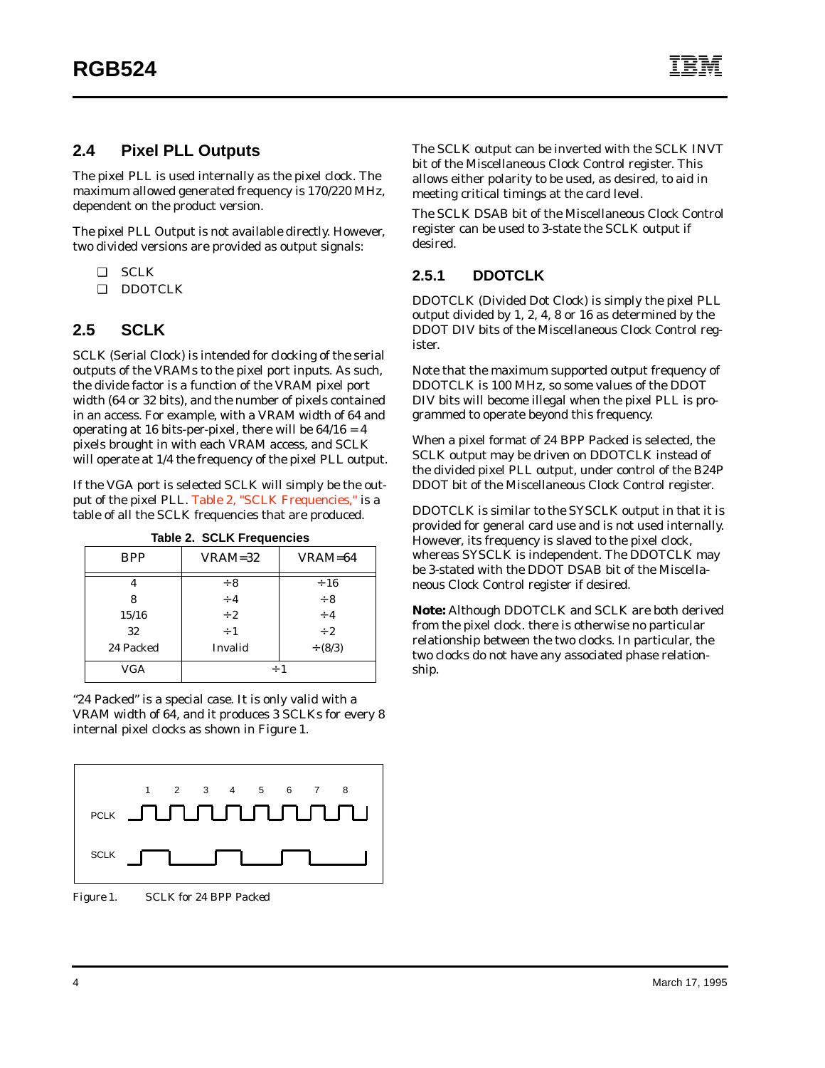## 2.4 Pixel PLL Outputs

The pixel PLL is used internally as the pixel clock. The maximum allowed generated frequency is 170/220 MHz, dependent on the product version.

The pixel PLL Output is not available directly. However, two divided versions are provided as output signals:

- SCLK
- DDOTCLK

## 2.5 SCLK

SCLK (Serial Clock) is intended for clocking of the serial outputs of the VRAMs to the pixel port inputs. As such, the divide factor is a function of the VRAM pixel port width (64 or 32 bits), and the number of pixels contained in an access. For example, with a VRAM width of 64 and operating at 16 bits-per-pixel, there will be 64/16 = 4 pixels brought in with each VRAM access, and SCLK will operate at 1/4 the frequency of the pixel PLL output.

If the VGA port is selected SCLK will simply be the output of the pixel PLL. Table 2, "SCLK Frequencies," is a table of all the SCLK frequencies that are produced.

**Table 2. SCLK Frequencies**

| BPP | VRAM=32 | VRAM=64 |
|---|---|---|
| 4 | ÷8 | ÷16 |
| 8 | ÷4 | ÷8 |
| 15/16 | ÷2 | ÷4 |
| 32 | ÷1 | ÷2 |
| 24 Packed | Invalid | ÷(8/3) |
| VGA | ÷1 | |

"24 Packed" is a special case. It is only valid with a VRAM width of 64, and it produces 3 SCLKs for every 8 internal pixel clocks as shown in Figure 1.

*Figure 1. SCLK for 24 BPP Packed*

The SCLK output can be inverted with the SCLK INVT bit of the Miscellaneous Clock Control register. This allows either polarity to be used, as desired, to aid in meeting critical timings at the card level.

The SCLK DSAB bit of the Miscellaneous Clock Control register can be used to 3-state the SCLK output if desired.

### 2.5.1 DDOTCLK

DDOTCLK (Divided Dot Clock) is simply the pixel PLL output divided by 1, 2, 4, 8 or 16 as determined by the DDOT DIV bits of the Miscellaneous Clock Control register.

Note that the maximum supported output frequency of DDOTCLK is 100 MHz, so some values of the DDOT DIV bits will become illegal when the pixel PLL is programmed to operate beyond this frequency.

When a pixel format of 24 BPP Packed is selected, the SCLK output may be driven on DDOTCLK instead of the divided pixel PLL output, under control of the B24P DDOT bit of the Miscellaneous Clock Control register.

DDOTCLK is similar to the SYSCLK output in that it is provided for general card use and is not used internally. However, its frequency is slaved to the pixel clock, whereas SYSCLK is independent. The DDOTCLK may be 3-stated with the DDOT DSAB bit of the Miscellaneous Clock Control register if desired.

**Note:** Although DDOTCLK and SCLK are both derived from the pixel clock. there is otherwise no particular relationship between the two clocks. In particular, the two clocks do not have any associated phase relationship.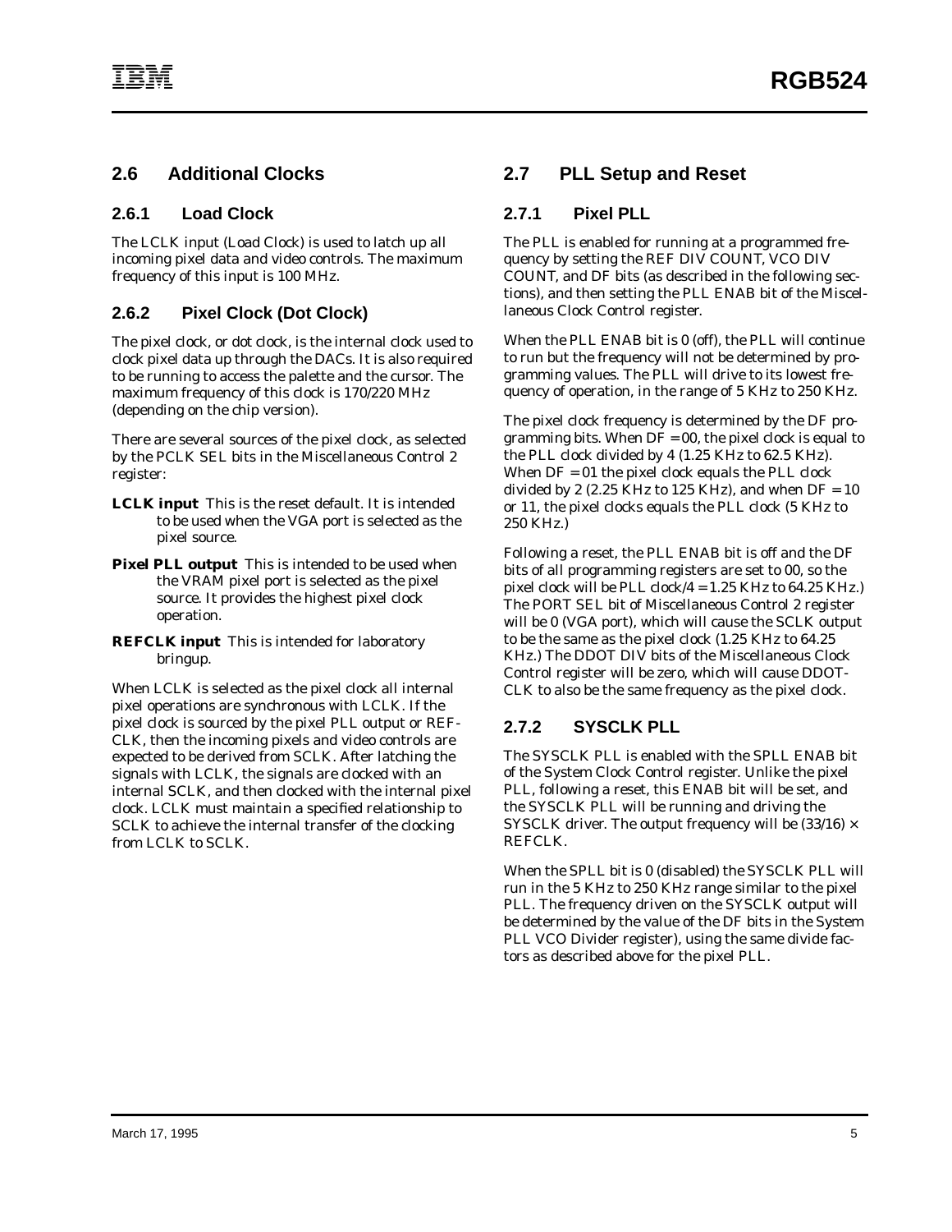## 2.6 Additional Clocks

### 2.6.1 Load Clock

The LCLK input (Load Clock) is used to latch up all incoming pixel data and video controls. The maximum frequency of this input is 100 MHz.

### 2.6.2 Pixel Clock (Dot Clock)

The pixel clock, or dot clock, is the internal clock used to clock pixel data up through the DACs. It is also required to be running to access the palette and the cursor. The maximum frequency of this clock is 170/220 MHz (depending on the chip version).

There are several sources of the pixel clock, as selected by the PCLK SEL bits in the Miscellaneous Control 2 register:

**LCLK input** This is the reset default. It is intended to be used when the VGA port is selected as the pixel source.

**Pixel PLL output** This is intended to be used when the VRAM pixel port is selected as the pixel source. It provides the highest pixel clock operation.

**REFCLK input** This is intended for laboratory bringup.

When LCLK is selected as the pixel clock all internal pixel operations are synchronous with LCLK. If the pixel clock is sourced by the pixel PLL output or REFCLK, then the incoming pixels and video controls are expected to be derived from SCLK. After latching the signals with LCLK, the signals are clocked with an internal SCLK, and then clocked with the internal pixel clock. LCLK must maintain a specified relationship to SCLK to achieve the internal transfer of the clocking from LCLK to SCLK.

## 2.7 PLL Setup and Reset

### 2.7.1 Pixel PLL

The PLL is enabled for running at a programmed frequency by setting the REF DIV COUNT, VCO DIV COUNT, and DF bits (as described in the following sections), and then setting the PLL ENAB bit of the Miscellaneous Clock Control register.

When the PLL ENAB bit is 0 (off), the PLL will continue to run but the frequency will not be determined by programming values. The PLL will drive to its lowest frequency of operation, in the range of 5 KHz to 250 KHz.

The pixel clock frequency is determined by the DF programming bits. When DF = 00, the pixel clock is equal to the PLL clock divided by 4 (1.25 KHz to 62.5 KHz). When DF = 01 the pixel clock equals the PLL clock divided by 2 (2.25 KHz to 125 KHz), and when DF = 10 or 11, the pixel clocks equals the PLL clock (5 KHz to 250 KHz.)

Following a reset, the PLL ENAB bit is off and the DF bits of all programming registers are set to 00, so the pixel clock will be PLL clock/4 = 1.25 KHz to 64.25 KHz.) The PORT SEL bit of Miscellaneous Control 2 register will be 0 (VGA port), which will cause the SCLK output to be the same as the pixel clock (1.25 KHz to 64.25 KHz.) The DDOT DIV bits of the Miscellaneous Clock Control register will be zero, which will cause DDOTCLK to also be the same frequency as the pixel clock.

### 2.7.2 SYSCLK PLL

The SYSCLK PLL is enabled with the SPLL ENAB bit of the System Clock Control register. Unlike the pixel PLL, following a reset, this ENAB bit will be set, and the SYSCLK PLL will be running and driving the SYSCLK driver. The output frequency will be $(33/16) \times$ REFCLK.

When the SPLL bit is 0 (disabled) the SYSCLK PLL will run in the 5 KHz to 250 KHz range similar to the pixel PLL. The frequency driven on the SYSCLK output will be determined by the value of the DF bits in the System PLL VCO Divider register), using the same divide factors as described above for the pixel PLL.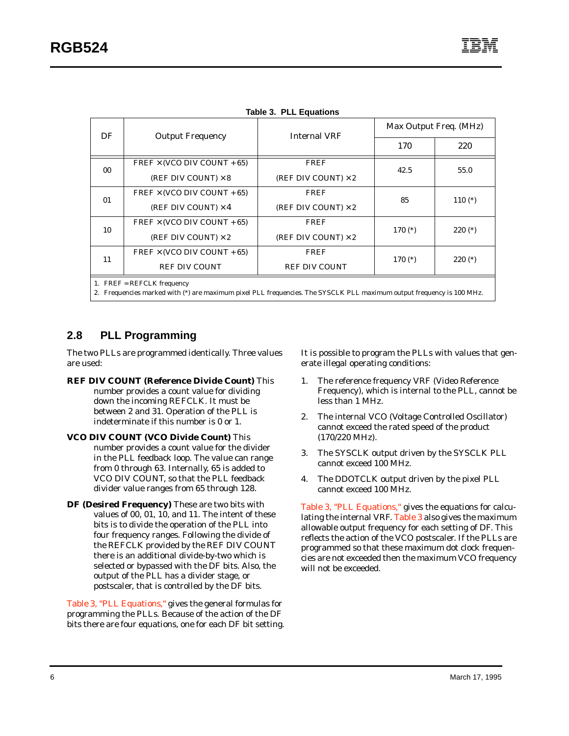**Table 3. PLL Equations**

| DF | Output Frequency | Internal VRF | Max Output Freq. (MHz) | |
|---|---|---|---|---|
| | | | 170 | 220 |
| 00 | $\frac{\text{FREF} \times (\text{VCO DIV COUNT} + 65)}{(\text{REF DIV COUNT}) \times 8}$ | $\frac{\text{FREF}}{(\text{REF DIV COUNT}) \times 2}$ | 42.5 | 55.0 |
| 01 | $\frac{\text{FREF} \times (\text{VCO DIV COUNT} + 65)}{(\text{REF DIV COUNT}) \times 4}$ | $\frac{\text{FREF}}{(\text{REF DIV COUNT}) \times 2}$ | 85 | 110 (*) |
| 10 | $\frac{\text{FREF} \times (\text{VCO DIV COUNT} + 65)}{(\text{REF DIV COUNT}) \times 2}$ | $\frac{\text{FREF}}{(\text{REF DIV COUNT}) \times 2}$ | 170 (*) | 220 (*) |
| 11 | $\frac{\text{FREF} \times (\text{VCO DIV COUNT} + 65)}{\text{REF DIV COUNT}}$ | $\frac{\text{FREF}}{\text{REF DIV COUNT}}$ | 170 (*) | 220 (*) |

1. FREF = REFCLK frequency
2. Frequencies marked with (*) are maximum pixel PLL frequencies. The SYSCLK PLL maximum output frequency is 100 MHz.

## 2.8 PLL Programming

The two PLLs are programmed identically. Three values are used:

**REF DIV COUNT (Reference Divide Count)** This number provides a count value for dividing down the incoming REFCLK. It must be between 2 and 31. Operation of the PLL is indeterminate if this number is 0 or 1.

**VCO DIV COUNT (VCO Divide Count)** This number provides a count value for the divider in the PLL feedback loop. The value can range from 0 through 63. Internally, 65 is added to VCO DIV COUNT, so that the PLL feedback divider value ranges from 65 through 128.

**DF (Desired Frequency)** These are two bits with values of 00, 01, 10, and 11. The intent of these bits is to divide the operation of the PLL into four frequency ranges. Following the divide of the REFCLK provided by the REF DIV COUNT there is an additional divide-by-two which is selected or bypassed with the DF bits. Also, the output of the PLL has a divider stage, or postscaler, that is controlled by the DF bits.

Table 3, "PLL Equations," gives the general formulas for programming the PLLs. Because of the action of the DF bits there are four equations, one for each DF bit setting.

It is possible to program the PLLs with values that generate illegal operating conditions:

1. The reference frequency VRF (Video Reference Frequency), which is internal to the PLL, cannot be less than 1 MHz.
2. The internal VCO (Voltage Controlled Oscillator) cannot exceed the rated speed of the product (170/220 MHz).
3. The SYSCLK output driven by the SYSCLK PLL cannot exceed 100 MHz.
4. The DDOTCLK output driven by the pixel PLL cannot exceed 100 MHz.

Table 3, "PLL Equations," gives the equations for calculating the internal VRF. Table 3 also gives the maximum allowable output frequency for each setting of DF. This reflects the action of the VCO postscaler. If the PLLs are programmed so that these maximum dot clock frequencies are not exceeded then the maximum VCO frequency will not be exceeded.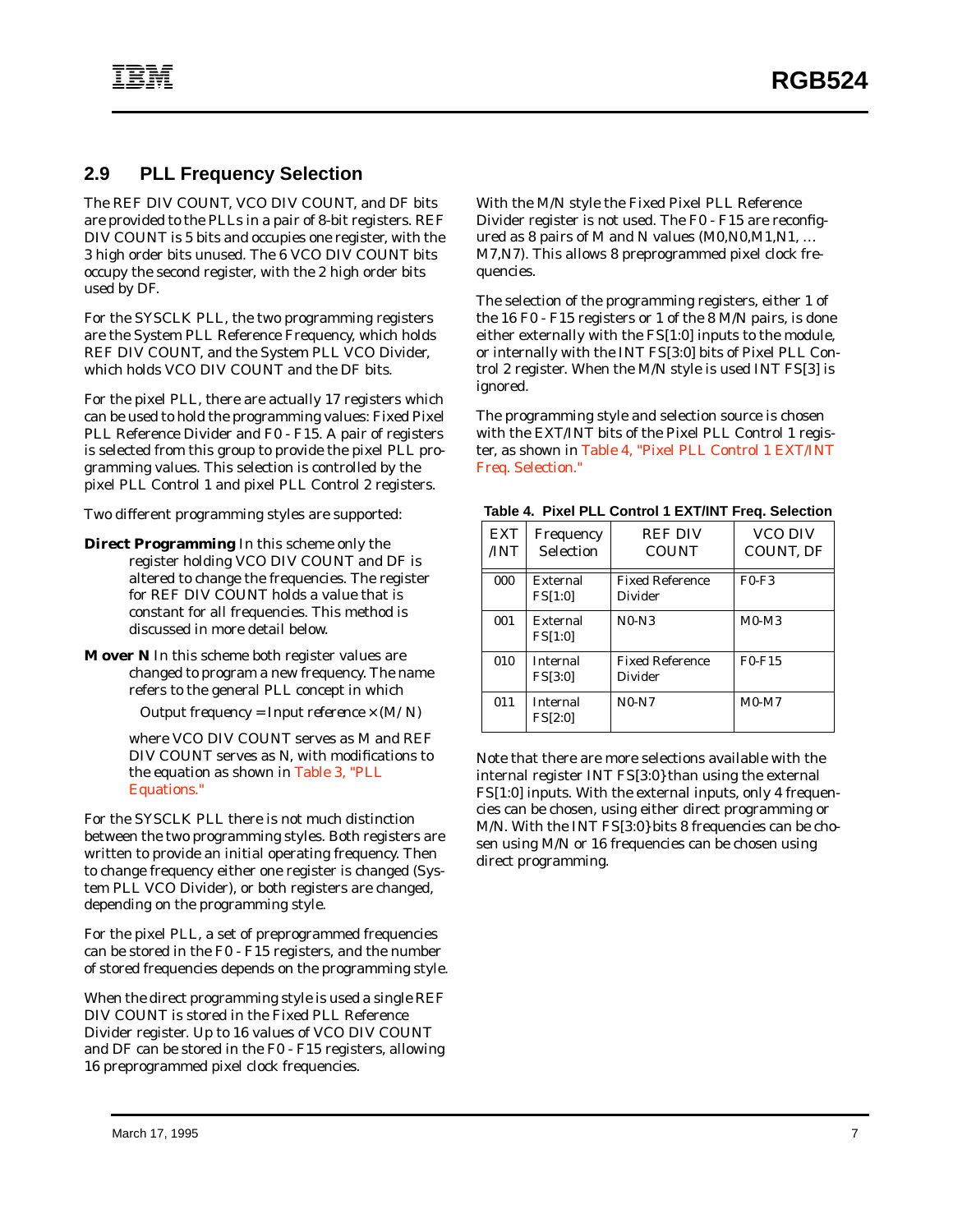## 2.9 PLL Frequency Selection

The REF DIV COUNT, VCO DIV COUNT, and DF bits are provided to the PLLs in a pair of 8-bit registers. REF DIV COUNT is 5 bits and occupies one register, with the 3 high order bits unused. The 6 VCO DIV COUNT bits occupy the second register, with the 2 high order bits used by DF.

For the SYSCLK PLL, the two programming registers are the System PLL Reference Frequency, which holds REF DIV COUNT, and the System PLL VCO Divider, which holds VCO DIV COUNT and the DF bits.

For the pixel PLL, there are actually 17 registers which can be used to hold the programming values: Fixed Pixel PLL Reference Divider and F0 - F15. A pair of registers is selected from this group to provide the pixel PLL programming values. This selection is controlled by the pixel PLL Control 1 and pixel PLL Control 2 registers.

Two different programming styles are supported:

**Direct Programming** In this scheme only the register holding VCO DIV COUNT and DF is altered to change the frequencies. The register for REF DIV COUNT holds a value that is constant for all frequencies. This method is discussed in more detail below.

**M over N** In this scheme both register values are changed to program a new frequency. The name refers to the general PLL concept in which

Output frequency = Input reference × (M / N)

where VCO DIV COUNT serves as M and REF DIV COUNT serves as N, with modifications to the equation as shown in Table 3, "PLL Equations."

For the SYSCLK PLL there is not much distinction between the two programming styles. Both registers are written to provide an initial operating frequency. Then to change frequency either one register is changed (System PLL VCO Divider), or both registers are changed, depending on the programming style.

For the pixel PLL, a set of preprogrammed frequencies can be stored in the F0 - F15 registers, and the number of stored frequencies depends on the programming style.

When the direct programming style is used a single REF DIV COUNT is stored in the Fixed PLL Reference Divider register. Up to 16 values of VCO DIV COUNT and DF can be stored in the F0 - F15 registers, allowing 16 preprogrammed pixel clock frequencies.

With the M/N style the Fixed Pixel PLL Reference Divider register is not used. The F0 - F15 are reconfigured as 8 pairs of M and N values (M0,N0,M1,N1, … M7,N7). This allows 8 preprogrammed pixel clock frequencies.

The selection of the programming registers, either 1 of the 16 F0 - F15 registers or 1 of the 8 M/N pairs, is done either externally with the FS[1:0] inputs to the module, or internally with the INT FS[3:0] bits of Pixel PLL Control 2 register. When the M/N style is used INT FS[3] is ignored.

The programming style and selection source is chosen with the EXT/INT bits of the Pixel PLL Control 1 register, as shown in Table 4, "Pixel PLL Control 1 EXT/INT Freq. Selection."

**Table 4. Pixel PLL Control 1 EXT/INT Freq. Selection**

| EXT /INT | Frequency Selection | REF DIV COUNT | VCO DIV COUNT, DF |
|---|---|---|---|
| 000 | External FS[1:0] | Fixed Reference Divider | F0-F3 |
| 001 | External FS[1:0] | N0-N3 | M0-M3 |
| 010 | Internal FS[3:0] | Fixed Reference Divider | F0-F15 |
| 011 | Internal FS[2:0] | N0-N7 | M0-M7 |

Note that there are more selections available with the internal register INT FS[3:0} than using the external FS[1:0] inputs. With the external inputs, only 4 frequencies can be chosen, using either direct programming or M/N. With the INT FS[3:0} bits 8 frequencies can be chosen using M/N or 16 frequencies can be chosen using direct programming.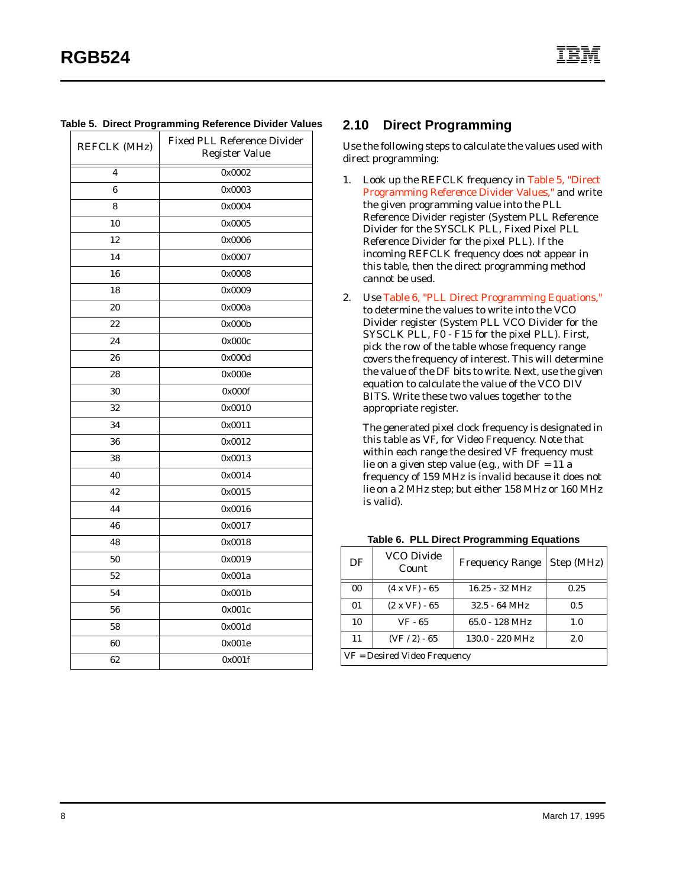**Table 5. Direct Programming Reference Divider Values**

| REFCLK (MHz) | Fixed PLL Reference Divider Register Value |
|---|---|
| 4 | 0x0002 |
| 6 | 0x0003 |
| 8 | 0x0004 |
| 10 | 0x0005 |
| 12 | 0x0006 |
| 14 | 0x0007 |
| 16 | 0x0008 |
| 18 | 0x0009 |
| 20 | 0x000a |
| 22 | 0x000b |
| 24 | 0x000c |
| 26 | 0x000d |
| 28 | 0x000e |
| 30 | 0x000f |
| 32 | 0x0010 |
| 34 | 0x0011 |
| 36 | 0x0012 |
| 38 | 0x0013 |
| 40 | 0x0014 |
| 42 | 0x0015 |
| 44 | 0x0016 |
| 46 | 0x0017 |
| 48 | 0x0018 |
| 50 | 0x0019 |
| 52 | 0x001a |
| 54 | 0x001b |
| 56 | 0x001c |
| 58 | 0x001d |
| 60 | 0x001e |
| 62 | 0x001f |

## 2.10 Direct Programming

Use the following steps to calculate the values used with direct programming:

1. Look up the REFCLK frequency in Table 5, "Direct Programming Reference Divider Values," and write the given programming value into the PLL Reference Divider register (System PLL Reference Divider for the SYSCLK PLL, Fixed Pixel PLL Reference Divider for the pixel PLL). If the incoming REFCLK frequency does not appear in this table, then the direct programming method cannot be used.

2. Use Table 6, "PLL Direct Programming Equations," to determine the values to write into the VCO Divider register (System PLL VCO Divider for the SYSCLK PLL, F0 - F15 for the pixel PLL). First, pick the row of the table whose frequency range covers the frequency of interest. This will determine the value of the DF bits to write. Next, use the given equation to calculate the value of the VCO DIV BITS. Write these two values together to the appropriate register.

   The generated pixel clock frequency is designated in this table as VF, for Video Frequency. Note that within each range the desired VF frequency must lie on a given step value (e.g., with DF = 11 a frequency of 159 MHz is invalid because it does not lie on a 2 MHz step; but either 158 MHz or 160 MHz is valid).

**Table 6. PLL Direct Programming Equations**

| DF | VCO Divide Count | Frequency Range | Step (MHz) |
|---|---|---|---|
| 00 | (4 x VF) - 65 | 16.25 - 32 MHz | 0.25 |
| 01 | (2 x VF) - 65 | 32.5 - 64 MHz | 0.5 |
| 10 | VF - 65 | 65.0 - 128 MHz | 1.0 |
| 11 | (VF / 2) - 65 | 130.0 - 220 MHz | 2.0 |
| VF = Desired Video Frequency | | | |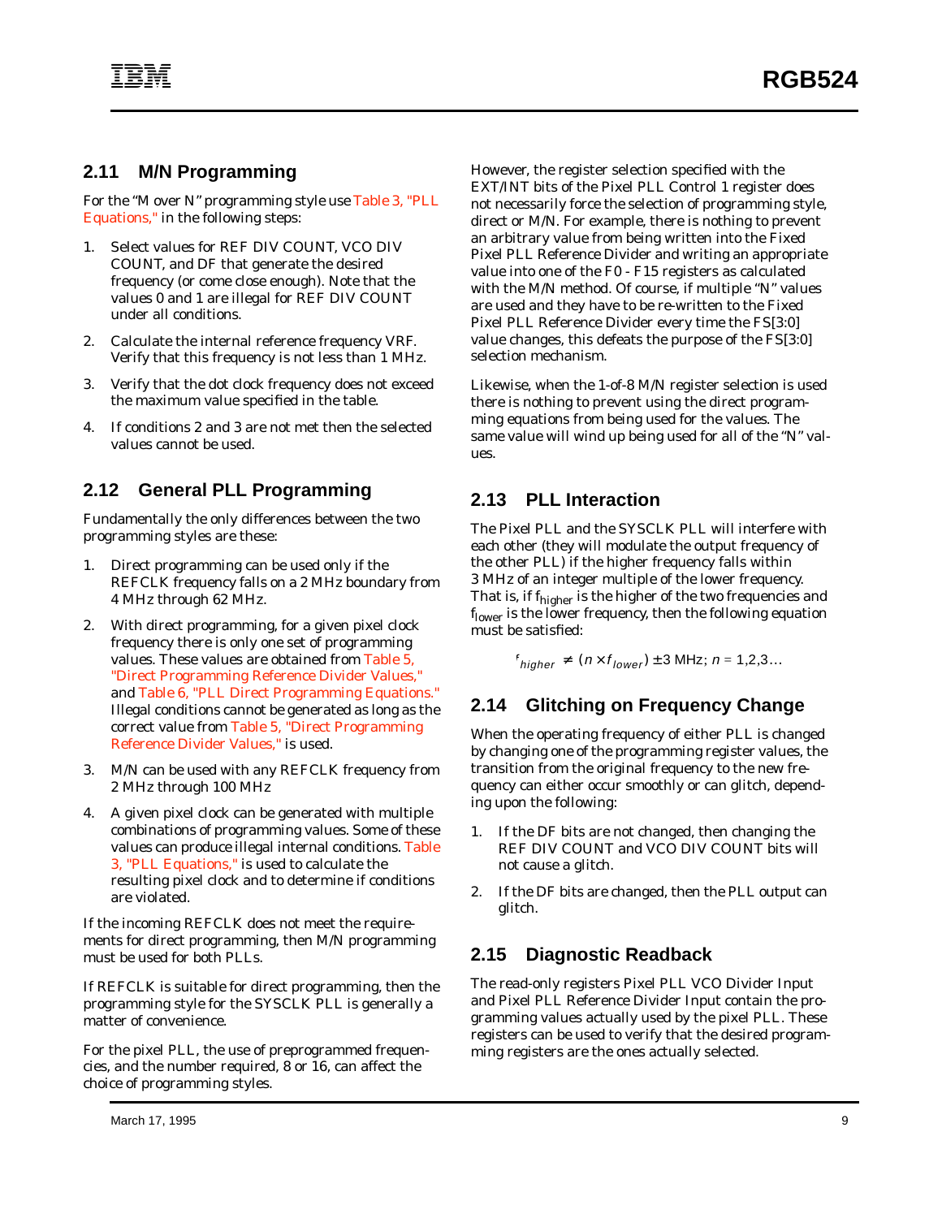## 2.11 M/N Programming

For the "M over N" programming style use Table 3, "PLL Equations," in the following steps:

1. Select values for REF DIV COUNT, VCO DIV COUNT, and DF that generate the desired frequency (or come close enough). Note that the values 0 and 1 are illegal for REF DIV COUNT under all conditions.
2. Calculate the internal reference frequency VRF. Verify that this frequency is not less than 1 MHz.
3. Verify that the dot clock frequency does not exceed the maximum value specified in the table.
4. If conditions 2 and 3 are not met then the selected values cannot be used.

## 2.12 General PLL Programming

Fundamentally the only differences between the two programming styles are these:

1. Direct programming can be used only if the REFCLK frequency falls on a 2 MHz boundary from 4 MHz through 62 MHz.
2. With direct programming, for a given pixel clock frequency there is only one set of programming values. These values are obtained from Table 5, "Direct Programming Reference Divider Values," and Table 6, "PLL Direct Programming Equations." Illegal conditions cannot be generated as long as the correct value from Table 5, "Direct Programming Reference Divider Values," is used.
3. M/N can be used with any REFCLK frequency from 2 MHz through 100 MHz
4. A given pixel clock can be generated with multiple combinations of programming values. Some of these values can produce illegal internal conditions. Table 3, "PLL Equations," is used to calculate the resulting pixel clock and to determine if conditions are violated.

If the incoming REFCLK does not meet the requirements for direct programming, then M/N programming must be used for both PLLs.

If REFCLK is suitable for direct programming, then the programming style for the SYSCLK PLL is generally a matter of convenience.

For the pixel PLL, the use of preprogrammed frequencies, and the number required, 8 or 16, can affect the choice of programming styles.

However, the register selection specified with the EXT/INT bits of the Pixel PLL Control 1 register does not necessarily force the selection of programming style, direct or M/N. For example, there is nothing to prevent an arbitrary value from being written into the Fixed Pixel PLL Reference Divider and writing an appropriate value into one of the F0 - F15 registers as calculated with the M/N method. Of course, if multiple "N" values are used and they have to be re-written to the Fixed Pixel PLL Reference Divider every time the FS[3:0] value changes, this defeats the purpose of the FS[3:0] selection mechanism.

Likewise, when the 1-of-8 M/N register selection is used there is nothing to prevent using the direct programming equations from being used for the values. The same value will wind up being used for all of the "N" values.

## 2.13 PLL Interaction

The Pixel PLL and the SYSCLK PLL will interfere with each other (they will modulate the output frequency of the other PLL) if the higher frequency falls within 3 MHz of an integer multiple of the lower frequency. That is, if $f_{higher}$ is the higher of the two frequencies and $f_{lower}$ is the lower frequency, then the following equation must be satisfied:

$$f_{higher} \neq (n \times f_{lower}) \pm 3\text{ MHz};\ n = 1,2,3\ldots$$

## 2.14 Glitching on Frequency Change

When the operating frequency of either PLL is changed by changing one of the programming register values, the transition from the original frequency to the new frequency can either occur smoothly or can glitch, depending upon the following:

1. If the DF bits are not changed, then changing the REF DIV COUNT and VCO DIV COUNT bits will not cause a glitch.
2. If the DF bits are changed, then the PLL output can glitch.

## 2.15 Diagnostic Readback

The read-only registers Pixel PLL VCO Divider Input and Pixel PLL Reference Divider Input contain the programming values actually used by the pixel PLL. These registers can be used to verify that the desired programming registers are the ones actually selected.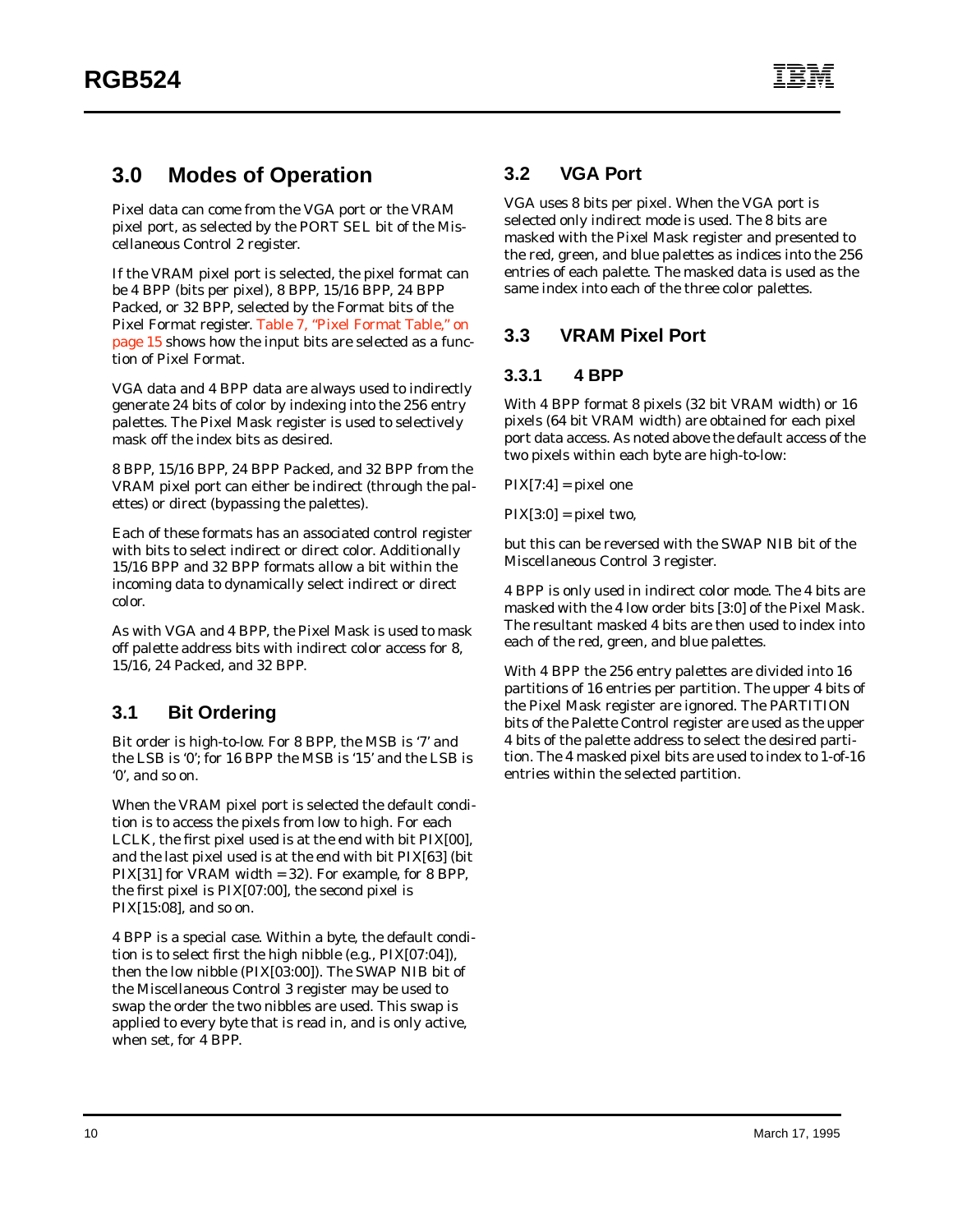# 3.0 Modes of Operation

Pixel data can come from the VGA port or the VRAM pixel port, as selected by the PORT SEL bit of the Miscellaneous Control 2 register.

If the VRAM pixel port is selected, the pixel format can be 4 BPP (bits per pixel), 8 BPP, 15/16 BPP, 24 BPP Packed, or 32 BPP, selected by the Format bits of the Pixel Format register. Table 7, "Pixel Format Table," on page 15 shows how the input bits are selected as a function of Pixel Format.

VGA data and 4 BPP data are always used to indirectly generate 24 bits of color by indexing into the 256 entry palettes. The Pixel Mask register is used to selectively mask off the index bits as desired.

8 BPP, 15/16 BPP, 24 BPP Packed, and 32 BPP from the VRAM pixel port can either be indirect (through the palettes) or direct (bypassing the palettes).

Each of these formats has an associated control register with bits to select indirect or direct color. Additionally 15/16 BPP and 32 BPP formats allow a bit within the incoming data to dynamically select indirect or direct color.

As with VGA and 4 BPP, the Pixel Mask is used to mask off palette address bits with indirect color access for 8, 15/16, 24 Packed, and 32 BPP.

## 3.1 Bit Ordering

Bit order is high-to-low. For 8 BPP, the MSB is '7' and the LSB is '0'; for 16 BPP the MSB is '15' and the LSB is '0', and so on.

When the VRAM pixel port is selected the default condition is to access the pixels from low to high. For each LCLK, the first pixel used is at the end with bit PIX[00], and the last pixel used is at the end with bit PIX[63] (bit PIX[31] for VRAM width = 32). For example, for 8 BPP, the first pixel is PIX[07:00], the second pixel is PIX[15:08], and so on.

4 BPP is a special case. Within a byte, the default condition is to select first the high nibble (e.g., PIX[07:04]), then the low nibble (PIX[03:00]). The SWAP NIB bit of the Miscellaneous Control 3 register may be used to swap the order the two nibbles are used. This swap is applied to every byte that is read in, and is only active, when set, for 4 BPP.

## 3.2 VGA Port

VGA uses 8 bits per pixel. When the VGA port is selected only indirect mode is used. The 8 bits are masked with the Pixel Mask register and presented to the red, green, and blue palettes as indices into the 256 entries of each palette. The masked data is used as the same index into each of the three color palettes.

## 3.3 VRAM Pixel Port

### 3.3.1 4 BPP

With 4 BPP format 8 pixels (32 bit VRAM width) or 16 pixels (64 bit VRAM width) are obtained for each pixel port data access. As noted above the default access of the two pixels within each byte are high-to-low:

PIX[7:4] = pixel one

PIX[3:0] = pixel two,

but this can be reversed with the SWAP NIB bit of the Miscellaneous Control 3 register.

4 BPP is only used in indirect color mode. The 4 bits are masked with the 4 low order bits [3:0] of the Pixel Mask. The resultant masked 4 bits are then used to index into each of the red, green, and blue palettes.

With 4 BPP the 256 entry palettes are divided into 16 partitions of 16 entries per partition. The upper 4 bits of the Pixel Mask register are ignored. The PARTITION bits of the Palette Control register are used as the upper 4 bits of the palette address to select the desired partition. The 4 masked pixel bits are used to index to 1-of-16 entries within the selected partition.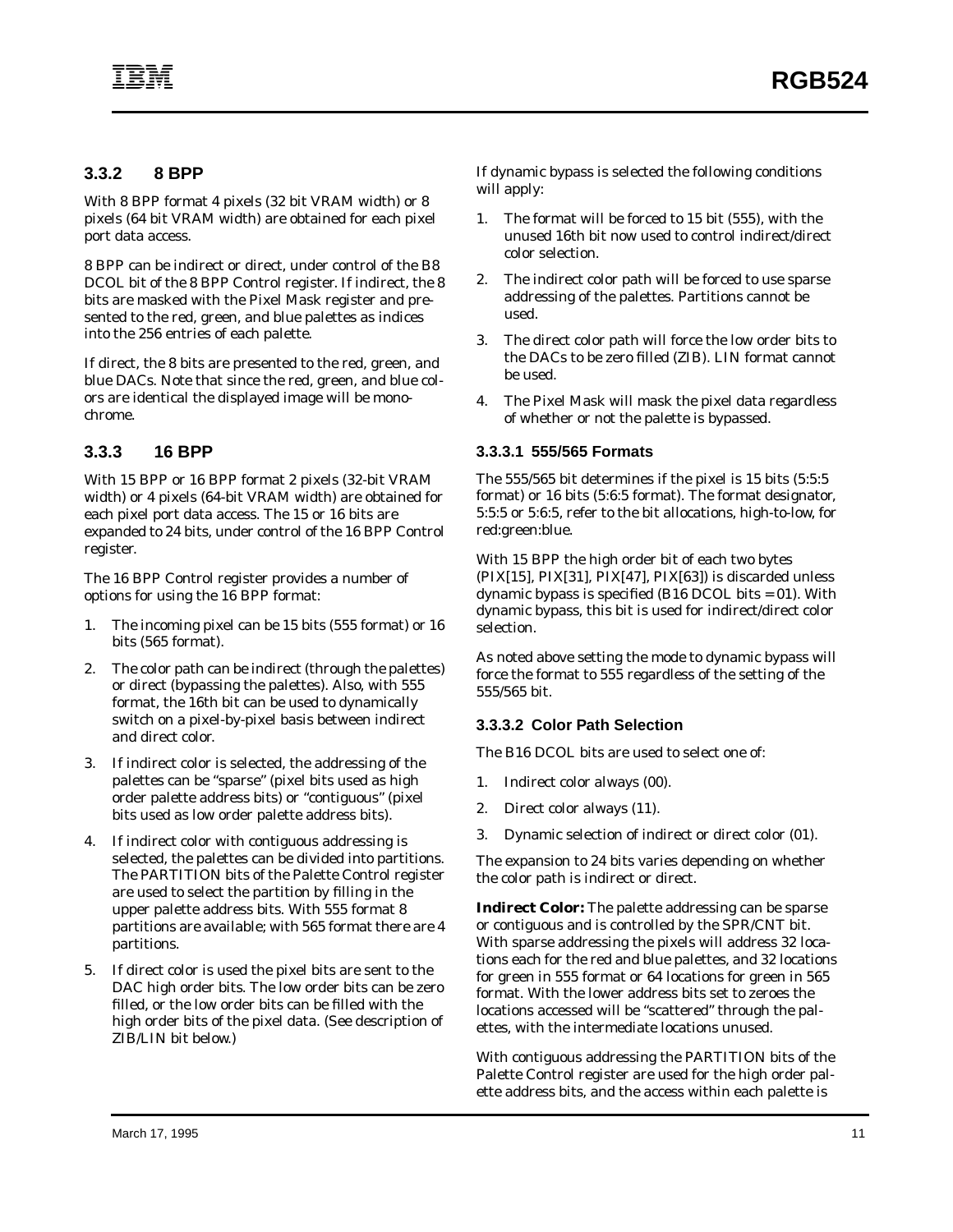### 3.3.2 8 BPP

With 8 BPP format 4 pixels (32 bit VRAM width) or 8 pixels (64 bit VRAM width) are obtained for each pixel port data access.

8 BPP can be indirect or direct, under control of the B8 DCOL bit of the 8 BPP Control register. If indirect, the 8 bits are masked with the Pixel Mask register and presented to the red, green, and blue palettes as indices into the 256 entries of each palette.

If direct, the 8 bits are presented to the red, green, and blue DACs. Note that since the red, green, and blue colors are identical the displayed image will be monochrome.

### 3.3.3 16 BPP

With 15 BPP or 16 BPP format 2 pixels (32-bit VRAM width) or 4 pixels (64-bit VRAM width) are obtained for each pixel port data access. The 15 or 16 bits are expanded to 24 bits, under control of the 16 BPP Control register.

The 16 BPP Control register provides a number of options for using the 16 BPP format:

1. The incoming pixel can be 15 bits (555 format) or 16 bits (565 format).
2. The color path can be indirect (through the palettes) or direct (bypassing the palettes). Also, with 555 format, the 16th bit can be used to dynamically switch on a pixel-by-pixel basis between indirect and direct color.
3. If indirect color is selected, the addressing of the palettes can be "sparse" (pixel bits used as high order palette address bits) or "contiguous" (pixel bits used as low order palette address bits).
4. If indirect color with contiguous addressing is selected, the palettes can be divided into partitions. The PARTITION bits of the Palette Control register are used to select the partition by filling in the upper palette address bits. With 555 format 8 partitions are available; with 565 format there are 4 partitions.
5. If direct color is used the pixel bits are sent to the DAC high order bits. The low order bits can be zero filled, or the low order bits can be filled with the high order bits of the pixel data. (See description of ZIB/LIN bit below.)

If dynamic bypass is selected the following conditions will apply:

1. The format will be forced to 15 bit (555), with the unused 16th bit now used to control indirect/direct color selection.
2. The indirect color path will be forced to use sparse addressing of the palettes. Partitions cannot be used.
3. The direct color path will force the low order bits to the DACs to be zero filled (ZIB). LIN format cannot be used.
4. The Pixel Mask will mask the pixel data regardless of whether or not the palette is bypassed.

#### 3.3.3.1 555/565 Formats

The 555/565 bit determines if the pixel is 15 bits (5:5:5 format) or 16 bits (5:6:5 format). The format designator, 5:5:5 or 5:6:5, refer to the bit allocations, high-to-low, for red:green:blue.

With 15 BPP the high order bit of each two bytes (PIX[15], PIX[31], PIX[47], PIX[63]) is discarded unless dynamic bypass is specified (B16 DCOL bits = 01). With dynamic bypass, this bit is used for indirect/direct color selection.

As noted above setting the mode to dynamic bypass will force the format to 555 regardless of the setting of the 555/565 bit.

#### 3.3.3.2 Color Path Selection

The B16 DCOL bits are used to select one of:

1. Indirect color always (00).
2. Direct color always (11).
3. Dynamic selection of indirect or direct color (01).

The expansion to 24 bits varies depending on whether the color path is indirect or direct.

**Indirect Color:** The palette addressing can be sparse or contiguous and is controlled by the SPR/CNT bit. With sparse addressing the pixels will address 32 locations each for the red and blue palettes, and 32 locations for green in 555 format or 64 locations for green in 565 format. With the lower address bits set to zeroes the locations accessed will be "scattered" through the palettes, with the intermediate locations unused.

With contiguous addressing the PARTITION bits of the Palette Control register are used for the high order palette address bits, and the access within each palette is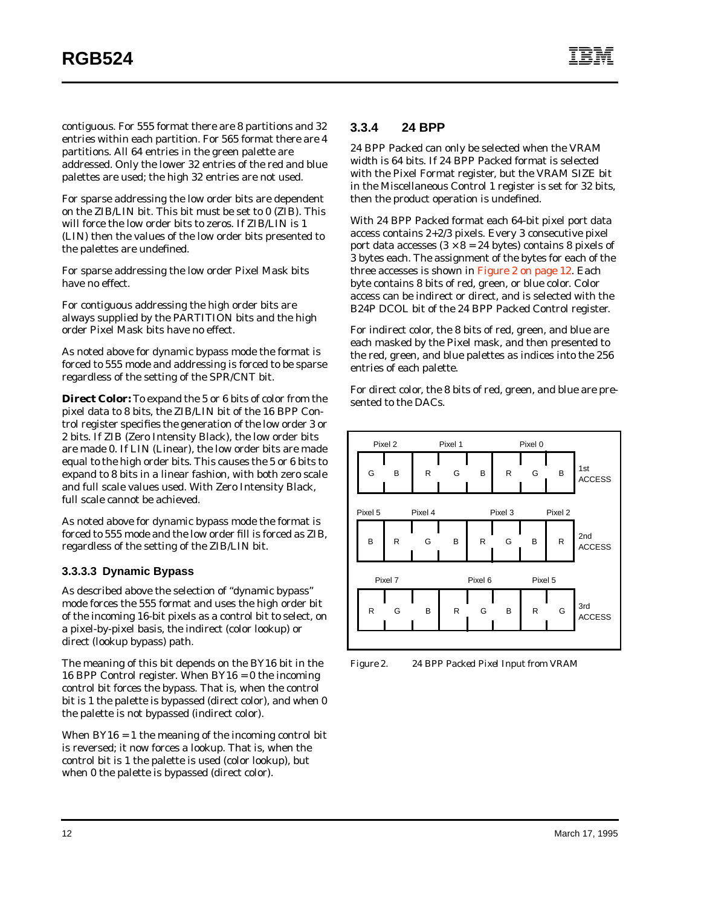contiguous. For 555 format there are 8 partitions and 32 entries within each partition. For 565 format there are 4 partitions. All 64 entries in the green palette are addressed. Only the lower 32 entries of the red and blue palettes are used; the high 32 entries are not used.

For sparse addressing the low order bits are dependent on the ZIB/LIN bit. This bit must be set to 0 (ZIB). This will force the low order bits to zeros. If ZIB/LIN is 1 (LIN) then the values of the low order bits presented to the palettes are undefined.

For sparse addressing the low order Pixel Mask bits have no effect.

For contiguous addressing the high order bits are always supplied by the PARTITION bits and the high order Pixel Mask bits have no effect.

As noted above for dynamic bypass mode the format is forced to 555 mode and addressing is forced to be sparse regardless of the setting of the SPR/CNT bit.

**Direct Color:** To expand the 5 or 6 bits of color from the pixel data to 8 bits, the ZIB/LIN bit of the 16 BPP Control register specifies the generation of the low order 3 or 2 bits. If ZIB (Zero Intensity Black), the low order bits are made 0. If LIN (Linear), the low order bits are made equal to the high order bits. This causes the 5 or 6 bits to expand to 8 bits in a linear fashion, with both zero scale and full scale values used. With Zero Intensity Black, full scale cannot be achieved.

As noted above for dynamic bypass mode the format is forced to 555 mode and the low order fill is forced as ZIB, regardless of the setting of the ZIB/LIN bit.

### 3.3.3.3 Dynamic Bypass

As described above the selection of "dynamic bypass" mode forces the 555 format and uses the high order bit of the incoming 16-bit pixels as a control bit to select, on a pixel-by-pixel basis, the indirect (color lookup) or direct (lookup bypass) path.

The meaning of this bit depends on the BY16 bit in the 16 BPP Control register. When BY16 = 0 the incoming control bit forces the bypass. That is, when the control bit is 1 the palette is bypassed (direct color), and when 0 the palette is not bypassed (indirect color).

When BY16 = 1 the meaning of the incoming control bit is reversed; it now forces a lookup. That is, when the control bit is 1 the palette is used (color lookup), but when 0 the palette is bypassed (direct color).

## 3.3.4 24 BPP

24 BPP Packed can only be selected when the VRAM width is 64 bits. If 24 BPP Packed format is selected with the Pixel Format register, but the VRAM SIZE bit in the Miscellaneous Control 1 register is set for 32 bits, then the product operation is undefined.

With 24 BPP Packed format each 64-bit pixel port data access contains 2+2/3 pixels. Every 3 consecutive pixel port data accesses ($3 \times 8 = 24$ bytes) contains 8 pixels of 3 bytes each. The assignment of the bytes for each of the three accesses is shown in Figure 2 on page 12. Each byte contains 8 bits of red, green, or blue color. Color access can be indirect or direct, and is selected with the B24P DCOL bit of the 24 BPP Packed Control register.

For indirect color, the 8 bits of red, green, and blue are each masked by the Pixel mask, and then presented to the red, green, and blue palettes as indices into the 256 entries of each palette.

For direct color, the 8 bits of red, green, and blue are presented to the DACs.

| | | | | | | | | | |
|---|---|---|---|---|---|---|---|---|---|
| 1st ACCESS | Pixel 2 | G | B | | | | | | |
| | Pixel 1 | | | R | G | B | | | |
| | Pixel 0 | | | | | | R | G | B |
| 2nd ACCESS | Pixel 5 | B | | | | | | | |
| | Pixel 4 | | R | G | B | | | | |
| | Pixel 3 | | | | | R | G | B | |
| | Pixel 2 | | | | | | | | R |
| 3rd ACCESS | Pixel 7 | R | G | B | | | | | |
| | Pixel 6 | | | | R | G | B | | |
| | Pixel 5 | | | | | | | R | G |

Figure 2. 24 BPP Packed Pixel Input from VRAM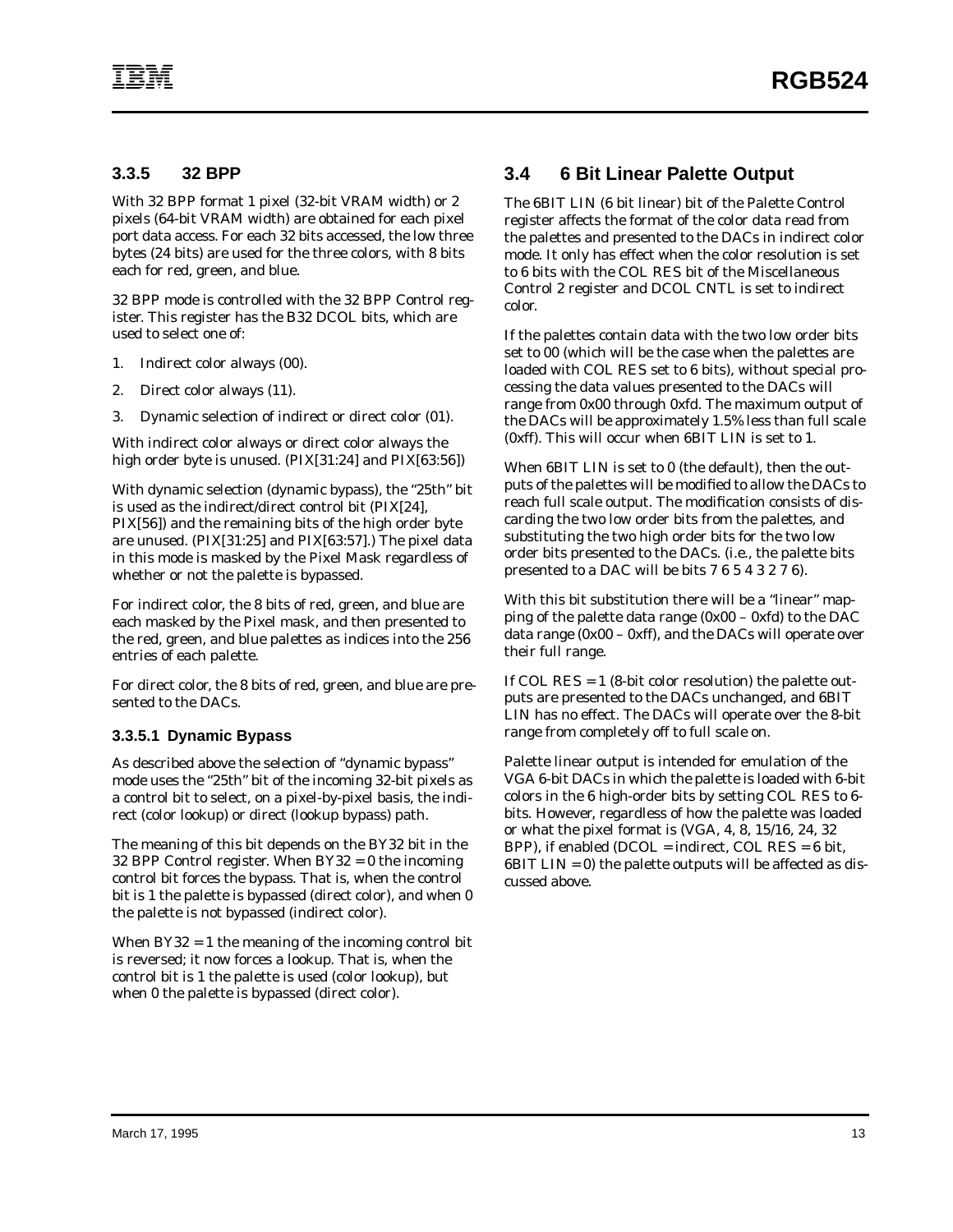### 3.3.5 32 BPP

With 32 BPP format 1 pixel (32-bit VRAM width) or 2 pixels (64-bit VRAM width) are obtained for each pixel port data access. For each 32 bits accessed, the low three bytes (24 bits) are used for the three colors, with 8 bits each for red, green, and blue.

32 BPP mode is controlled with the 32 BPP Control register. This register has the B32 DCOL bits, which are used to select one of:

1. Indirect color always (00).
2. Direct color always (11).
3. Dynamic selection of indirect or direct color (01).

With indirect color always or direct color always the high order byte is unused. (PIX[31:24] and PIX[63:56])

With dynamic selection (dynamic bypass), the "25th" bit is used as the indirect/direct control bit (PIX[24], PIX[56]) and the remaining bits of the high order byte are unused. (PIX[31:25] and PIX[63:57].) The pixel data in this mode is masked by the Pixel Mask regardless of whether or not the palette is bypassed.

For indirect color, the 8 bits of red, green, and blue are each masked by the Pixel mask, and then presented to the red, green, and blue palettes as indices into the 256 entries of each palette.

For direct color, the 8 bits of red, green, and blue are presented to the DACs.

#### 3.3.5.1 Dynamic Bypass

As described above the selection of "dynamic bypass" mode uses the "25th" bit of the incoming 32-bit pixels as a control bit to select, on a pixel-by-pixel basis, the indirect (color lookup) or direct (lookup bypass) path.

The meaning of this bit depends on the BY32 bit in the 32 BPP Control register. When BY32 = 0 the incoming control bit forces the bypass. That is, when the control bit is 1 the palette is bypassed (direct color), and when 0 the palette is not bypassed (indirect color).

When BY32 = 1 the meaning of the incoming control bit is reversed; it now forces a lookup. That is, when the control bit is 1 the palette is used (color lookup), but when 0 the palette is bypassed (direct color).

## 3.4 6 Bit Linear Palette Output

The 6BIT LIN (6 bit linear) bit of the Palette Control register affects the format of the color data read from the palettes and presented to the DACs in indirect color mode. It only has effect when the color resolution is set to 6 bits with the COL RES bit of the Miscellaneous Control 2 register and DCOL CNTL is set to indirect color.

If the palettes contain data with the two low order bits set to 00 (which will be the case when the palettes are loaded with COL RES set to 6 bits), without special processing the data values presented to the DACs will range from 0x00 through 0xfd. The maximum output of the DACs will be approximately 1.5% less than full scale (0xff). This will occur when 6BIT LIN is set to 1.

When 6BIT LIN is set to 0 (the default), then the outputs of the palettes will be modified to allow the DACs to reach full scale output. The modification consists of discarding the two low order bits from the palettes, and substituting the two high order bits for the two low order bits presented to the DACs. (i.e., the palette bits presented to a DAC will be bits 7 6 5 4 3 2 7 6).

With this bit substitution there will be a "linear" mapping of the palette data range (0x00 – 0xfd) to the DAC data range (0x00 – 0xff), and the DACs will operate over their full range.

If COL RES = 1 (8-bit color resolution) the palette outputs are presented to the DACs unchanged, and 6BIT LIN has no effect. The DACs will operate over the 8-bit range from completely off to full scale on.

Palette linear output is intended for emulation of the VGA 6-bit DACs in which the palette is loaded with 6-bit colors in the 6 high-order bits by setting COL RES to 6-bits. However, regardless of how the palette was loaded or what the pixel format is (VGA, 4, 8, 15/16, 24, 32 BPP), if enabled (DCOL = indirect, COL RES = 6 bit, 6BIT LIN = 0) the palette outputs will be affected as discussed above.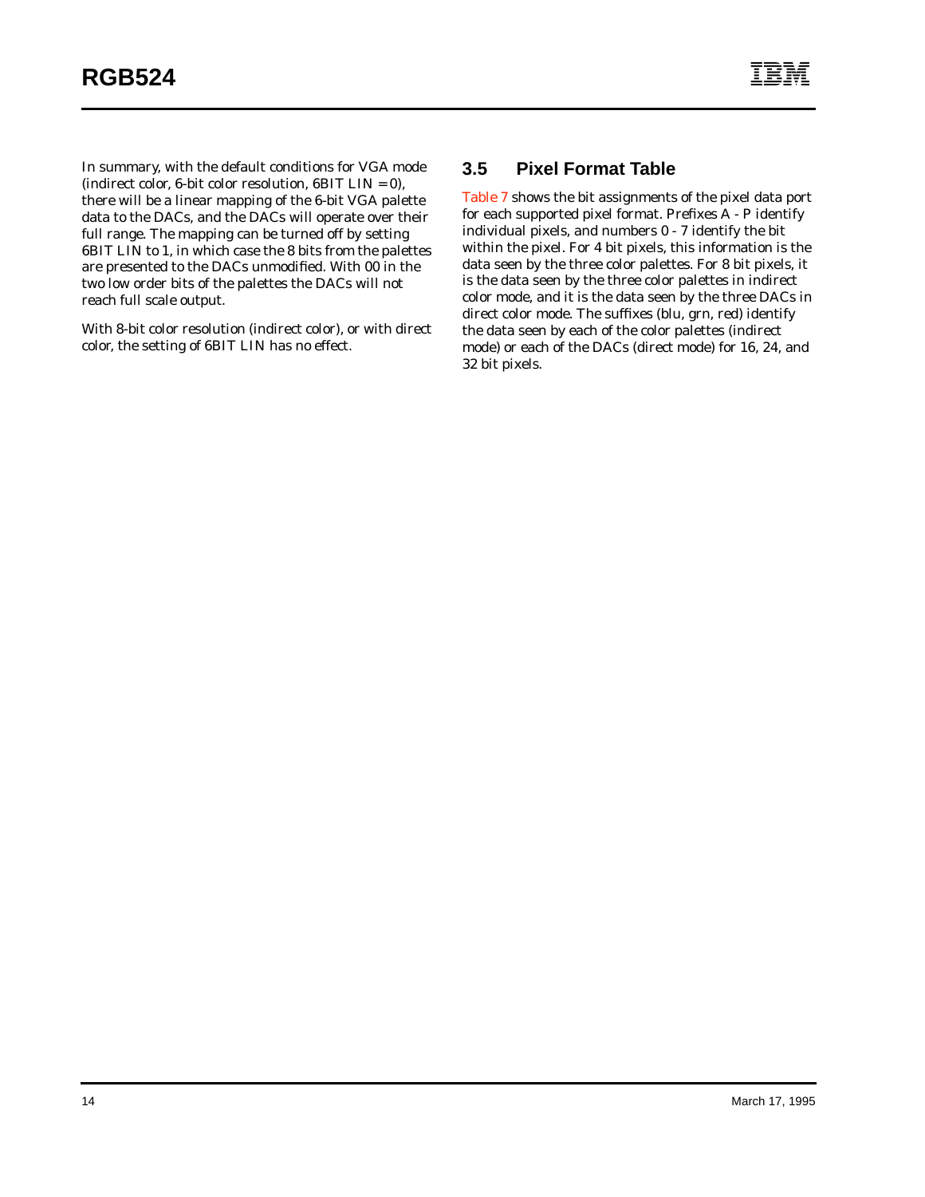In summary, with the default conditions for VGA mode (indirect color, 6-bit color resolution, 6BIT LIN = 0), there will be a linear mapping of the 6-bit VGA palette data to the DACs, and the DACs will operate over their full range. The mapping can be turned off by setting 6BIT LIN to 1, in which case the 8 bits from the palettes are presented to the DACs unmodified. With 00 in the two low order bits of the palettes the DACs will not reach full scale output.

With 8-bit color resolution (indirect color), or with direct color, the setting of 6BIT LIN has no effect.

## 3.5 Pixel Format Table

Table 7 shows the bit assignments of the pixel data port for each supported pixel format. Prefixes A - P identify individual pixels, and numbers 0 - 7 identify the bit within the pixel. For 4 bit pixels, this information is the data seen by the three color palettes. For 8 bit pixels, it is the data seen by the three color palettes in indirect color mode, and it is the data seen by the three DACs in direct color mode. The suffixes (blu, grn, red) identify the data seen by each of the color palettes (indirect mode) or each of the DACs (direct mode) for 16, 24, and 32 bit pixels.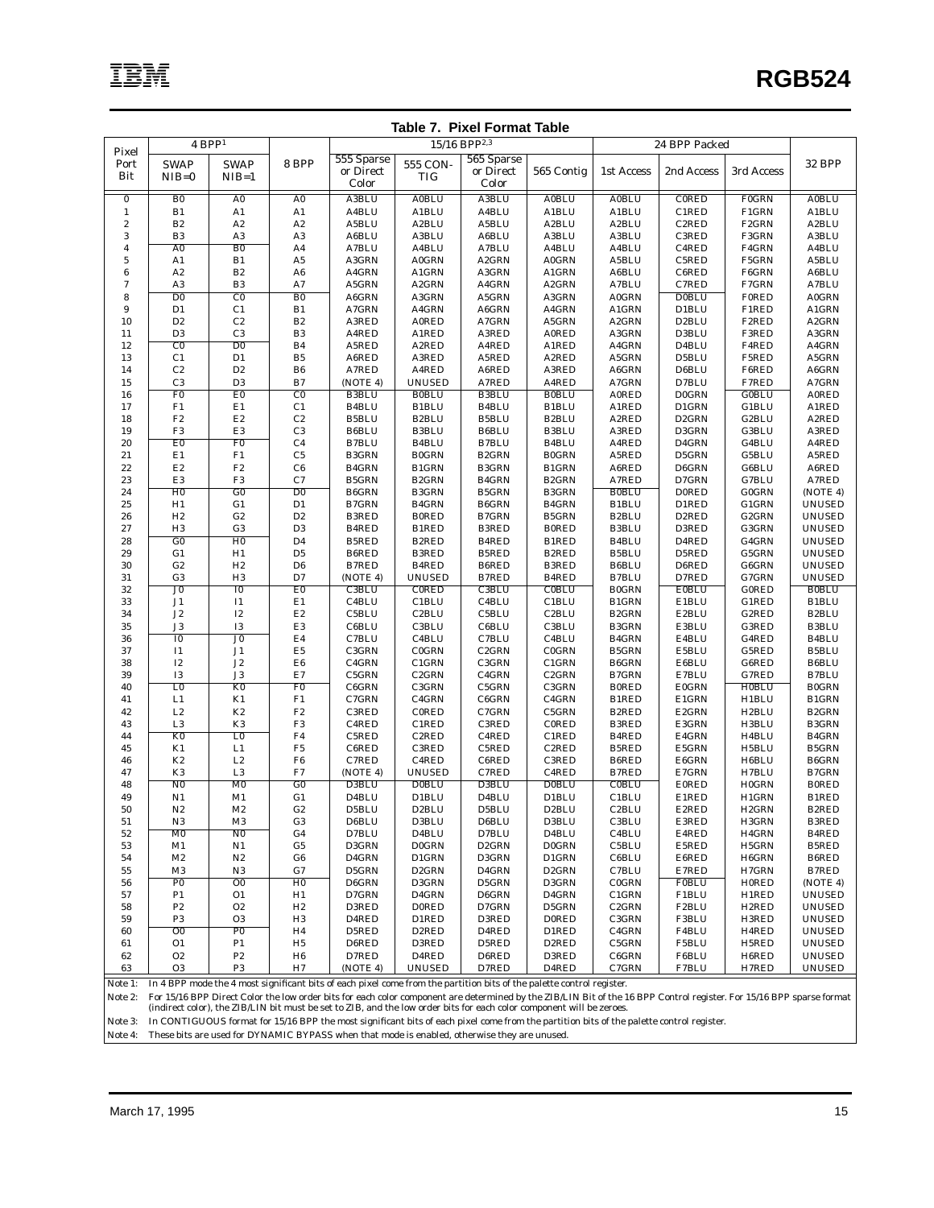**Table 7. Pixel Format Table**

| Pixel Port Bit | 4 BPP[1] | | 8 BPP | 15/16 BPP[2,3] | | | | 24 BPP Packed | | | 32 BPP |
|---|---|---|---|---|---|---|---|---|---|---|---|
| | SWAP NIB=0 | SWAP NIB=1 | | 555 Sparse or Direct Color | 555 CON-TIG | 565 Sparse or Direct Color | 565 Contig | 1st Access | 2nd Access | 3rd Access | |
| 0 | B0 | A0 | A0 | A3BLU | A0BLU | A3BLU | A0BLU | A0BLU | C0RED | F0GRN | A0BLU |
| 1 | B1 | A1 | A1 | A4BLU | A1BLU | A4BLU | A1BLU | A1BLU | C1RED | F1GRN | A1BLU |
| 2 | B2 | A2 | A2 | A5BLU | A2BLU | A5BLU | A2BLU | A2BLU | C2RED | F2GRN | A2BLU |
| 3 | B3 | A3 | A3 | A6BLU | A3BLU | A6BLU | A3BLU | A3BLU | C3RED | F3GRN | A3BLU |
| 4 | A0 | B0 | A4 | A7BLU | A4BLU | A7BLU | A4BLU | A4BLU | C4RED | F4GRN | A4BLU |
| 5 | A1 | B1 | A5 | A3GRN | A0GRN | A2GRN | A0GRN | A5BLU | C5RED | F5GRN | A5BLU |
| 6 | A2 | B2 | A6 | A4GRN | A1GRN | A3GRN | A1GRN | A6BLU | C6RED | F6GRN | A6BLU |
| 7 | A3 | B3 | A7 | A5GRN | A2GRN | A4GRN | A2GRN | A7BLU | C7RED | F7GRN | A7BLU |
| 8 | D0 | C0 | B0 | A6GRN | A3GRN | A5GRN | A3GRN | A0GRN | D0BLU | F0RED | A0GRN |
| 9 | D1 | C1 | B1 | A7GRN | A4GRN | A6GRN | A4GRN | A1GRN | D1BLU | F1RED | A1GRN |
| 10 | D2 | C2 | B2 | A3RED | A0RED | A7GRN | A5GRN | A2GRN | D2BLU | F2RED | A2GRN |
| 11 | D3 | C3 | B3 | A4RED | A1RED | A3RED | A0RED | A3GRN | D3BLU | F3RED | A3GRN |
| 12 | C0 | D0 | B4 | A5RED | A2RED | A4RED | A1RED | A4GRN | D4BLU | F4RED | A4GRN |
| 13 | C1 | D1 | B5 | A6RED | A3RED | A5RED | A2RED | A5GRN | D5BLU | F5RED | A5GRN |
| 14 | C2 | D2 | B6 | A7RED | A4RED | A6RED | A3RED | A6GRN | D6BLU | F6RED | A6GRN |
| 15 | C3 | D3 | B7 | (NOTE 4) | UNUSED | A7RED | A4RED | A7GRN | D7BLU | F7RED | A7GRN |
| 16 | F0 | E0 | C0 | B3BLU | B0BLU | B3BLU | B0BLU | A0RED | D0GRN | G0BLU | A0RED |
| 17 | F1 | E1 | C1 | B4BLU | B1BLU | B4BLU | B1BLU | A1RED | D1GRN | G1BLU | A1RED |
| 18 | F2 | E2 | C2 | B5BLU | B2BLU | B5BLU | B2BLU | A2RED | D2GRN | G2BLU | A2RED |
| 19 | F3 | E3 | C3 | B6BLU | B3BLU | B6BLU | B3BLU | A3RED | D3GRN | G3BLU | A3RED |
| 20 | E0 | F0 | C4 | B7BLU | B4BLU | B7BLU | B4BLU | A4RED | D4GRN | G4BLU | A4RED |
| 21 | E1 | F1 | C5 | B3GRN | B0GRN | B2GRN | B0GRN | A5RED | D5GRN | G5BLU | A5RED |
| 22 | E2 | F2 | C6 | B4GRN | B1GRN | B3GRN | B1GRN | A6RED | D6GRN | G6BLU | A6RED |
| 23 | E3 | F3 | C7 | B5GRN | B2GRN | B4GRN | B2GRN | A7RED | D7GRN | G7BLU | A7RED |
| 24 | H0 | G0 | D0 | B6GRN | B3GRN | B5GRN | B3GRN | B0BLU | D0RED | G0GRN | (NOTE 4) |
| 25 | H1 | G1 | D1 | B7GRN | B4GRN | B6GRN | B4GRN | B1BLU | D1RED | G1GRN | UNUSED |
| 26 | H2 | G2 | D2 | B3RED | B0RED | B7GRN | B5GRN | B2BLU | D2RED | G2GRN | UNUSED |
| 27 | H3 | G3 | D3 | B4RED | B1RED | B3RED | B0RED | B3BLU | D3RED | G3GRN | UNUSED |
| 28 | G0 | H0 | D4 | B5RED | B2RED | B4RED | B1RED | B4BLU | D4RED | G4GRN | UNUSED |
| 29 | G1 | H1 | D5 | B6RED | B3RED | B5RED | B2RED | B5BLU | D5RED | G5GRN | UNUSED |
| 30 | G2 | H2 | D6 | B7RED | B4RED | B6RED | B3RED | B6BLU | D6RED | G6GRN | UNUSED |
| 31 | G3 | H3 | D7 | (NOTE 4) | UNUSED | B7RED | B4RED | B7BLU | D7RED | G7GRN | UNUSED |
| 32 | J0 | I0 | E0 | C3BLU | C0RED | C3BLU | C0BLU | B0GRN | E0BLU | G0RED | B0BLU |
| 33 | J1 | I1 | E1 | C4BLU | C1BLU | C4BLU | C1BLU | B1GRN | E1BLU | G1RED | B1BLU |
| 34 | J2 | I2 | E2 | C5BLU | C2BLU | C5BLU | C2BLU | B2GRN | E2BLU | G2RED | B2BLU |
| 35 | J3 | I3 | E3 | C6BLU | C3BLU | C6BLU | C3BLU | B3GRN | E3BLU | G3RED | B3BLU |
| 36 | I0 | J0 | E4 | C7BLU | C4BLU | C7BLU | C4BLU | B4GRN | E4BLU | G4RED | B4BLU |
| 37 | I1 | J1 | E5 | C3GRN | C0GRN | C2GRN | C0GRN | B5GRN | E5BLU | G5RED | B5BLU |
| 38 | I2 | J2 | E6 | C4GRN | C1GRN | C3GRN | C1GRN | B6GRN | E6BLU | G6RED | B6BLU |
| 39 | I3 | J3 | E7 | C5GRN | C2GRN | C4GRN | C2GRN | B7GRN | E7BLU | G7RED | B7BLU |
| 40 | L0 | K0 | F0 | C6GRN | C3GRN | C5GRN | C3GRN | B0RED | E0GRN | H0BLU | B0GRN |
| 41 | L1 | K1 | F1 | C7GRN | C4GRN | C6GRN | C4GRN | B1RED | E1GRN | H1BLU | B1GRN |
| 42 | L2 | K2 | F2 | C3RED | C0RED | C7GRN | C5GRN | B2RED | E2GRN | H2BLU | B2GRN |
| 43 | L3 | K3 | F3 | C4RED | C1RED | C3RED | C0RED | B3RED | E3GRN | H3BLU | B3GRN |
| 44 | K0 | L0 | F4 | C5RED | C2RED | C4RED | C1RED | B4RED | E4GRN | H4BLU | B4GRN |
| 45 | K1 | L1 | F5 | C6RED | C3RED | C5RED | C2RED | B5RED | E5GRN | H5BLU | B5GRN |
| 46 | K2 | L2 | F6 | C7RED | C4RED | C6RED | C3RED | B6RED | E6GRN | H6BLU | B6GRN |
| 47 | K3 | L3 | F7 | (NOTE 4) | UNUSED | C7RED | C4RED | B7RED | E7GRN | H7BLU | B7GRN |
| 48 | N0 | M0 | G0 | D3BLU | D0BLU | D3BLU | D0BLU | C0BLU | E0RED | H0GRN | B0RED |
| 49 | N1 | M1 | G1 | D4BLU | D1BLU | D4BLU | D1BLU | C1BLU | E1RED | H1GRN | B1RED |
| 50 | N2 | M2 | G2 | D5BLU | D2BLU | D5BLU | D2BLU | C2BLU | E2RED | H2GRN | B2RED |
| 51 | N3 | M3 | G3 | D6BLU | D3BLU | D6BLU | D3BLU | C3BLU | E3RED | H3GRN | B3RED |
| 52 | M0 | N0 | G4 | D7BLU | D4BLU | D7BLU | D4BLU | C4BLU | E4RED | H4GRN | B4RED |
| 53 | M1 | N1 | G5 | D3GRN | D0GRN | D2GRN | D0GRN | C5BLU | E5RED | H5GRN | B5RED |
| 54 | M2 | N2 | G6 | D4GRN | D1GRN | D3GRN | D1GRN | C6BLU | E6RED | H6GRN | B6RED |
| 55 | M3 | N3 | G7 | D5GRN | D2GRN | D4GRN | D2GRN | C7BLU | E7RED | H7GRN | B7RED |
| 56 | P0 | O0 | H0 | D6GRN | D3GRN | D5GRN | D3GRN | C0GRN | F0BLU | H0RED | (NOTE 4) |
| 57 | P1 | O1 | H1 | D7GRN | D4GRN | D6GRN | D4GRN | C1GRN | F1BLU | H1RED | UNUSED |
| 58 | P2 | O2 | H2 | D3RED | D0RED | D7GRN | D5GRN | C2GRN | F2BLU | H2RED | UNUSED |
| 59 | P3 | O3 | H3 | D4RED | D1RED | D3RED | D0RED | C3GRN | F3BLU | H3RED | UNUSED |
| 60 | O0 | P0 | H4 | D5RED | D2RED | D4RED | D1RED | C4GRN | F4BLU | H4RED | UNUSED |
| 61 | O1 | P1 | H5 | D6RED | D3RED | D5RED | D2RED | C5GRN | F5BLU | H5RED | UNUSED |
| 62 | O2 | P2 | H6 | D7RED | D4RED | D6RED | D3RED | C6GRN | F6BLU | H6RED | UNUSED |
| 63 | O3 | P3 | H7 | (NOTE 4) | UNUSED | D7RED | D4RED | C7GRN | F7BLU | H7RED | UNUSED |

Note 1: In 4 BPP mode the 4 most significant bits of each pixel come from the partition bits of the palette control register.

Note 2: For 15/16 BPP Direct Color the low order bits for each color component are determined by the ZIB/LIN Bit of the 16 BPP Control register. For 15/16 BPP sparse format (indirect color), the ZIB/LIN bit must be set to ZIB, and the low order bits for each color component will be zeroes.

Note 3: In CONTIGUOUS format for 15/16 BPP the most significant bits of each pixel come from the partition bits of the palette control register.

Note 4: These bits are used for DYNAMIC BYPASS when that mode is enabled, otherwise they are unused.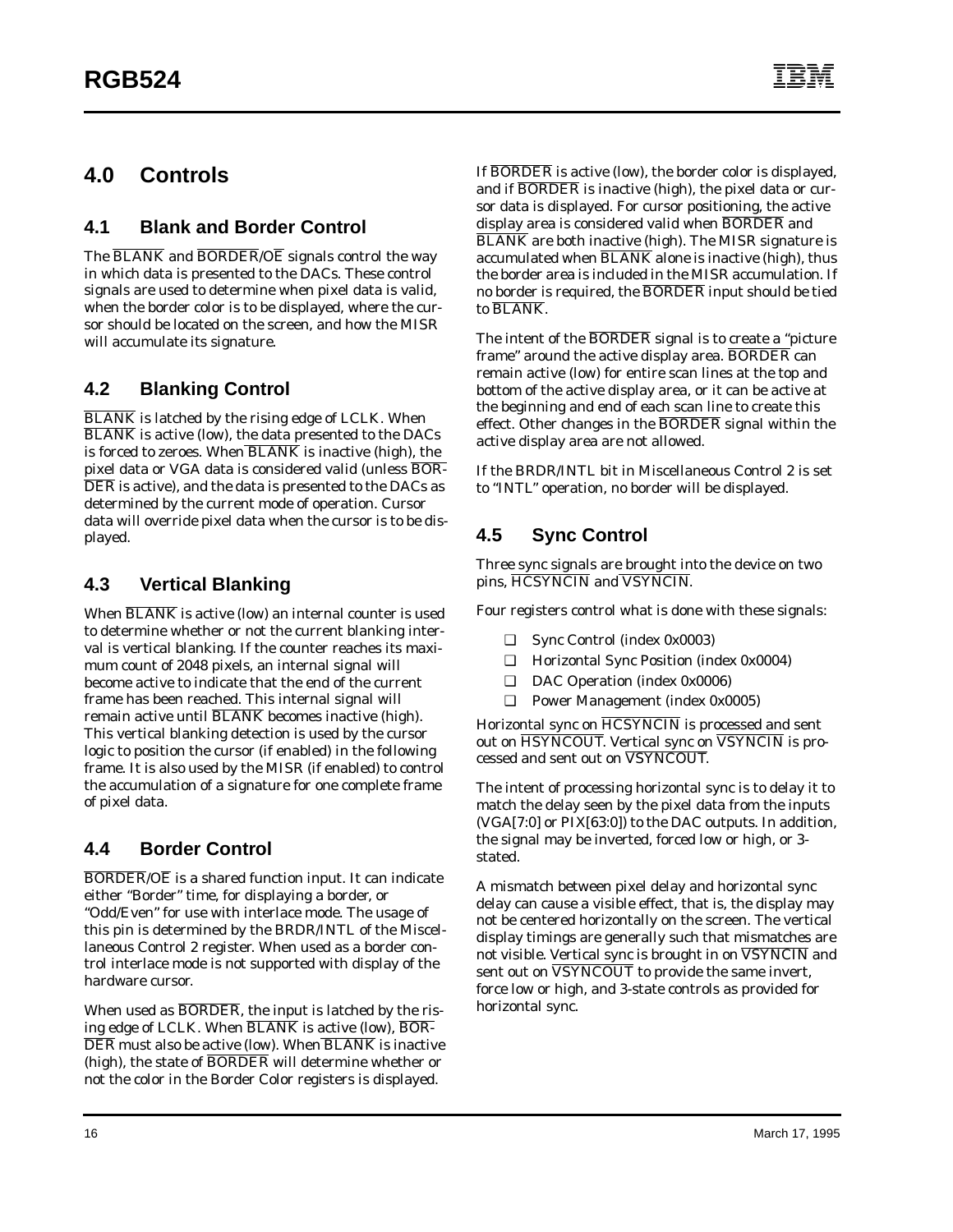# 4.0 Controls

## 4.1 Blank and Border Control

The $\overline{\text{BLANK}}$ and $\overline{\text{BORDER}}/\overline{\text{OE}}$ signals control the way in which data is presented to the DACs. These control signals are used to determine when pixel data is valid, when the border color is to be displayed, where the cursor should be located on the screen, and how the MISR will accumulate its signature.

## 4.2 Blanking Control

$\overline{\text{BLANK}}$ is latched by the rising edge of LCLK. When $\overline{\text{BLANK}}$ is active (low), the data presented to the DACs is forced to zeroes. When $\overline{\text{BLANK}}$ is inactive (high), the pixel data or VGA data is considered valid (unless $\overline{\text{BORDER}}$ is active), and the data is presented to the DACs as determined by the current mode of operation. Cursor data will override pixel data when the cursor is to be displayed.

## 4.3 Vertical Blanking

When $\overline{\text{BLANK}}$ is active (low) an internal counter is used to determine whether or not the current blanking interval is vertical blanking. If the counter reaches its maximum count of 2048 pixels, an internal signal will become active to indicate that the end of the current frame has been reached. This internal signal will remain active until $\overline{\text{BLANK}}$ becomes inactive (high). This vertical blanking detection is used by the cursor logic to position the cursor (if enabled) in the following frame. It is also used by the MISR (if enabled) to control the accumulation of a signature for one complete frame of pixel data.

## 4.4 Border Control

$\overline{\text{BORDER}}/\overline{\text{OE}}$ is a shared function input. It can indicate either "Border" time, for displaying a border, or "Odd/Even" for use with interlace mode. The usage of this pin is determined by the BRDR/INTL of the Miscellaneous Control 2 register. When used as a border control interlace mode is not supported with display of the hardware cursor.

When used as $\overline{\text{BORDER}}$, the input is latched by the rising edge of LCLK. When $\overline{\text{BLANK}}$ is active (low), $\overline{\text{BORDER}}$ must also be active (low). When $\overline{\text{BLANK}}$ is inactive (high), the state of $\overline{\text{BORDER}}$ will determine whether or not the color in the Border Color registers is displayed.

If $\overline{\text{BORDER}}$ is active (low), the border color is displayed, and if $\overline{\text{BORDER}}$ is inactive (high), the pixel data or cursor data is displayed. For cursor positioning, the active display area is considered valid when $\overline{\text{BORDER}}$ and $\overline{\text{BLANK}}$ are both inactive (high). The MISR signature is accumulated when $\overline{\text{BLANK}}$ alone is inactive (high), thus the border area is included in the MISR accumulation. If no border is required, the $\overline{\text{BORDER}}$ input should be tied to $\overline{\text{BLANK}}$.

The intent of the $\overline{\text{BORDER}}$ signal is to create a "picture frame" around the active display area. $\overline{\text{BORDER}}$ can remain active (low) for entire scan lines at the top and bottom of the active display area, or it can be active at the beginning and end of each scan line to create this effect. Other changes in the $\overline{\text{BORDER}}$ signal within the active display area are not allowed.

If the BRDR/INTL bit in Miscellaneous Control 2 is set to "INTL" operation, no border will be displayed.

## 4.5 Sync Control

Three sync signals are brought into the device on two pins, $\overline{\text{HCSYNCIN}}$ and $\overline{\text{VSYNCIN}}$.

Four registers control what is done with these signals:

- Sync Control (index 0x0003)
- Horizontal Sync Position (index 0x0004)
- DAC Operation (index 0x0006)
- Power Management (index 0x0005)

Horizontal sync on $\overline{\text{HCSYNCIN}}$ is processed and sent out on $\overline{\text{HSYNCOUT}}$. Vertical sync on $\overline{\text{VSYNCIN}}$ is processed and sent out on $\overline{\text{VSYNCOUT}}$.

The intent of processing horizontal sync is to delay it to match the delay seen by the pixel data from the inputs (VGA[7:0] or PIX[63:0]) to the DAC outputs. In addition, the signal may be inverted, forced low or high, or 3-stated.

A mismatch between pixel delay and horizontal sync delay can cause a visible effect, that is, the display may not be centered horizontally on the screen. The vertical display timings are generally such that mismatches are not visible. Vertical sync is brought in on $\overline{\text{VSYNCIN}}$ and sent out on $\overline{\text{VSYNCOUT}}$ to provide the same invert, force low or high, and 3-state controls as provided for horizontal sync.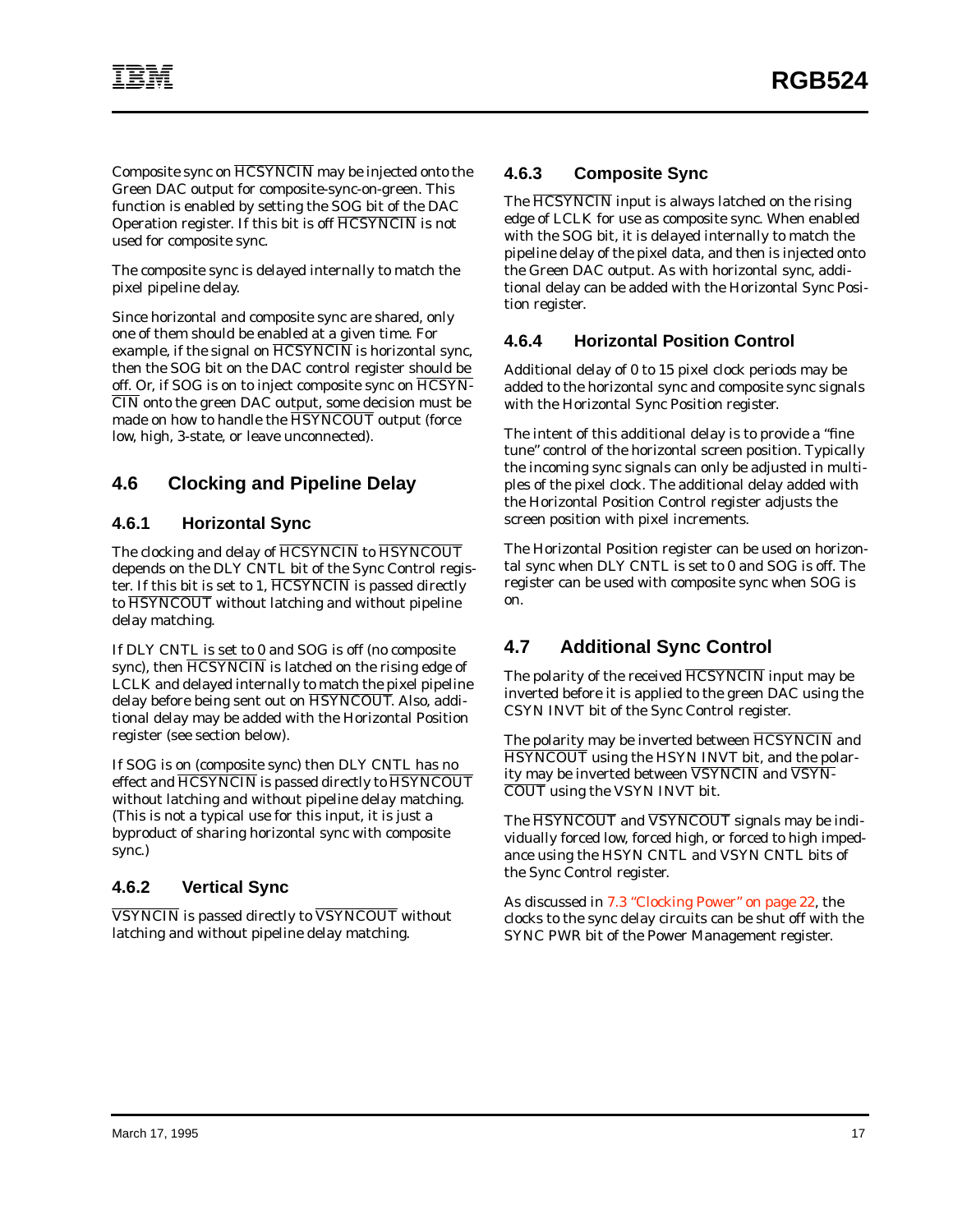Composite sync on $\overline{\text{HCSYNCIN}}$ may be injected onto the Green DAC output for composite-sync-on-green. This function is enabled by setting the SOG bit of the DAC Operation register. If this bit is off $\overline{\text{HCSYNCIN}}$ is not used for composite sync.

The composite sync is delayed internally to match the pixel pipeline delay.

Since horizontal and composite sync are shared, only one of them should be enabled at a given time. For example, if the signal on $\overline{\text{HCSYNCIN}}$ is horizontal sync, then the SOG bit on the DAC control register should be off. Or, if SOG is on to inject composite sync on $\overline{\text{HCSYNCIN}}$ onto the green DAC output, some decision must be made on how to handle the $\overline{\text{HSYNCOUT}}$ output (force low, high, 3-state, or leave unconnected).

## 4.6 Clocking and Pipeline Delay

### 4.6.1 Horizontal Sync

The clocking and delay of $\overline{\text{HCSYNCIN}}$ to $\overline{\text{HSYNCOUT}}$ depends on the DLY CNTL bit of the Sync Control register. If this bit is set to 1, $\overline{\text{HCSYNCIN}}$ is passed directly to $\overline{\text{HSYNCOUT}}$ without latching and without pipeline delay matching.

If DLY CNTL is set to 0 and SOG is off (no composite sync), then $\overline{\text{HCSYNCIN}}$ is latched on the rising edge of LCLK and delayed internally to match the pixel pipeline delay before being sent out on $\overline{\text{HSYNCOUT}}$. Also, additional delay may be added with the Horizontal Position register (see section below).

If SOG is on (composite sync) then DLY CNTL has no effect and $\overline{\text{HCSYNCIN}}$ is passed directly to $\overline{\text{HSYNCOUT}}$ without latching and without pipeline delay matching. (This is not a typical use for this input, it is just a byproduct of sharing horizontal sync with composite sync.)

### 4.6.2 Vertical Sync

$\overline{\text{VSYNCIN}}$ is passed directly to $\overline{\text{VSYNCOUT}}$ without latching and without pipeline delay matching.

### 4.6.3 Composite Sync

The $\overline{\text{HCSYNCIN}}$ input is always latched on the rising edge of LCLK for use as composite sync. When enabled with the SOG bit, it is delayed internally to match the pipeline delay of the pixel data, and then is injected onto the Green DAC output. As with horizontal sync, additional delay can be added with the Horizontal Sync Position register.

### 4.6.4 Horizontal Position Control

Additional delay of 0 to 15 pixel clock periods may be added to the horizontal sync and composite sync signals with the Horizontal Sync Position register.

The intent of this additional delay is to provide a "fine tune" control of the horizontal screen position. Typically the incoming sync signals can only be adjusted in multiples of the pixel clock. The additional delay added with the Horizontal Position Control register adjusts the screen position with pixel increments.

The Horizontal Position register can be used on horizontal sync when DLY CNTL is set to 0 and SOG is off. The register can be used with composite sync when SOG is on.

## 4.7 Additional Sync Control

The polarity of the received $\overline{\text{HCSYNCIN}}$ input may be inverted before it is applied to the green DAC using the CSYN INVT bit of the Sync Control register.

The polarity may be inverted between $\overline{\text{HCSYNCIN}}$ and $\overline{\text{HSYNCOUT}}$ using the HSYN INVT bit, and the polarity may be inverted between $\overline{\text{VSYNCIN}}$ and $\overline{\text{VSYNCOUT}}$ using the VSYN INVT bit.

The $\overline{\text{HSYNCOUT}}$ and $\overline{\text{VSYNCOUT}}$ signals may be individually forced low, forced high, or forced to high impedance using the HSYN CNTL and VSYN CNTL bits of the Sync Control register.

As discussed in 7.3 "Clocking Power" on page 22, the clocks to the sync delay circuits can be shut off with the SYNC PWR bit of the Power Management register.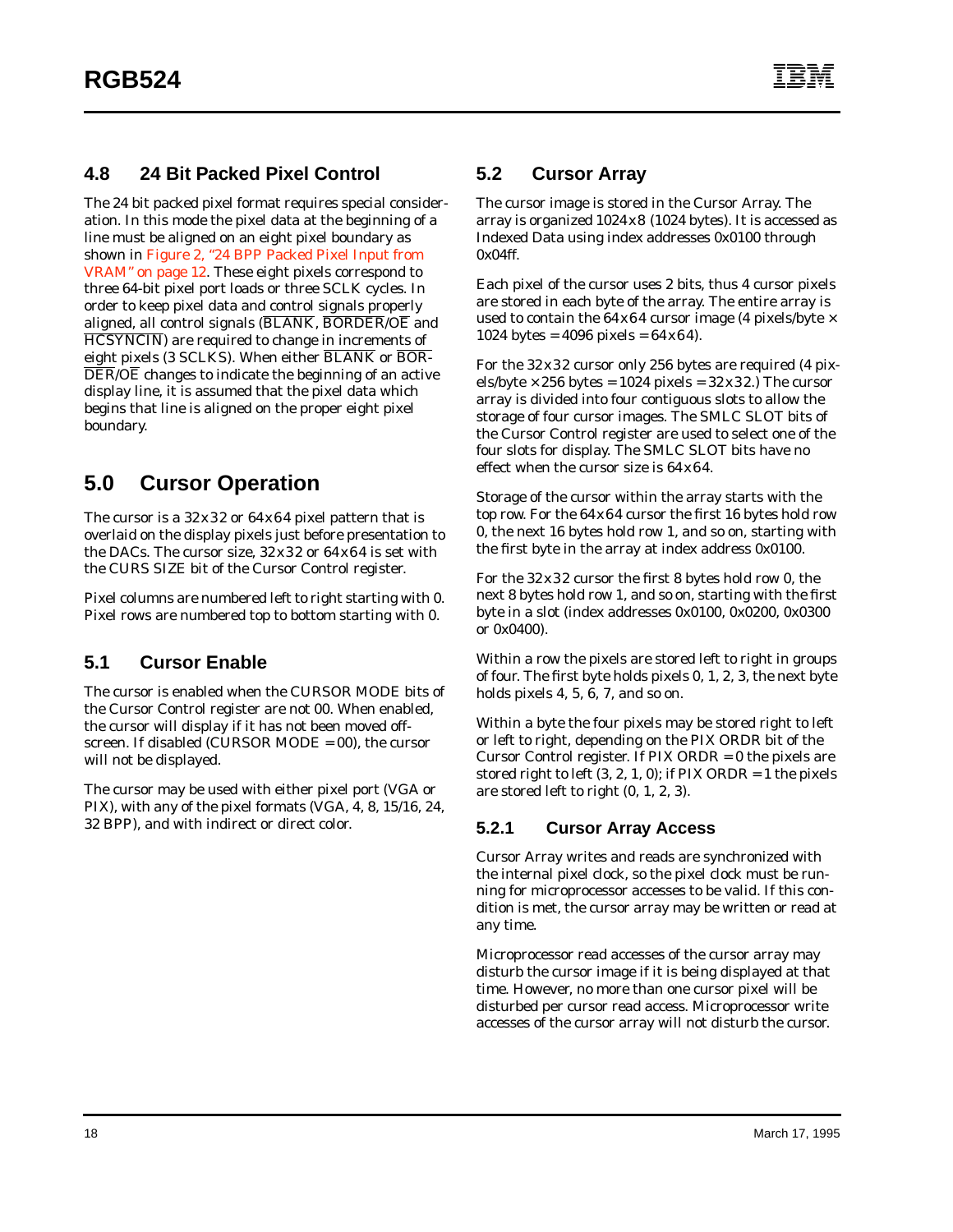## 4.8 24 Bit Packed Pixel Control

The 24 bit packed pixel format requires special consideration. In this mode the pixel data at the beginning of a line must be aligned on an eight pixel boundary as shown in Figure 2, "24 BPP Packed Pixel Input from VRAM" on page 12. These eight pixels correspond to three 64-bit pixel port loads or three SCLK cycles. In order to keep pixel data and control signals properly aligned, all control signals ($\overline{\text{BLANK}}$, $\overline{\text{BORDER}}/\overline{\text{OE}}$ and $\overline{\text{HCSYNCIN}}$) are required to change in increments of eight pixels (3 SCLKS). When either $\overline{\text{BLANK}}$ or $\overline{\text{BORDER}}/\overline{\text{OE}}$ changes to indicate the beginning of an active display line, it is assumed that the pixel data which begins that line is aligned on the proper eight pixel boundary.

# 5.0 Cursor Operation

The cursor is a 32x32 or 64x64 pixel pattern that is overlaid on the display pixels just before presentation to the DACs. The cursor size, 32x32 or 64x64 is set with the CURS SIZE bit of the Cursor Control register.

Pixel columns are numbered left to right starting with 0. Pixel rows are numbered top to bottom starting with 0.

## 5.1 Cursor Enable

The cursor is enabled when the CURSOR MODE bits of the Cursor Control register are not 00. When enabled, the cursor will display if it has not been moved off-screen. If disabled (CURSOR MODE = 00), the cursor will not be displayed.

The cursor may be used with either pixel port (VGA or PIX), with any of the pixel formats (VGA, 4, 8, 15/16, 24, 32 BPP), and with indirect or direct color.

## 5.2 Cursor Array

The cursor image is stored in the Cursor Array. The array is organized 1024x8 (1024 bytes). It is accessed as Indexed Data using index addresses 0x0100 through 0x04ff.

Each pixel of the cursor uses 2 bits, thus 4 cursor pixels are stored in each byte of the array. The entire array is used to contain the 64x64 cursor image (4 pixels/byte × 1024 bytes = 4096 pixels = 64x64).

For the 32x32 cursor only 256 bytes are required (4 pixels/byte × 256 bytes = 1024 pixels = 32x32.) The cursor array is divided into four contiguous slots to allow the storage of four cursor images. The SMLC SLOT bits of the Cursor Control register are used to select one of the four slots for display. The SMLC SLOT bits have no effect when the cursor size is 64x64.

Storage of the cursor within the array starts with the top row. For the 64x64 cursor the first 16 bytes hold row 0, the next 16 bytes hold row 1, and so on, starting with the first byte in the array at index address 0x0100.

For the 32x32 cursor the first 8 bytes hold row 0, the next 8 bytes hold row 1, and so on, starting with the first byte in a slot (index addresses 0x0100, 0x0200, 0x0300 or 0x0400).

Within a row the pixels are stored left to right in groups of four. The first byte holds pixels 0, 1, 2, 3, the next byte holds pixels 4, 5, 6, 7, and so on.

Within a byte the four pixels may be stored right to left or left to right, depending on the PIX ORDR bit of the Cursor Control register. If PIX ORDR = 0 the pixels are stored right to left (3, 2, 1, 0); if PIX ORDR = 1 the pixels are stored left to right (0, 1, 2, 3).

### 5.2.1 Cursor Array Access

Cursor Array writes and reads are synchronized with the internal pixel clock, so the pixel clock must be running for microprocessor accesses to be valid. If this condition is met, the cursor array may be written or read at any time.

Microprocessor read accesses of the cursor array may disturb the cursor image if it is being displayed at that time. However, no more than one cursor pixel will be disturbed per cursor read access. Microprocessor write accesses of the cursor array will not disturb the cursor.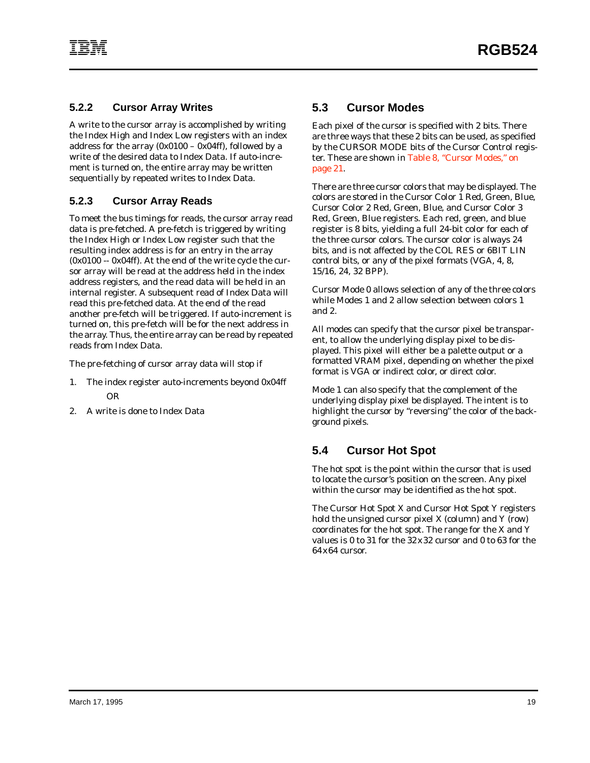### 5.2.2 Cursor Array Writes

A write to the cursor array is accomplished by writing the Index High and Index Low registers with an index address for the array (0x0100 – 0x04ff), followed by a write of the desired data to Index Data. If auto-increment is turned on, the entire array may be written sequentially by repeated writes to Index Data.

### 5.2.3 Cursor Array Reads

To meet the bus timings for reads, the cursor array read data is pre-fetched. A pre-fetch is triggered by writing the Index High or Index Low register such that the resulting index address is for an entry in the array (0x0100 -- 0x04ff). At the end of the write cycle the cursor array will be read at the address held in the index address registers, and the read data will be held in an internal register. A subsequent read of Index Data will read this pre-fetched data. At the end of the read another pre-fetch will be triggered. If auto-increment is turned on, this pre-fetch will be for the next address in the array. Thus, the entire array can be read by repeated reads from Index Data.

The pre-fetching of cursor array data will stop if

1. The index register auto-increments beyond 0x04ff

   OR

2. A write is done to Index Data

## 5.3 Cursor Modes

Each pixel of the cursor is specified with 2 bits. There are three ways that these 2 bits can be used, as specified by the CURSOR MODE bits of the Cursor Control register. These are shown in Table 8, "Cursor Modes," on page 21.

There are three cursor colors that may be displayed. The colors are stored in the Cursor Color 1 Red, Green, Blue, Cursor Color 2 Red, Green, Blue, and Cursor Color 3 Red, Green, Blue registers. Each red, green, and blue register is 8 bits, yielding a full 24-bit color for each of the three cursor colors. The cursor color is always 24 bits, and is not affected by the COL RES or 6BIT LIN control bits, or any of the pixel formats (VGA, 4, 8, 15/16, 24, 32 BPP).

Cursor Mode 0 allows selection of any of the three colors while Modes 1 and 2 allow selection between colors 1 and 2.

All modes can specify that the cursor pixel be transparent, to allow the underlying display pixel to be displayed. This pixel will either be a palette output or a formatted VRAM pixel, depending on whether the pixel format is VGA or indirect color, or direct color.

Mode 1 can also specify that the complement of the underlying display pixel be displayed. The intent is to highlight the cursor by "reversing" the color of the background pixels.

## 5.4 Cursor Hot Spot

The hot spot is the point within the cursor that is used to locate the cursor's position on the screen. Any pixel within the cursor may be identified as the hot spot.

The Cursor Hot Spot X and Cursor Hot Spot Y registers hold the unsigned cursor pixel X (column) and Y (row) coordinates for the hot spot. The range for the X and Y values is 0 to 31 for the 32x32 cursor and 0 to 63 for the 64x64 cursor.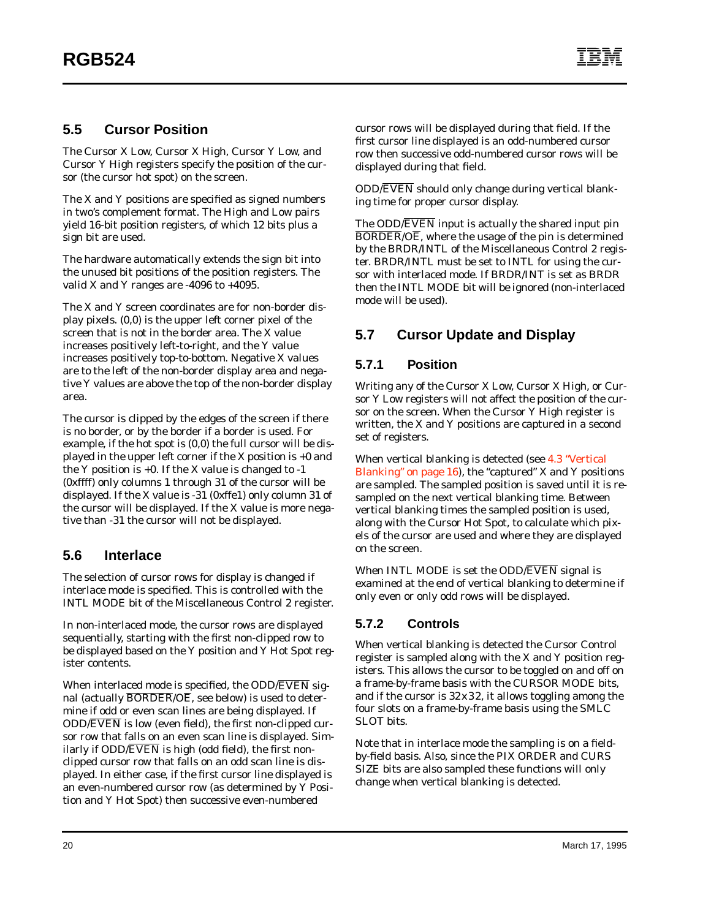## 5.5 Cursor Position

The Cursor X Low, Cursor X High, Cursor Y Low, and Cursor Y High registers specify the position of the cursor (the cursor hot spot) on the screen.

The X and Y positions are specified as signed numbers in two's complement format. The High and Low pairs yield 16-bit position registers, of which 12 bits plus a sign bit are used.

The hardware automatically extends the sign bit into the unused bit positions of the position registers. The valid X and Y ranges are -4096 to +4095.

The X and Y screen coordinates are for non-border display pixels. (0,0) is the upper left corner pixel of the screen that is not in the border area. The X value increases positively left-to-right, and the Y value increases positively top-to-bottom. Negative X values are to the left of the non-border display area and negative Y values are above the top of the non-border display area.

The cursor is clipped by the edges of the screen if there is no border, or by the border if a border is used. For example, if the hot spot is (0,0) the full cursor will be displayed in the upper left corner if the X position is +0 and the Y position is +0. If the X value is changed to -1 (0xffff) only columns 1 through 31 of the cursor will be displayed. If the X value is -31 (0xffe1) only column 31 of the cursor will be displayed. If the X value is more negative than -31 the cursor will not be displayed.

## 5.6 Interlace

The selection of cursor rows for display is changed if interlace mode is specified. This is controlled with the INTL MODE bit of the Miscellaneous Control 2 register.

In non-interlaced mode, the cursor rows are displayed sequentially, starting with the first non-clipped row to be displayed based on the Y position and Y Hot Spot register contents.

When interlaced mode is specified, the ODD/$\overline{\text{EVEN}}$ signal (actually $\overline{\text{BORDER}}$/$\overline{\text{OE}}$, see below) is used to determine if odd or even scan lines are being displayed. If ODD/$\overline{\text{EVEN}}$ is low (even field), the first non-clipped cursor row that falls on an even scan line is displayed. Similarly if ODD/$\overline{\text{EVEN}}$ is high (odd field), the first non-clipped cursor row that falls on an odd scan line is displayed. In either case, if the first cursor line displayed is an even-numbered cursor row (as determined by Y Position and Y Hot Spot) then successive even-numbered cursor rows will be displayed during that field. If the first cursor line displayed is an odd-numbered cursor row then successive odd-numbered cursor rows will be displayed during that field.

ODD/$\overline{\text{EVEN}}$ should only change during vertical blanking time for proper cursor display.

The ODD/$\overline{\text{EVEN}}$ input is actually the shared input pin $\overline{\text{BORDER}}$/$\overline{\text{OE}}$, where the usage of the pin is determined by the BRDR/INTL of the Miscellaneous Control 2 register. BRDR/INTL must be set to INTL for using the cursor with interlaced mode. If BRDR/INT is set as BRDR then the INTL MODE bit will be ignored (non-interlaced mode will be used).

## 5.7 Cursor Update and Display

### 5.7.1 Position

Writing any of the Cursor X Low, Cursor X High, or Cursor Y Low registers will not affect the position of the cursor on the screen. When the Cursor Y High register is written, the X and Y positions are captured in a second set of registers.

When vertical blanking is detected (see 4.3 "Vertical Blanking" on page 16), the "captured" X and Y positions are sampled. The sampled position is saved until it is resampled on the next vertical blanking time. Between vertical blanking times the sampled position is used, along with the Cursor Hot Spot, to calculate which pixels of the cursor are used and where they are displayed on the screen.

When INTL MODE is set the ODD/$\overline{\text{EVEN}}$ signal is examined at the end of vertical blanking to determine if only even or only odd rows will be displayed.

### 5.7.2 Controls

When vertical blanking is detected the Cursor Control register is sampled along with the X and Y position registers. This allows the cursor to be toggled on and off on a frame-by-frame basis with the CURSOR MODE bits, and if the cursor is 32x32, it allows toggling among the four slots on a frame-by-frame basis using the SMLC SLOT bits.

Note that in interlace mode the sampling is on a field-by-field basis. Also, since the PIX ORDER and CURS SIZE bits are also sampled these functions will only change when vertical blanking is detected.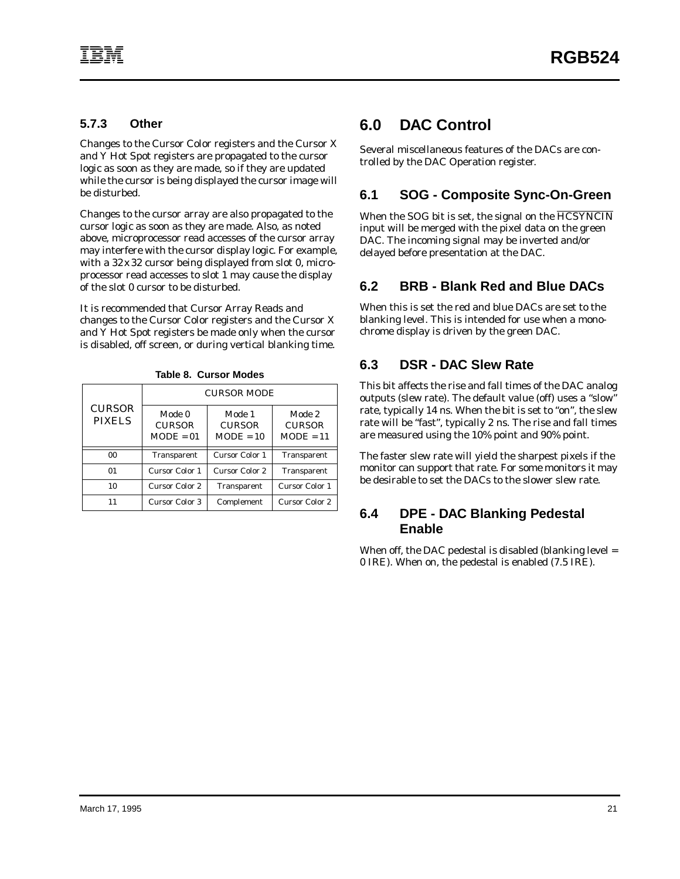### 5.7.3 Other

Changes to the Cursor Color registers and the Cursor X and Y Hot Spot registers are propagated to the cursor logic as soon as they are made, so if they are updated while the cursor is being displayed the cursor image will be disturbed.

Changes to the cursor array are also propagated to the cursor logic as soon as they are made. Also, as noted above, microprocessor read accesses of the cursor array may interfere with the cursor display logic. For example, with a 32x32 cursor being displayed from slot 0, microprocessor read accesses to slot 1 may cause the display of the slot 0 cursor to be disturbed.

It is recommended that Cursor Array Reads and changes to the Cursor Color registers and the Cursor X and Y Hot Spot registers be made only when the cursor is disabled, off screen, or during vertical blanking time.

**Table 8. Cursor Modes**

| CURSOR PIXELS | CURSOR MODE | | |
|---|---|---|---|
| | Mode 0 CURSOR MODE = 01 | Mode 1 CURSOR MODE = 10 | Mode 2 CURSOR MODE = 11 |
| 00 | Transparent | Cursor Color 1 | Transparent |
| 01 | Cursor Color 1 | Cursor Color 2 | Transparent |
| 10 | Cursor Color 2 | Transparent | Cursor Color 1 |
| 11 | Cursor Color 3 | Complement | Cursor Color 2 |

# 6.0 DAC Control

Several miscellaneous features of the DACs are controlled by the DAC Operation register.

## 6.1 SOG - Composite Sync-On-Green

When the SOG bit is set, the signal on the $\overline{\text{HCSYNCIN}}$ input will be merged with the pixel data on the green DAC. The incoming signal may be inverted and/or delayed before presentation at the DAC.

## 6.2 BRB - Blank Red and Blue DACs

When this is set the red and blue DACs are set to the blanking level. This is intended for use when a monochrome display is driven by the green DAC.

## 6.3 DSR - DAC Slew Rate

This bit affects the rise and fall times of the DAC analog outputs (slew rate). The default value (off) uses a "slow" rate, typically 14 ns. When the bit is set to "on", the slew rate will be "fast", typically 2 ns. The rise and fall times are measured using the 10% point and 90% point.

The faster slew rate will yield the sharpest pixels if the monitor can support that rate. For some monitors it may be desirable to set the DACs to the slower slew rate.

## 6.4 DPE - DAC Blanking Pedestal Enable

When off, the DAC pedestal is disabled (blanking level = 0 IRE). When on, the pedestal is enabled (7.5 IRE).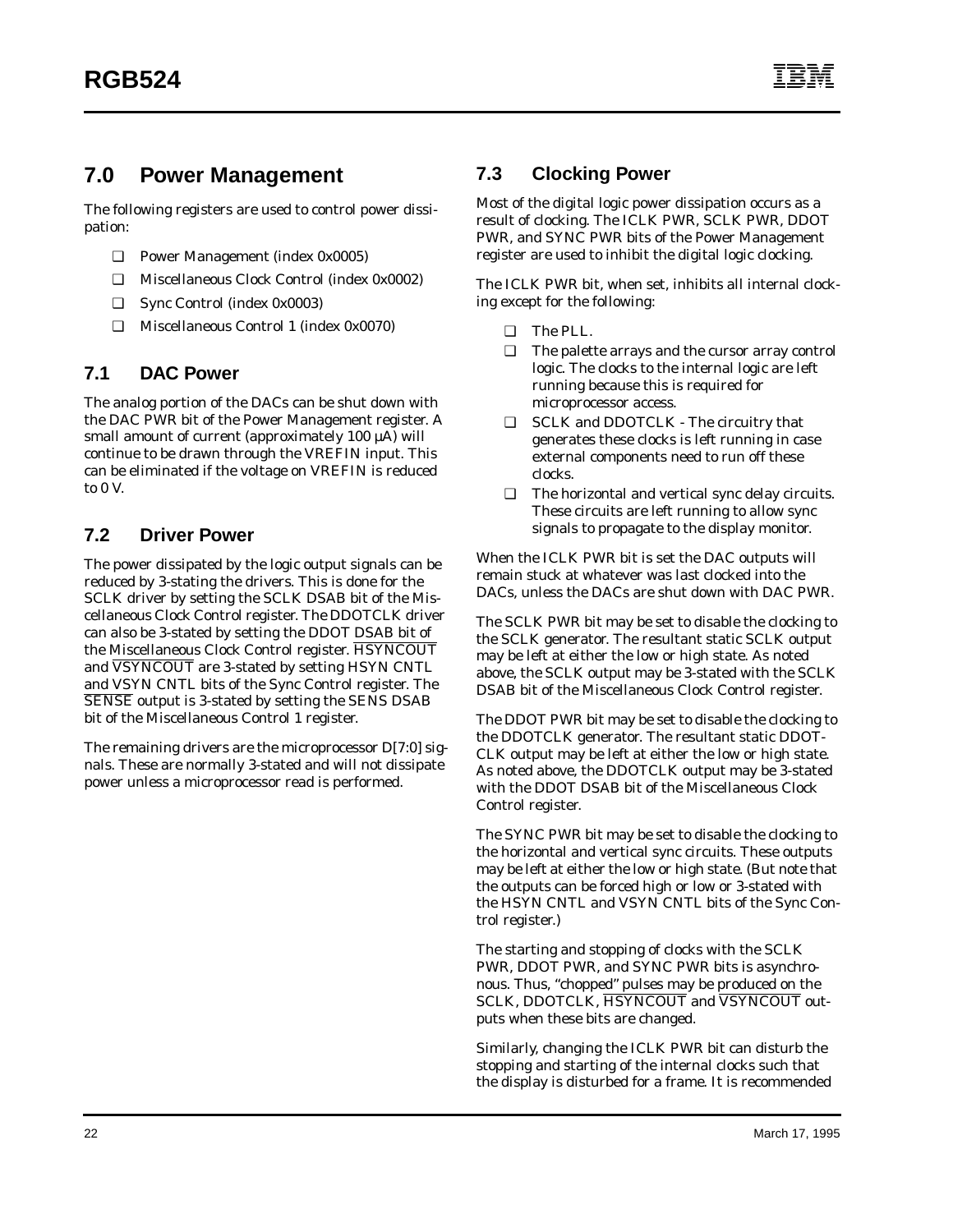# 7.0 Power Management

The following registers are used to control power dissipation:

- Power Management (index 0x0005)
- Miscellaneous Clock Control (index 0x0002)
- Sync Control (index 0x0003)
- Miscellaneous Control 1 (index 0x0070)

## 7.1 DAC Power

The analog portion of the DACs can be shut down with the DAC PWR bit of the Power Management register. A small amount of current (approximately 100 µA) will continue to be drawn through the VREFIN input. This can be eliminated if the voltage on VREFIN is reduced to 0 V.

## 7.2 Driver Power

The power dissipated by the logic output signals can be reduced by 3-stating the drivers. This is done for the SCLK driver by setting the SCLK DSAB bit of the Miscellaneous Clock Control register. The DDOTCLK driver can also be 3-stated by setting the DDOT DSAB bit of the Miscellaneous Clock Control register. $\overline{\text{HSYNCOUT}}$ and $\overline{\text{VSYNCOUT}}$ are 3-stated by setting HSYN CNTL and VSYN CNTL bits of the Sync Control register. The $\overline{\text{SENSE}}$ output is 3-stated by setting the SENS DSAB bit of the Miscellaneous Control 1 register.

The remaining drivers are the microprocessor D[7:0] signals. These are normally 3-stated and will not dissipate power unless a microprocessor read is performed.

## 7.3 Clocking Power

Most of the digital logic power dissipation occurs as a result of clocking. The ICLK PWR, SCLK PWR, DDOT PWR, and SYNC PWR bits of the Power Management register are used to inhibit the digital logic clocking.

The ICLK PWR bit, when set, inhibits all internal clocking except for the following:

- The PLL.
- The palette arrays and the cursor array control logic. The clocks to the internal logic are left running because this is required for microprocessor access.
- SCLK and DDOTCLK - The circuitry that generates these clocks is left running in case external components need to run off these clocks.
- The horizontal and vertical sync delay circuits. These circuits are left running to allow sync signals to propagate to the display monitor.

When the ICLK PWR bit is set the DAC outputs will remain stuck at whatever was last clocked into the DACs, unless the DACs are shut down with DAC PWR.

The SCLK PWR bit may be set to disable the clocking to the SCLK generator. The resultant static SCLK output may be left at either the low or high state. As noted above, the SCLK output may be 3-stated with the SCLK DSAB bit of the Miscellaneous Clock Control register.

The DDOT PWR bit may be set to disable the clocking to the DDOTCLK generator. The resultant static DDOTCLK output may be left at either the low or high state. As noted above, the DDOTCLK output may be 3-stated with the DDOT DSAB bit of the Miscellaneous Clock Control register.

The SYNC PWR bit may be set to disable the clocking to the horizontal and vertical sync circuits. These outputs may be left at either the low or high state. (But note that the outputs can be forced high or low or 3-stated with the HSYN CNTL and VSYN CNTL bits of the Sync Control register.)

The starting and stopping of clocks with the SCLK PWR, DDOT PWR, and SYNC PWR bits is asynchronous. Thus, "chopped" pulses may be produced on the SCLK, DDOTCLK, $\overline{\text{HSYNCOUT}}$ and $\overline{\text{VSYNCOUT}}$ outputs when these bits are changed.

Similarly, changing the ICLK PWR bit can disturb the stopping and starting of the internal clocks such that the display is disturbed for a frame. It is recommended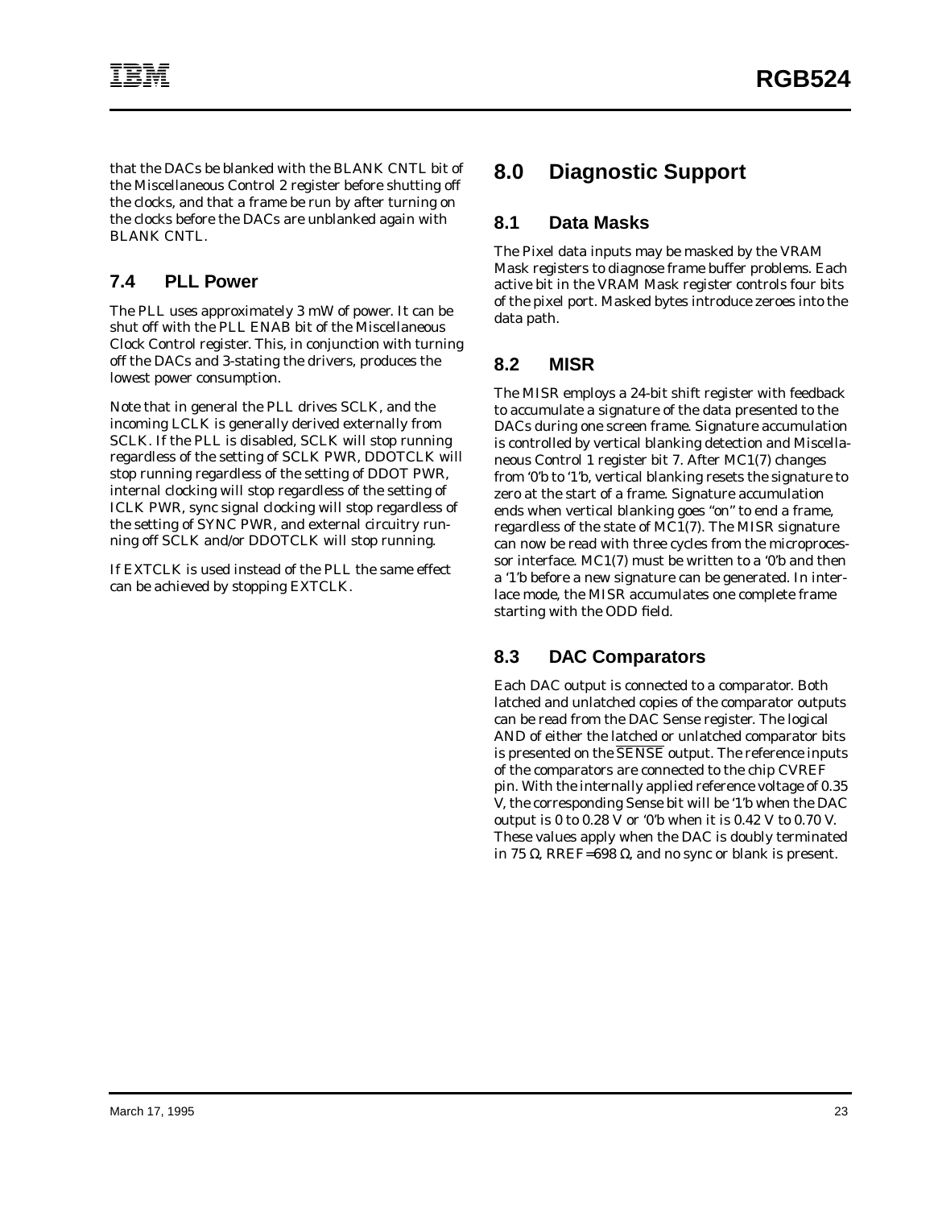that the DACs be blanked with the BLANK CNTL bit of the Miscellaneous Control 2 register before shutting off the clocks, and that a frame be run by after turning on the clocks before the DACs are unblanked again with BLANK CNTL.

## 7.4 PLL Power

The PLL uses approximately 3 mW of power. It can be shut off with the PLL ENAB bit of the Miscellaneous Clock Control register. This, in conjunction with turning off the DACs and 3-stating the drivers, produces the lowest power consumption.

Note that in general the PLL drives SCLK, and the incoming LCLK is generally derived externally from SCLK. If the PLL is disabled, SCLK will stop running regardless of the setting of SCLK PWR, DDOTCLK will stop running regardless of the setting of DDOT PWR, internal clocking will stop regardless of the setting of ICLK PWR, sync signal clocking will stop regardless of the setting of SYNC PWR, and external circuitry running off SCLK and/or DDOTCLK will stop running.

If EXTCLK is used instead of the PLL the same effect can be achieved by stopping EXTCLK.

# 8.0 Diagnostic Support

## 8.1 Data Masks

The Pixel data inputs may be masked by the VRAM Mask registers to diagnose frame buffer problems. Each active bit in the VRAM Mask register controls four bits of the pixel port. Masked bytes introduce zeroes into the data path.

## 8.2 MISR

The MISR employs a 24-bit shift register with feedback to accumulate a signature of the data presented to the DACs during one screen frame. Signature accumulation is controlled by vertical blanking detection and Miscellaneous Control 1 register bit 7. After MC1(7) changes from '0'b to '1'b, vertical blanking resets the signature to zero at the start of a frame. Signature accumulation ends when vertical blanking goes "on" to end a frame, regardless of the state of MC1(7). The MISR signature can now be read with three cycles from the microprocessor interface. MC1(7) must be written to a '0'b and then a '1'b before a new signature can be generated. In interlace mode, the MISR accumulates one complete frame starting with the ODD field.

## 8.3 DAC Comparators

Each DAC output is connected to a comparator. Both latched and unlatched copies of the comparator outputs can be read from the DAC Sense register. The logical AND of either the latched or unlatched comparator bits is presented on the $\overline{\text{SENSE}}$ output. The reference inputs of the comparators are connected to the chip CVREF pin. With the internally applied reference voltage of 0.35 V, the corresponding Sense bit will be '1'b when the DAC output is 0 to 0.28 V or '0'b when it is 0.42 V to 0.70 V. These values apply when the DAC is doubly terminated in 75 Ω, RREF=698 Ω, and no sync or blank is present.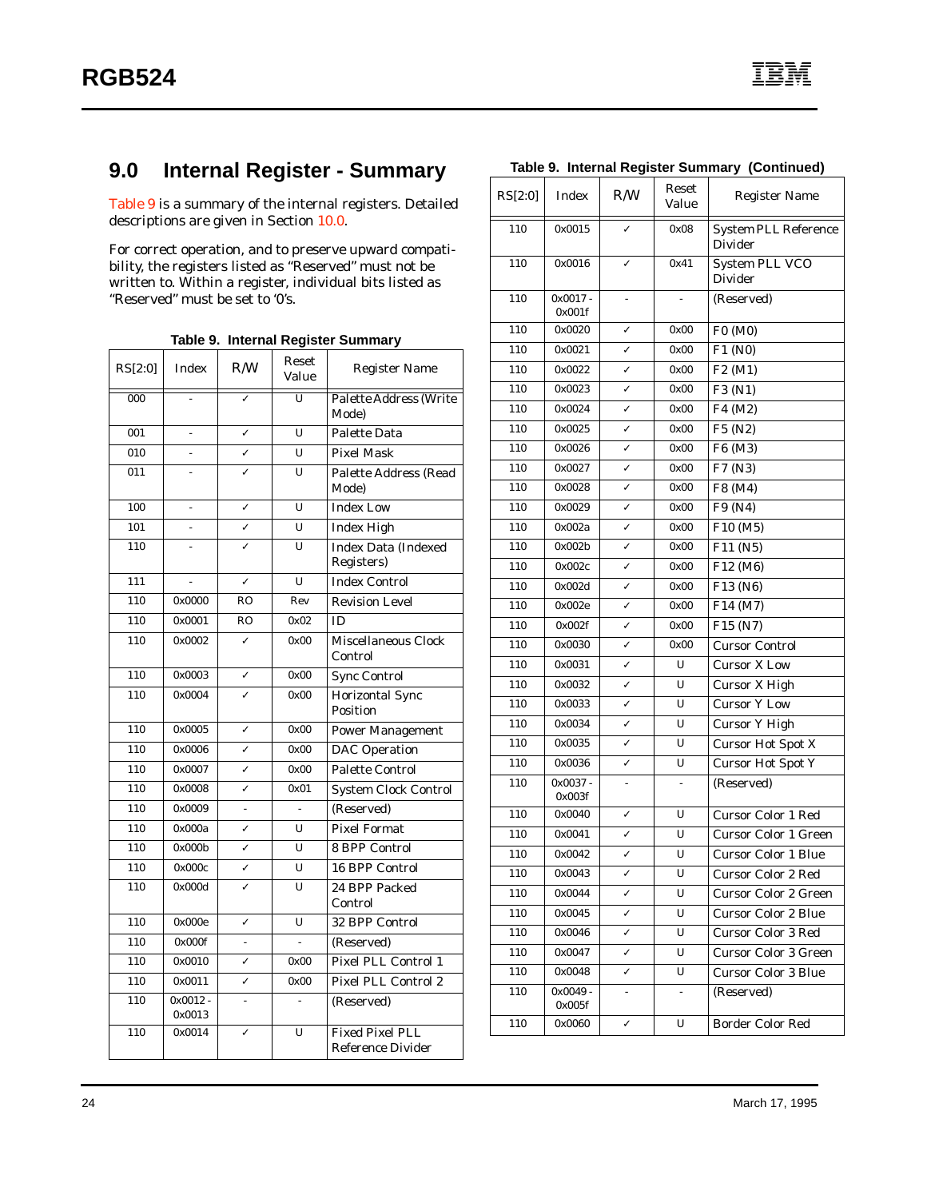## 9.0 Internal Register - Summary

Table 9 is a summary of the internal registers. Detailed descriptions are given in Section 10.0.

For correct operation, and to preserve upward compatibility, the registers listed as "Reserved" must not be written to. Within a register, individual bits listed as "Reserved" must be set to '0's.

**Table 9. Internal Register Summary**

| RS[2:0] | Index | R/W | Reset Value | Register Name |
|---|---|---|---|---|
| 000 | - | ✓ | U | Palette Address (Write Mode) |
| 001 | - | ✓ | U | Palette Data |
| 010 | - | ✓ | U | Pixel Mask |
| 011 | - | ✓ | U | Palette Address (Read Mode) |
| 100 | - | ✓ | U | Index Low |
| 101 | - | ✓ | U | Index High |
| 110 | - | ✓ | U | Index Data (Indexed Registers) |
| 111 | - | ✓ | U | Index Control |
| 110 | 0x0000 | RO | Rev | Revision Level |
| 110 | 0x0001 | RO | 0x02 | ID |
| 110 | 0x0002 | ✓ | 0x00 | Miscellaneous Clock Control |
| 110 | 0x0003 | ✓ | 0x00 | Sync Control |
| 110 | 0x0004 | ✓ | 0x00 | Horizontal Sync Position |
| 110 | 0x0005 | ✓ | 0x00 | Power Management |
| 110 | 0x0006 | ✓ | 0x00 | DAC Operation |
| 110 | 0x0007 | ✓ | 0x00 | Palette Control |
| 110 | 0x0008 | ✓ | 0x01 | System Clock Control |
| 110 | 0x0009 | - | - | (Reserved) |
| 110 | 0x000a | ✓ | U | Pixel Format |
| 110 | 0x000b | ✓ | U | 8 BPP Control |
| 110 | 0x000c | ✓ | U | 16 BPP Control |
| 110 | 0x000d | ✓ | U | 24 BPP Packed Control |
| 110 | 0x000e | ✓ | U | 32 BPP Control |
| 110 | 0x000f | - | - | (Reserved) |
| 110 | 0x0010 | ✓ | 0x00 | Pixel PLL Control 1 |
| 110 | 0x0011 | ✓ | 0x00 | Pixel PLL Control 2 |
| 110 | 0x0012 - 0x0013 | - | - | (Reserved) |
| 110 | 0x0014 | ✓ | U | Fixed Pixel PLL Reference Divider |
| 110 | 0x0015 | ✓ | 0x08 | System PLL Reference Divider |
| 110 | 0x0016 | ✓ | 0x41 | System PLL VCO Divider |
| 110 | 0x0017 - 0x001f | - | - | (Reserved) |
| 110 | 0x0020 | ✓ | 0x00 | F0 (M0) |
| 110 | 0x0021 | ✓ | 0x00 | F1 (N0) |
| 110 | 0x0022 | ✓ | 0x00 | F2 (M1) |
| 110 | 0x0023 | ✓ | 0x00 | F3 (N1) |
| 110 | 0x0024 | ✓ | 0x00 | F4 (M2) |
| 110 | 0x0025 | ✓ | 0x00 | F5 (N2) |
| 110 | 0x0026 | ✓ | 0x00 | F6 (M3) |
| 110 | 0x0027 | ✓ | 0x00 | F7 (N3) |
| 110 | 0x0028 | ✓ | 0x00 | F8 (M4) |
| 110 | 0x0029 | ✓ | 0x00 | F9 (N4) |
| 110 | 0x002a | ✓ | 0x00 | F10 (M5) |
| 110 | 0x002b | ✓ | 0x00 | F11 (N5) |
| 110 | 0x002c | ✓ | 0x00 | F12 (M6) |
| 110 | 0x002d | ✓ | 0x00 | F13 (N6) |
| 110 | 0x002e | ✓ | 0x00 | F14 (M7) |
| 110 | 0x002f | ✓ | 0x00 | F15 (N7) |
| 110 | 0x0030 | ✓ | 0x00 | Cursor Control |
| 110 | 0x0031 | ✓ | U | Cursor X Low |
| 110 | 0x0032 | ✓ | U | Cursor X High |
| 110 | 0x0033 | ✓ | U | Cursor Y Low |
| 110 | 0x0034 | ✓ | U | Cursor Y High |
| 110 | 0x0035 | ✓ | U | Cursor Hot Spot X |
| 110 | 0x0036 | ✓ | U | Cursor Hot Spot Y |
| 110 | 0x0037 - 0x003f | - | - | (Reserved) |
| 110 | 0x0040 | ✓ | U | Cursor Color 1 Red |
| 110 | 0x0041 | ✓ | U | Cursor Color 1 Green |
| 110 | 0x0042 | ✓ | U | Cursor Color 1 Blue |
| 110 | 0x0043 | ✓ | U | Cursor Color 2 Red |
| 110 | 0x0044 | ✓ | U | Cursor Color 2 Green |
| 110 | 0x0045 | ✓ | U | Cursor Color 2 Blue |
| 110 | 0x0046 | ✓ | U | Cursor Color 3 Red |
| 110 | 0x0047 | ✓ | U | Cursor Color 3 Green |
| 110 | 0x0048 | ✓ | U | Cursor Color 3 Blue |
| 110 | 0x0049 - 0x005f | - | - | (Reserved) |
| 110 | 0x0060 | ✓ | U | Border Color Red |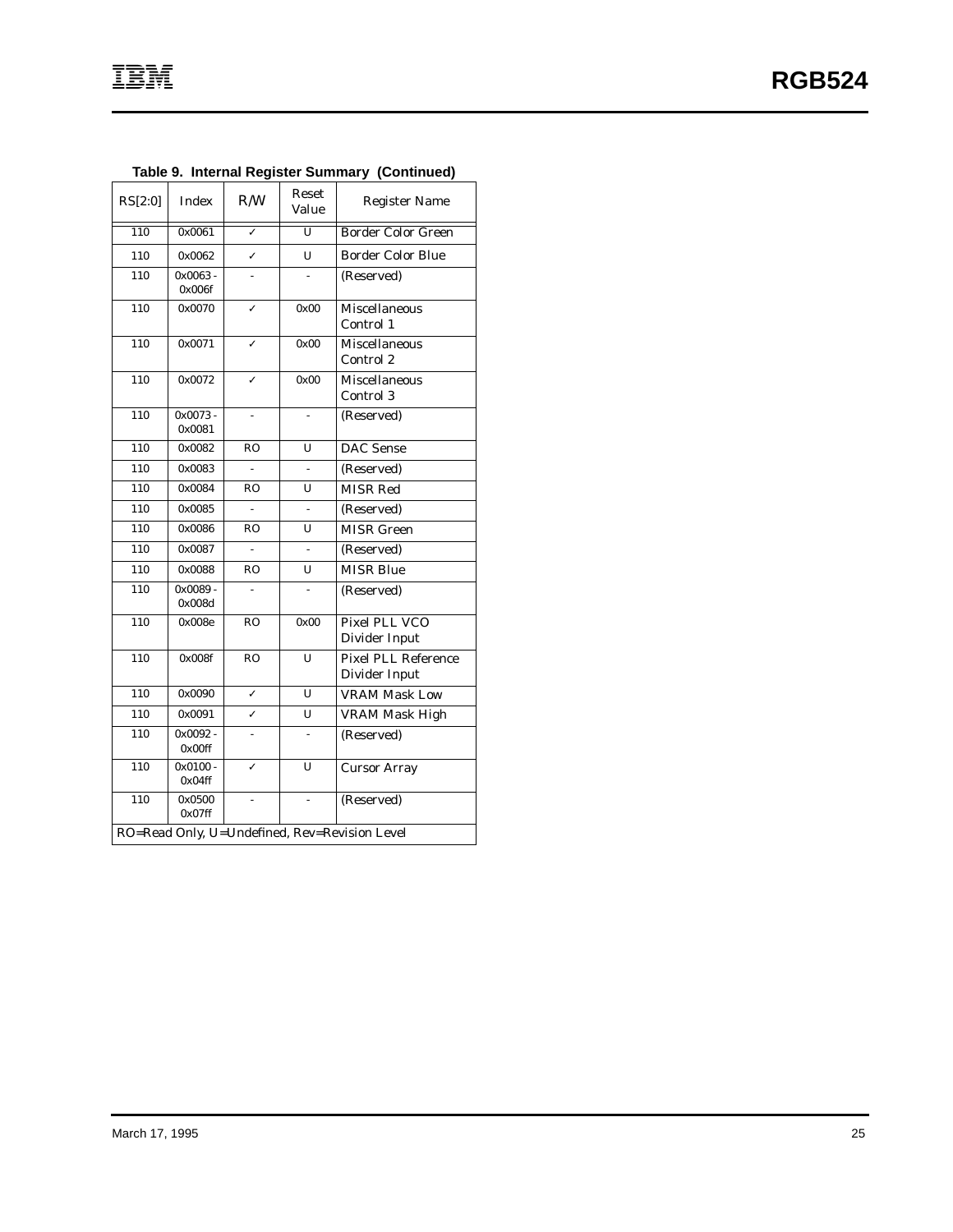**Table 9. Internal Register Summary (Continued)**

| RS[2:0] | Index | R/W | Reset Value | Register Name |
|---|---|---|---|---|
| 110 | 0x0061 | ✓ | U | Border Color Green |
| 110 | 0x0062 | ✓ | U | Border Color Blue |
| 110 | 0x0063 - 0x006f | - | - | (Reserved) |
| 110 | 0x0070 | ✓ | 0x00 | Miscellaneous Control 1 |
| 110 | 0x0071 | ✓ | 0x00 | Miscellaneous Control 2 |
| 110 | 0x0072 | ✓ | 0x00 | Miscellaneous Control 3 |
| 110 | 0x0073 - 0x0081 | - | - | (Reserved) |
| 110 | 0x0082 | RO | U | DAC Sense |
| 110 | 0x0083 | - | - | (Reserved) |
| 110 | 0x0084 | RO | U | MISR Red |
| 110 | 0x0085 | - | - | (Reserved) |
| 110 | 0x0086 | RO | U | MISR Green |
| 110 | 0x0087 | - | - | (Reserved) |
| 110 | 0x0088 | RO | U | MISR Blue |
| 110 | 0x0089 - 0x008d | - | - | (Reserved) |
| 110 | 0x008e | RO | 0x00 | Pixel PLL VCO Divider Input |
| 110 | 0x008f | RO | U | Pixel PLL Reference Divider Input |
| 110 | 0x0090 | ✓ | U | VRAM Mask Low |
| 110 | 0x0091 | ✓ | U | VRAM Mask High |
| 110 | 0x0092 - 0x00ff | - | - | (Reserved) |
| 110 | 0x0100 - 0x04ff | ✓ | U | Cursor Array |
| 110 | 0x0500 0x07ff | - | - | (Reserved) |

RO=Read Only, U=Undefined, Rev=Revision Level

March 17, 1995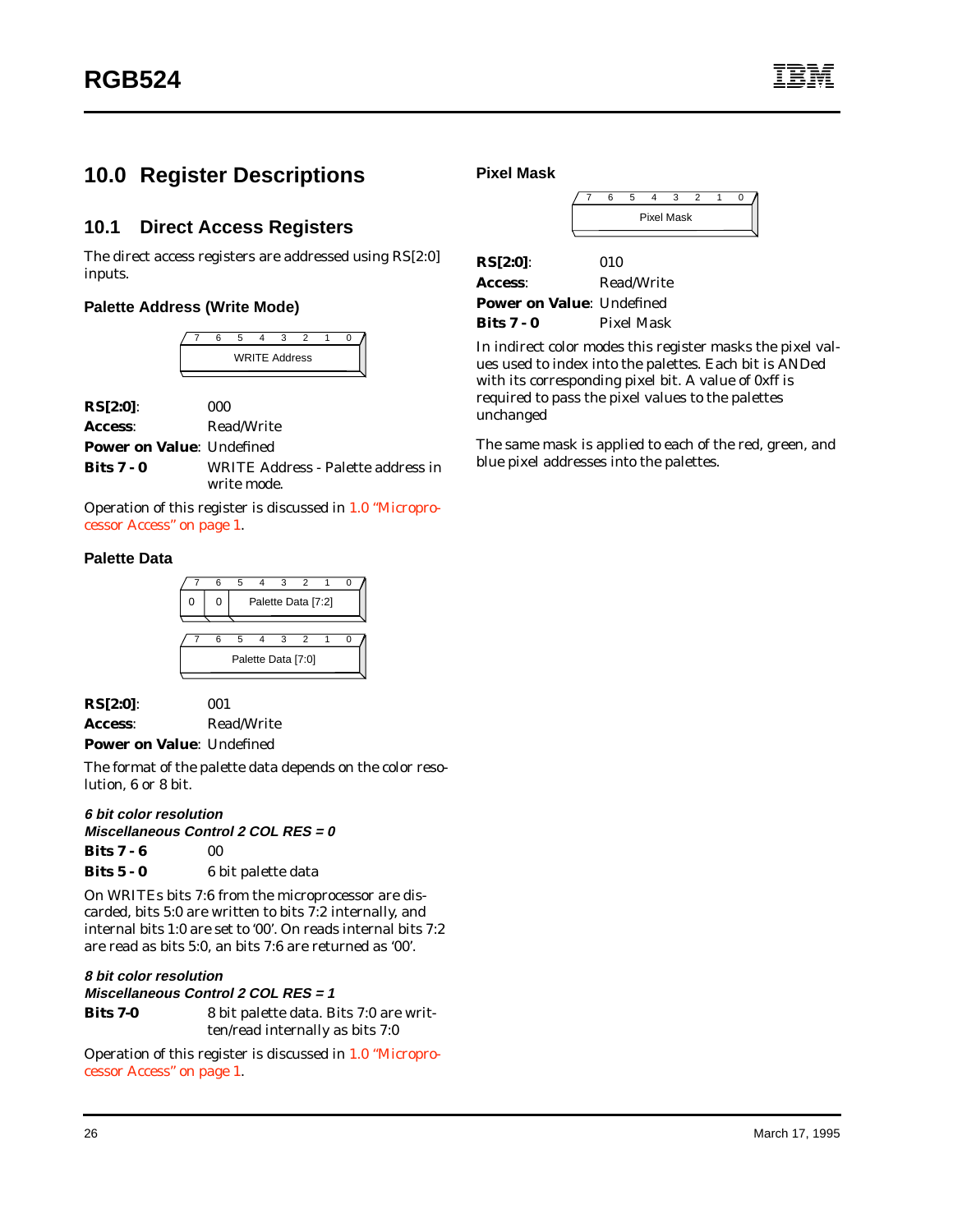# 10.0 Register Descriptions

## 10.1 Direct Access Registers

The direct access registers are addressed using RS[2:0] inputs.

### Palette Address (Write Mode)

| 7 | 6 | 5 | 4 | 3 | 2 | 1 | 0 |
|---|---|---|---|---|---|---|---|
| WRITE Address | | | | | | | |

**RS[2:0]**: 000
**Access**: Read/Write
**Power on Value**: Undefined
**Bits 7 - 0** WRITE Address - Palette address in write mode.

Operation of this register is discussed in 1.0 "Microprocessor Access" on page 1.

### Palette Data

| 7 | 6 | 5 | 4 | 3 | 2 | 1 | 0 |
|---|---|---|---|---|---|---|---|
| 0 | 0 | Palette Data [7:2] | | | | | |

| 7 | 6 | 5 | 4 | 3 | 2 | 1 | 0 |
|---|---|---|---|---|---|---|---|
| Palette Data [7:0] | | | | | | | |

**RS[2:0]**: 001
**Access**: Read/Write
**Power on Value**: Undefined

The format of the palette data depends on the color resolution, 6 or 8 bit.

***6 bit color resolution***
***Miscellaneous Control 2 COL RES = 0***

**Bits 7 - 6** 00
**Bits 5 - 0** 6 bit palette data

On WRITEs bits 7:6 from the microprocessor are discarded, bits 5:0 are written to bits 7:2 internally, and internal bits 1:0 are set to '00'. On reads internal bits 7:2 are read as bits 5:0, an bits 7:6 are returned as '00'.

***8 bit color resolution***
***Miscellaneous Control 2 COL RES = 1***

**Bits 7-0** 8 bit palette data. Bits 7:0 are written/read internally as bits 7:0

Operation of this register is discussed in 1.0 "Microprocessor Access" on page 1.

### Pixel Mask

| 7 | 6 | 5 | 4 | 3 | 2 | 1 | 0 |
|---|---|---|---|---|---|---|---|
| Pixel Mask | | | | | | | |

**RS[2:0]**: 010
**Access**: Read/Write
**Power on Value**: Undefined
**Bits 7 - 0** Pixel Mask

In indirect color modes this register masks the pixel values used to index into the palettes. Each bit is ANDed with its corresponding pixel bit. A value of 0xff is required to pass the pixel values to the palettes unchanged

The same mask is applied to each of the red, green, and blue pixel addresses into the palettes.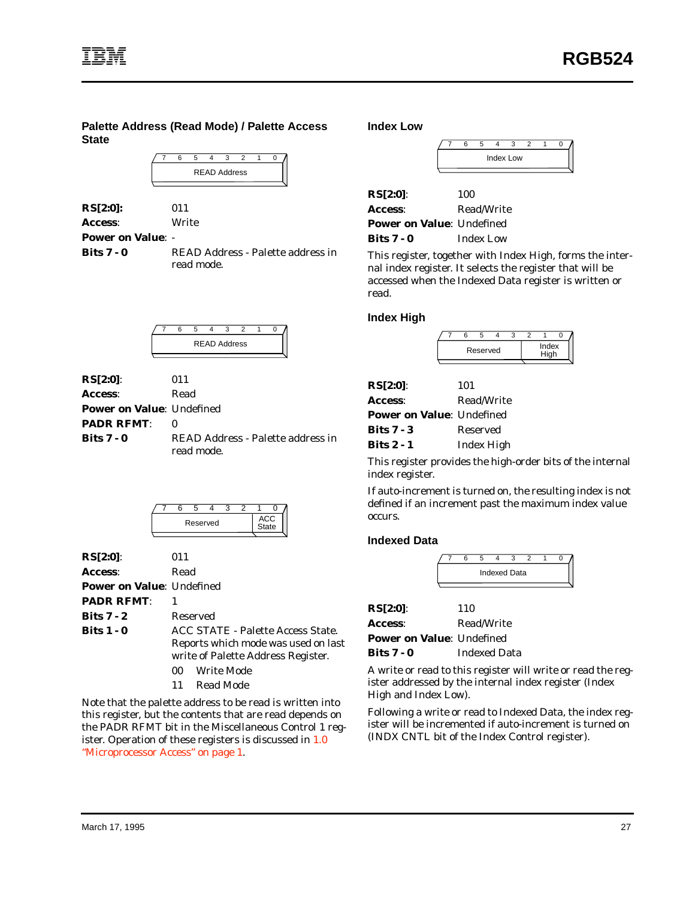## Palette Address (Read Mode) / Palette Access State

| 7 | 6 | 5 | 4 | 3 | 2 | 1 | 0 |
|---|---|---|---|---|---|---|---|
| READ Address | | | | | | | |

**RS[2:0]:** 011
**Access**: Write
**Power on Value**: -
**Bits 7 - 0** READ Address - Palette address in read mode.

| 7 | 6 | 5 | 4 | 3 | 2 | 1 | 0 |
|---|---|---|---|---|---|---|---|
| READ Address | | | | | | | |

**RS[2:0]**: 011
**Access**: Read
**Power on Value**: Undefined
**PADR RFMT**: 0
**Bits 7 - 0** READ Address - Palette address in read mode.

| 7 | 6 | 5 | 4 | 3 | 2 | 1 | 0 |
|---|---|---|---|---|---|---|---|
| Reserved | | | | | | ACC State | |

**RS[2:0]**: 011
**Access**: Read
**Power on Value**: Undefined
**PADR RFMT**: 1
**Bits 7 - 2** Reserved
**Bits 1 - 0** ACC STATE - Palette Access State. Reports which mode was used on last write of Palette Address Register.

- 00 Write Mode
- 11 Read Mode

Note that the palette address to be read is written into this register, but the contents that are read depends on the PADR RFMT bit in the Miscellaneous Control 1 register. Operation of these registers is discussed in 1.0 "Microprocessor Access" on page 1.

## Index Low

| 7 | 6 | 5 | 4 | 3 | 2 | 1 | 0 |
|---|---|---|---|---|---|---|---|
| Index Low | | | | | | | |

**RS[2:0]**: 100
**Access**: Read/Write
**Power on Value**: Undefined
**Bits 7 - 0** Index Low

This register, together with Index High, forms the internal index register. It selects the register that will be accessed when the Indexed Data register is written or read.

## Index High

| 7 | 6 | 5 | 4 | 3 | 2 | 1 | 0 |
|---|---|---|---|---|---|---|---|
| Reserved | | | | | Index High | | |

**RS[2:0]**: 101
**Access**: Read/Write
**Power on Value**: Undefined
**Bits 7 - 3** Reserved
**Bits 2 - 1** Index High

This register provides the high-order bits of the internal index register.

If auto-increment is turned on, the resulting index is not defined if an increment past the maximum index value occurs.

## Indexed Data

| 7 | 6 | 5 | 4 | 3 | 2 | 1 | 0 |
|---|---|---|---|---|---|---|---|
| Indexed Data | | | | | | | |

**RS[2:0]**: 110
**Access**: Read/Write
**Power on Value**: Undefined
**Bits 7 - 0** Indexed Data

A write or read to this register will write or read the register addressed by the internal index register (Index High and Index Low).

Following a write or read to Indexed Data, the index register will be incremented if auto-increment is turned on (INDX CNTL bit of the Index Control register).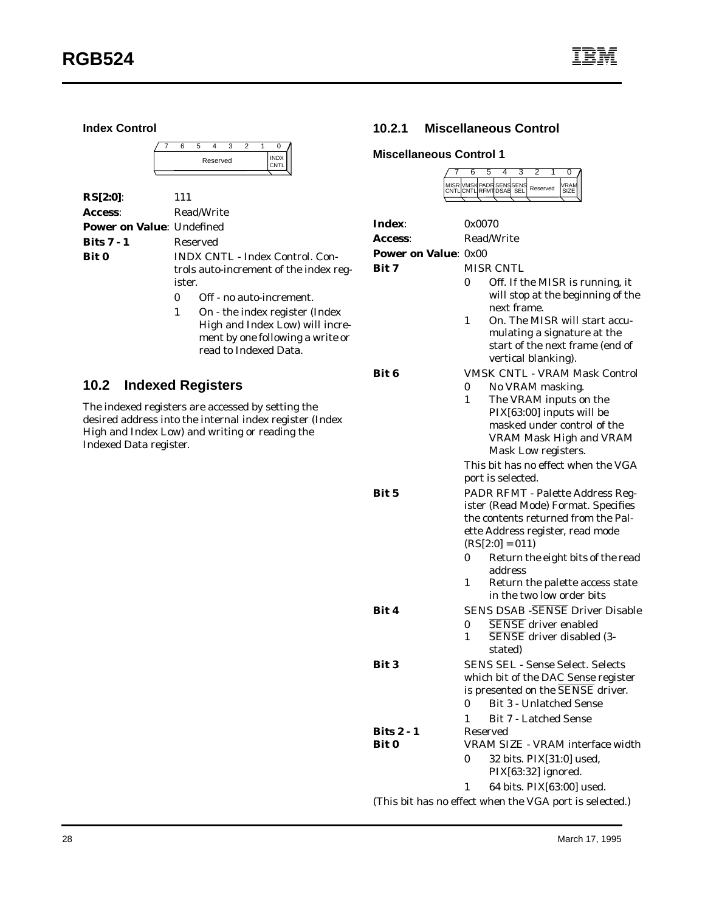**Index Control**

| 7 | 6 | 5 | 4 | 3 | 2 | 1 | 0 |
|---|---|---|---|---|---|---|---|
| Reserved | | | | | | | INDX CNTL |

**RS[2:0]**: 111
**Access**: Read/Write
**Power on Value**: Undefined
**Bits 7 - 1** Reserved
**Bit 0** INDX CNTL - Index Control. Controls auto-increment of the index register.

- 0 Off - no auto-increment.
- 1 On - the index register (Index High and Index Low) will increment by one following a write or read to Indexed Data.

## 10.2 Indexed Registers

The indexed registers are accessed by setting the desired address into the internal index register (Index High and Index Low) and writing or reading the Indexed Data register.

### 10.2.1 Miscellaneous Control

**Miscellaneous Control 1**

| 7 | 6 | 5 | 4 | 3 | 2 | 1 | 0 |
|---|---|---|---|---|---|---|---|
| MISR CNTL | VMSK CNTL | PADR RFMT | SENS DSAB | SENS SEL | Reserved | | VRAM SIZE |

**Index**: 0x0070
**Access**: Read/Write
**Power on Value**: 0x00

**Bit 7** MISR CNTL

- 0 Off. If the MISR is running, it will stop at the beginning of the next frame.
- 1 On. The MISR will start accumulating a signature at the start of the next frame (end of vertical blanking).

**Bit 6** VMSK CNTL - VRAM Mask Control

- 0 No VRAM masking.
- 1 The VRAM inputs on the PIX[63:00] inputs will be masked under control of the VRAM Mask High and VRAM Mask Low registers.

This bit has no effect when the VGA port is selected.

**Bit 5** PADR RFMT - Palette Address Register (Read Mode) Format. Specifies the contents returned from the Palette Address register, read mode (RS[2:0] = 011)

- 0 Return the eight bits of the read address
- 1 Return the palette access state in the two low order bits

**Bit 4** SENS DSAB -$\overline{\text{SENSE}}$ Driver Disable

- 0 $\overline{\text{SENSE}}$ driver enabled
- 1 $\overline{\text{SENSE}}$ driver disabled (3-stated)

**Bit 3** SENS SEL - Sense Select. Selects which bit of the DAC Sense register is presented on the $\overline{\text{SENSE}}$ driver.

- 0 Bit 3 - Unlatched Sense
- 1 Bit 7 - Latched Sense

**Bits 2 - 1** Reserved

**Bit 0** VRAM SIZE - VRAM interface width

- 0 32 bits. PIX[31:0] used, PIX[63:32] ignored.
- 1 64 bits. PIX[63:00] used.

(This bit has no effect when the VGA port is selected.)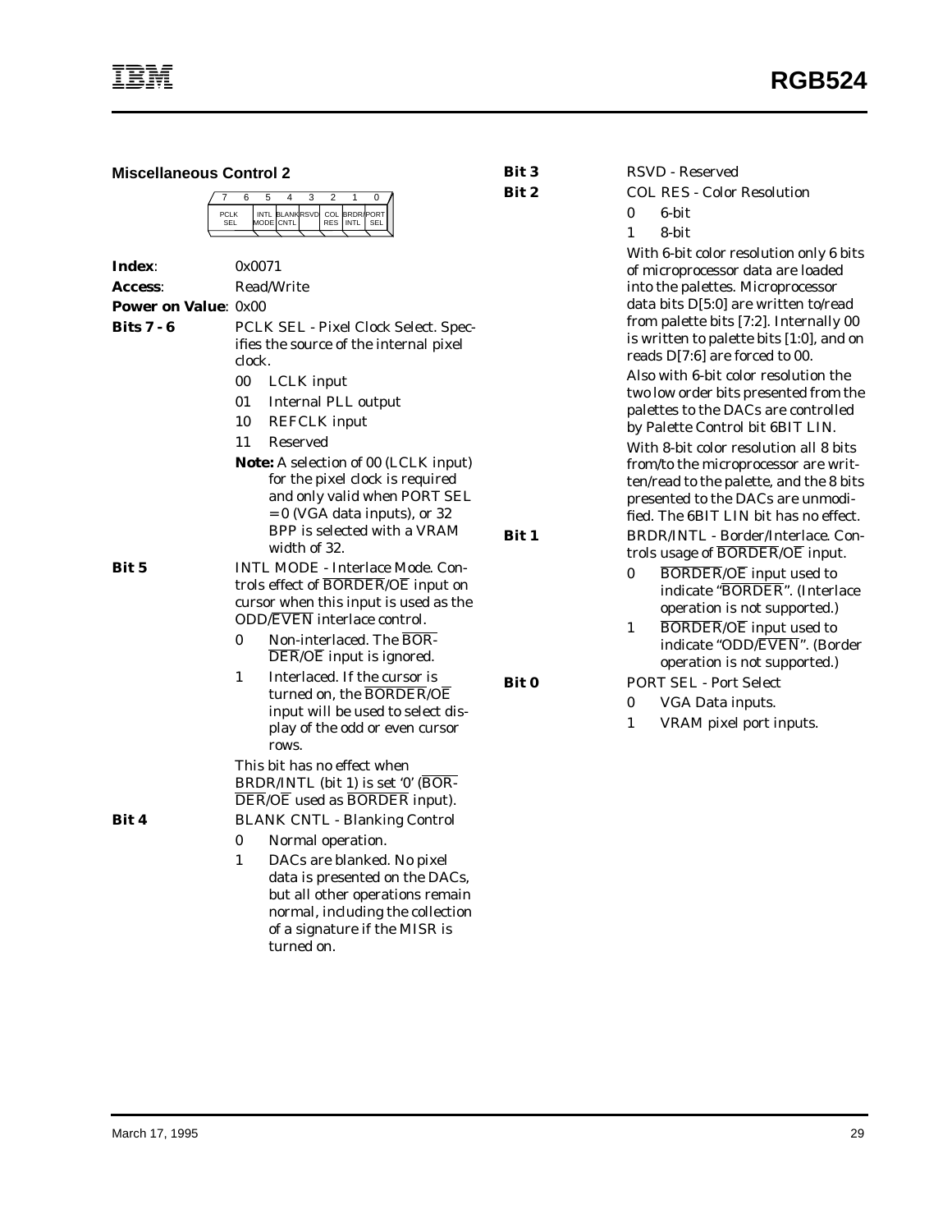### Miscellaneous Control 2

| 7 | 6 | 5 | 4 | 3 | 2 | 1 | 0 |
|---|---|---|---|---|---|---|---|
| PCLK SEL | | INTL MODE | BLANK CNTL | RSVD | COL RES | BRDR/ INTL | PORT SEL |

**Index**: 0x0071

**Access**: Read/Write

**Power on Value**: 0x00

**Bits 7 - 6** PCLK SEL - Pixel Clock Select. Specifies the source of the internal pixel clock.

- 00 LCLK input
- 01 Internal PLL output
- 10 REFCLK input
- 11 Reserved

**Note:** A selection of 00 (LCLK input) for the pixel clock is required and only valid when PORT SEL = 0 (VGA data inputs), or 32 BPP is selected with a VRAM width of 32.

**Bit 5** INTL MODE - Interlace Mode. Controls effect of $\overline{\text{BORDER}}/\overline{\text{OE}}$ input on cursor when this input is used as the ODD/$\overline{\text{EVEN}}$ interlace control.

- 0 Non-interlaced. The $\overline{\text{BORDER}}/\overline{\text{OE}}$ input is ignored.
- 1 Interlaced. If the cursor is turned on, the $\overline{\text{BORDER}}/\overline{\text{OE}}$ input will be used to select display of the odd or even cursor rows.

This bit has no effect when BRDR/INTL (bit 1) is set '0' ($\overline{\text{BORDER}}/\overline{\text{OE}}$ used as $\overline{\text{BORDER}}$ input).

**Bit 4** BLANK CNTL - Blanking Control

- 0 Normal operation.
- 1 DACs are blanked. No pixel data is presented on the DACs, but all other operations remain normal, including the collection of a signature if the MISR is turned on.

**Bit 3** RSVD - Reserved

**Bit 2** COL RES - Color Resolution

- 0 6-bit
- 1 8-bit

With 6-bit color resolution only 6 bits of microprocessor data are loaded into the palettes. Microprocessor data bits D[5:0] are written to/read from palette bits [7:2]. Internally 00 is written to palette bits [1:0], and on reads D[7:6] are forced to 00.

Also with 6-bit color resolution the two low order bits presented from the palettes to the DACs are controlled by Palette Control bit 6BIT LIN.

With 8-bit color resolution all 8 bits from/to the microprocessor are written/read to the palette, and the 8 bits presented to the DACs are unmodified. The 6BIT LIN bit has no effect.

**Bit 1** BRDR/INTL - Border/Interlace. Controls usage of $\overline{\text{BORDER}}/\overline{\text{OE}}$ input.

- 0 $\overline{\text{BORDER}}/\overline{\text{OE}}$ input used to indicate "$\overline{\text{BORDER}}$". (Interlace operation is not supported.)
- 1 $\overline{\text{BORDER}}/\overline{\text{OE}}$ input used to indicate "ODD/$\overline{\text{EVEN}}$". (Border operation is not supported.)

**Bit 0** PORT SEL - Port Select

- 0 VGA Data inputs.
- 1 VRAM pixel port inputs.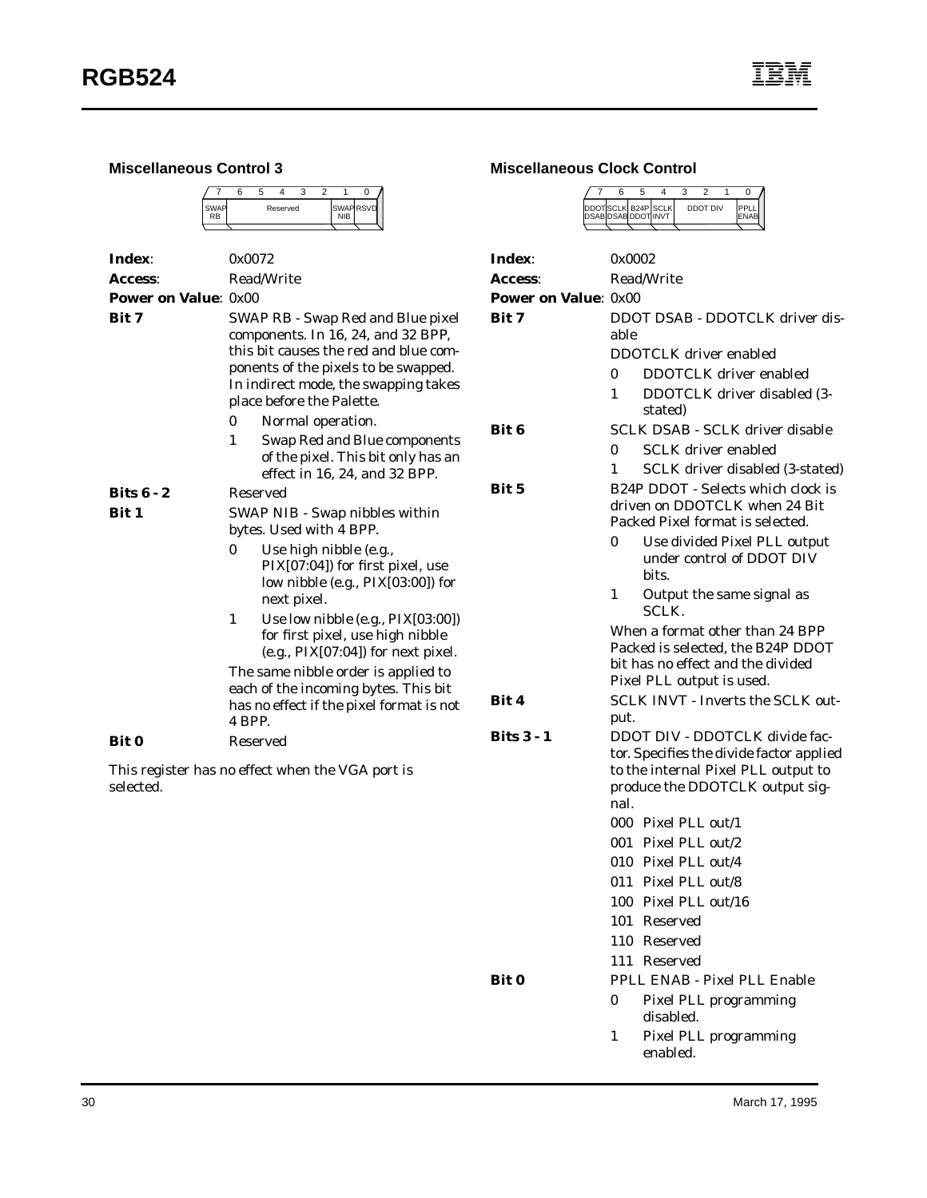### Miscellaneous Control 3

| 7 | 6 | 5 | 4 | 3 | 2 | 1 | 0 |
|---|---|---|---|---|---|---|---|
| SWAP RB | Reserved | | | | | SWAP NIB | RSVD |

**Index**: 0x0072

**Access**: Read/Write

**Power on Value**: 0x00

**Bit 7** SWAP RB - Swap Red and Blue pixel components. In 16, 24, and 32 BPP, this bit causes the red and blue components of the pixels to be swapped. In indirect mode, the swapping takes place before the Palette.

- 0 Normal operation.
- 1 Swap Red and Blue components of the pixel. This bit only has an effect in 16, 24, and 32 BPP.

**Bits 6 - 2** Reserved

**Bit 1** SWAP NIB - Swap nibbles within bytes. Used with 4 BPP.

- 0 Use high nibble (e.g., PIX[07:04]) for first pixel, use low nibble (e.g., PIX[03:00]) for next pixel.
- 1 Use low nibble (e.g., PIX[03:00]) for first pixel, use high nibble (e.g., PIX[07:04]) for next pixel.

The same nibble order is applied to each of the incoming bytes. This bit has no effect if the pixel format is not 4 BPP.

**Bit 0** Reserved

This register has no effect when the VGA port is selected.

### Miscellaneous Clock Control

| 7 | 6 | 5 | 4 | 3 | 2 | 1 | 0 |
|---|---|---|---|---|---|---|---|
| DDOT DSAB | SCLK DSAB | B24P DDOT | SCLK INVT | DDOT DIV | | | PPLL ENAB |

**Index**: 0x0002

**Access**: Read/Write

**Power on Value**: 0x00

**Bit 7** DDOT DSAB - DDOTCLK driver disable

DDOTCLK driver enabled

- 0 DDOTCLK driver enabled
- 1 DDOTCLK driver disabled (3-stated)

**Bit 6** SCLK DSAB - SCLK driver disable

- 0 SCLK driver enabled
- 1 SCLK driver disabled (3-stated)

**Bit 5** B24P DDOT - Selects which clock is driven on DDOTCLK when 24 Bit Packed Pixel format is selected.

- 0 Use divided Pixel PLL output under control of DDOT DIV bits.
- 1 Output the same signal as SCLK.

When a format other than 24 BPP Packed is selected, the B24P DDOT bit has no effect and the divided Pixel PLL output is used.

**Bit 4** SCLK INVT - Inverts the SCLK output.

**Bits 3 - 1** DDOT DIV - DDOTCLK divide factor. Specifies the divide factor applied to the internal Pixel PLL output to produce the DDOTCLK output signal.

- 000 Pixel PLL out/1
- 001 Pixel PLL out/2
- 010 Pixel PLL out/4
- 011 Pixel PLL out/8
- 100 Pixel PLL out/16
- 101 Reserved
- 110 Reserved
- 111 Reserved

**Bit 0** PPLL ENAB - Pixel PLL Enable

- 0 Pixel PLL programming disabled.
- 1 Pixel PLL programming enabled.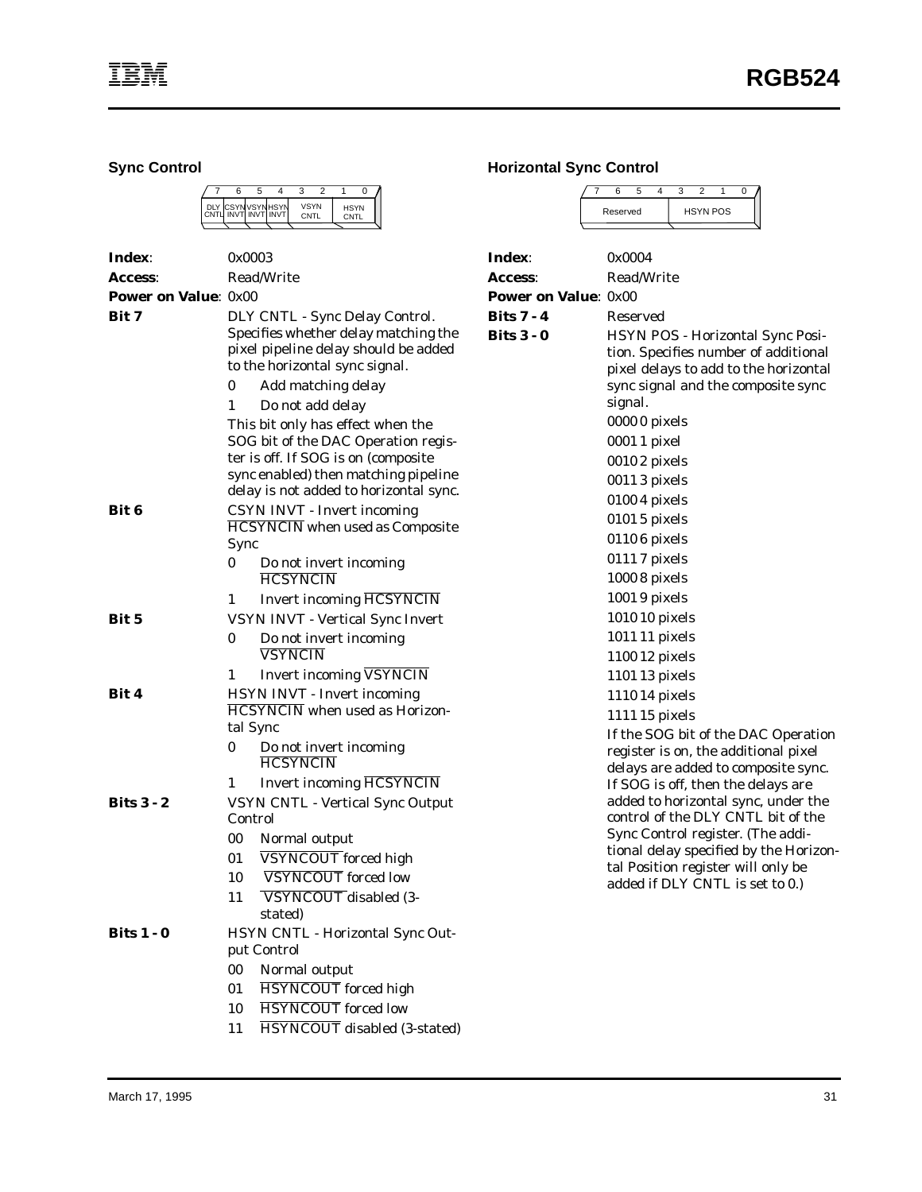## Sync Control

| 7 | 6 | 5 | 4 | 3 | 2 | 1 | 0 |
|---|---|---|---|---|---|---|---|
| DLY CNTL | CSYN INVT | VSYN INVT | HSYN INVT | VSYN CNTL | | HSYN CNTL | |

**Index**: 0x0003

**Access**: Read/Write

**Power on Value**: 0x00

**Bit 7** DLY CNTL - Sync Delay Control. Specifies whether delay matching the pixel pipeline delay should be added to the horizontal sync signal.

- 0 Add matching delay
- 1 Do not add delay

This bit only has effect when the SOG bit of the DAC Operation register is off. If SOG is on (composite sync enabled) then matching pipeline delay is not added to horizontal sync.

**Bit 6** CSYN INVT - Invert incoming $\overline{\text{HCSYNCIN}}$ when used as Composite Sync

- 0 Do not invert incoming $\overline{\text{HCSYNCIN}}$
- 1 Invert incoming $\overline{\text{HCSYNCIN}}$

**Bit 5** VSYN INVT - Vertical Sync Invert

- 0 Do not invert incoming $\overline{\text{VSYNCIN}}$
- 1 Invert incoming $\overline{\text{VSYNCIN}}$

**Bit 4** HSYN INVT - Invert incoming $\overline{\text{HCSYNCIN}}$ when used as Horizontal Sync

- 0 Do not invert incoming $\overline{\text{HCSYNCIN}}$
- 1 Invert incoming $\overline{\text{HCSYNCIN}}$

**Bits 3 - 2** VSYN CNTL - Vertical Sync Output Control

- 00 Normal output
- 01 $\overline{\text{VSYNCOUT}}$ forced high
- 10 $\overline{\text{VSYNCOUT}}$ forced low
- 11 $\overline{\text{VSYNCOUT}}$ disabled (3-stated)

**Bits 1 - 0** HSYN CNTL - Horizontal Sync Output Control

- 00 Normal output
- 01 $\overline{\text{HSYNCOUT}}$ forced high
- 10 $\overline{\text{HSYNCOUT}}$ forced low
- 11 $\overline{\text{HSYNCOUT}}$ disabled (3-stated)

## Horizontal Sync Control

| 7 | 6 | 5 | 4 | 3 | 2 | 1 | 0 |
|---|---|---|---|---|---|---|---|
| Reserved | | | | HSYN POS | | | |

**Index**: 0x0004

**Access**: Read/Write

**Power on Value**: 0x00

**Bits 7 - 4** Reserved

**Bits 3 - 0** HSYN POS - Horizontal Sync Position. Specifies number of additional pixel delays to add to the horizontal sync signal and the composite sync signal.

- 0000 0 pixels
- 0001 1 pixel
- 0010 2 pixels
- 0011 3 pixels
- 0100 4 pixels
- 0101 5 pixels
- 0110 6 pixels
- 0111 7 pixels
- 1000 8 pixels
- 1001 9 pixels
- 1010 10 pixels
- 1011 11 pixels
- 1100 12 pixels
- 1101 13 pixels
- 1110 14 pixels
- 1111 15 pixels

If the SOG bit of the DAC Operation register is on, the additional pixel delays are added to composite sync. If SOG is off, then the delays are added to horizontal sync, under the control of the DLY CNTL bit of the Sync Control register. (The additional delay specified by the Horizontal Position register will only be added if DLY CNTL is set to 0.)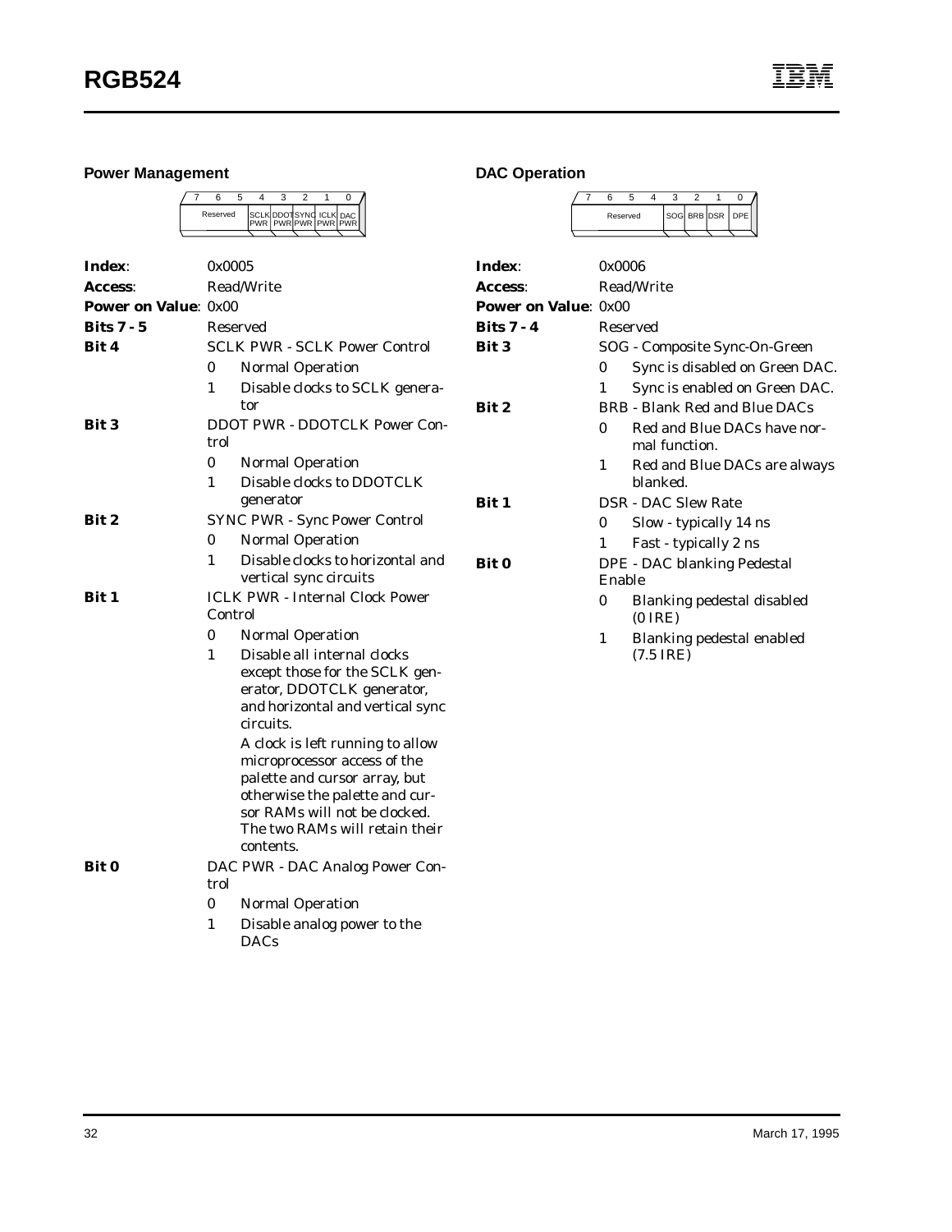### Power Management

| 7 | 6 | 5 | 4 | 3 | 2 | 1 | 0 |
|---|---|---|---|---|---|---|---|
| Reserved | | | SCLK PWR | DDOT PWR | SYNC PWR | ICLK PWR | DAC PWR |

**Index**: 0x0005

**Access**: Read/Write

**Power on Value**: 0x00

**Bits 7 - 5** Reserved

**Bit 4** SCLK PWR - SCLK Power Control
- 0 Normal Operation
- 1 Disable clocks to SCLK generator

**Bit 3** DDOT PWR - DDOTCLK Power Control
- 0 Normal Operation
- 1 Disable clocks to DDOTCLK generator

**Bit 2** SYNC PWR - Sync Power Control
- 0 Normal Operation
- 1 Disable clocks to horizontal and vertical sync circuits

**Bit 1** ICLK PWR - Internal Clock Power Control
- 0 Normal Operation
- 1 Disable all internal clocks except those for the SCLK generator, DDOTCLK generator, and horizontal and vertical sync circuits.

  A clock is left running to allow microprocessor access of the palette and cursor array, but otherwise the palette and cursor RAMs will not be clocked. The two RAMs will retain their contents.

**Bit 0** DAC PWR - DAC Analog Power Control
- 0 Normal Operation
- 1 Disable analog power to the DACs

### DAC Operation

| 7 | 6 | 5 | 4 | 3 | 2 | 1 | 0 |
|---|---|---|---|---|---|---|---|
| Reserved | | | | SOG | BRB | DSR | DPE |

**Index**: 0x0006

**Access**: Read/Write

**Power on Value**: 0x00

**Bits 7 - 4** Reserved

**Bit 3** SOG - Composite Sync-On-Green
- 0 Sync is disabled on Green DAC.
- 1 Sync is enabled on Green DAC.

**Bit 2** BRB - Blank Red and Blue DACs
- 0 Red and Blue DACs have normal function.
- 1 Red and Blue DACs are always blanked.

**Bit 1** DSR - DAC Slew Rate
- 0 Slow - typically 14 ns
- 1 Fast - typically 2 ns

**Bit 0** DPE - DAC blanking Pedestal Enable
- 0 Blanking pedestal disabled (0 IRE)
- 1 Blanking pedestal enabled (7.5 IRE)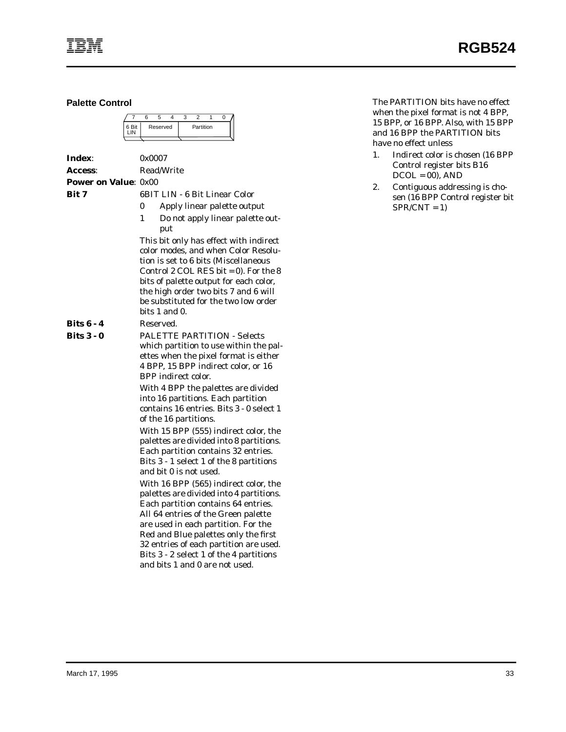### Palette Control

| 7 | 6 | 5 | 4 | 3 | 2 | 1 | 0 |
|---|---|---|---|---|---|---|---|
| 6 Bit LIN | Reserved | | | Partition | | | |

**Index**: 0x0007

**Access**: Read/Write

**Power on Value**: 0x00

**Bit 7** — 6BIT LIN - 6 Bit Linear Color

- 0 Apply linear palette output
- 1 Do not apply linear palette output

This bit only has effect with indirect color modes, and when Color Resolution is set to 6 bits (Miscellaneous Control 2 COL RES bit = 0). For the 8 bits of palette output for each color, the high order two bits 7 and 6 will be substituted for the two low order bits 1 and 0.

**Bits 6 - 4** — Reserved.

**Bits 3 - 0** — PALETTE PARTITION - Selects which partition to use within the palettes when the pixel format is either 4 BPP, 15 BPP indirect color, or 16 BPP indirect color.

With 4 BPP the palettes are divided into 16 partitions. Each partition contains 16 entries. Bits 3 - 0 select 1 of the 16 partitions.

With 15 BPP (555) indirect color, the palettes are divided into 8 partitions. Each partition contains 32 entries. Bits 3 - 1 select 1 of the 8 partitions and bit 0 is not used.

With 16 BPP (565) indirect color, the palettes are divided into 4 partitions. Each partition contains 64 entries. All 64 entries of the Green palette are used in each partition. For the Red and Blue palettes only the first 32 entries of each partition are used. Bits 3 - 2 select 1 of the 4 partitions and bits 1 and 0 are not used.

The PARTITION bits have no effect when the pixel format is not 4 BPP, 15 BPP, or 16 BPP. Also, with 15 BPP and 16 BPP the PARTITION bits have no effect unless

1. Indirect color is chosen (16 BPP Control register bits B16 DCOL = 00), AND
2. Contiguous addressing is chosen (16 BPP Control register bit SPR/CNT = 1)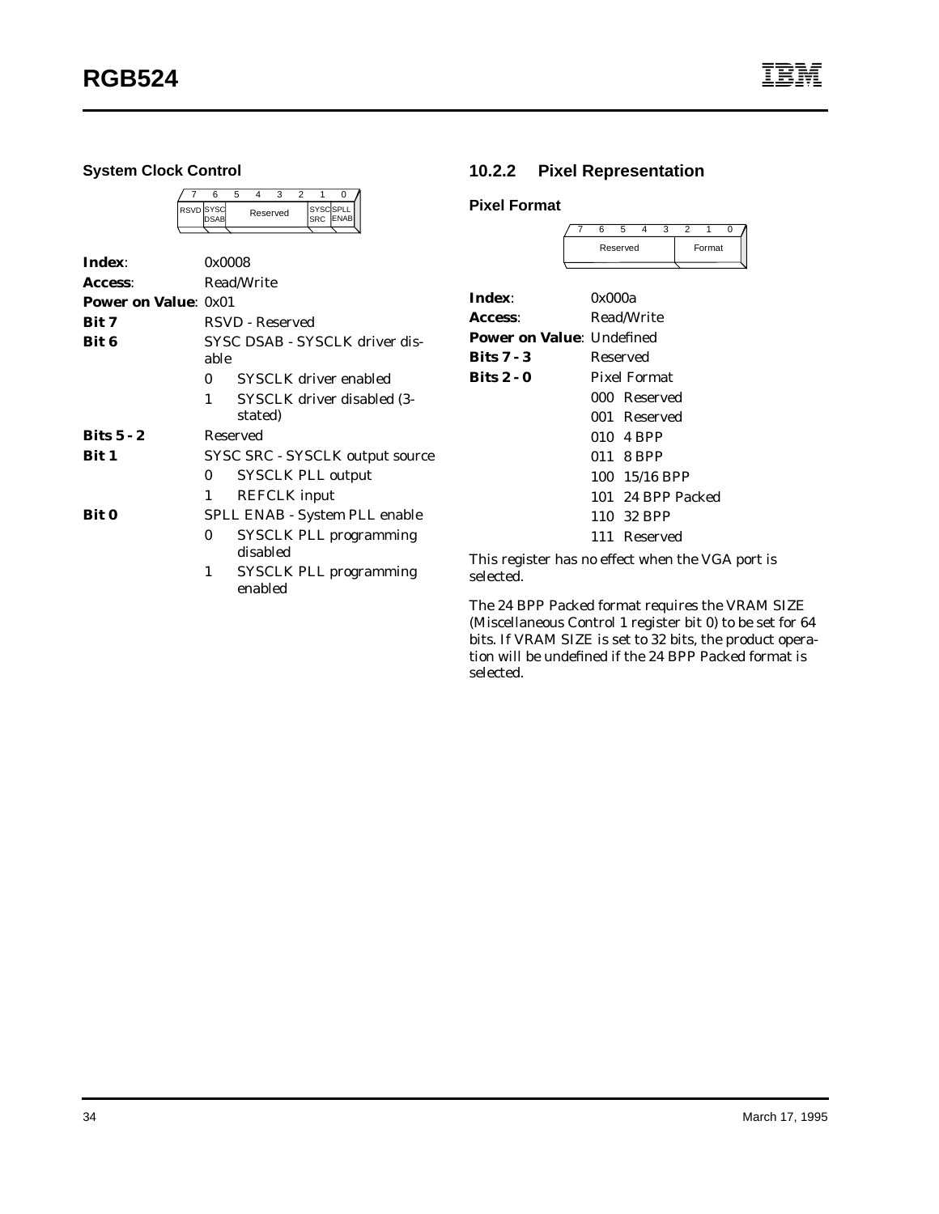### System Clock Control

| 7 | 6 | 5 | 4 | 3 | 2 | 1 | 0 |
|---|---|---|---|---|---|---|---|
| RSVD | SYSC DSAB | Reserved | | | | SYSC SRC | SPLL ENAB |

**Index**: 0x0008

**Access**: Read/Write

**Power on Value**: 0x01

**Bit 7** RSVD - Reserved

**Bit 6** SYSC DSAB - SYSCLK driver disable

- 0 SYSCLK driver enabled
- 1 SYSCLK driver disabled (3-stated)

**Bits 5 - 2** Reserved

**Bit 1** SYSC SRC - SYSCLK output source

- 0 SYSCLK PLL output
- 1 REFCLK input

**Bit 0** SPLL ENAB - System PLL enable

- 0 SYSCLK PLL programming disabled
- 1 SYSCLK PLL programming enabled

## 10.2.2 Pixel Representation

### Pixel Format

| 7 | 6 | 5 | 4 | 3 | 2 | 1 | 0 |
|---|---|---|---|---|---|---|---|
| Reserved | | | | | Format | | |

**Index**: 0x000a

**Access**: Read/Write

**Power on Value**: Undefined

**Bits 7 - 3** Reserved

**Bits 2 - 0** Pixel Format

- 000 Reserved
- 001 Reserved
- 010 4 BPP
- 011 8 BPP
- 100 15/16 BPP
- 101 24 BPP Packed
- 110 32 BPP
- 111 Reserved

This register has no effect when the VGA port is selected.

The 24 BPP Packed format requires the VRAM SIZE (Miscellaneous Control 1 register bit 0) to be set for 64 bits. If VRAM SIZE is set to 32 bits, the product operation will be undefined if the 24 BPP Packed format is selected.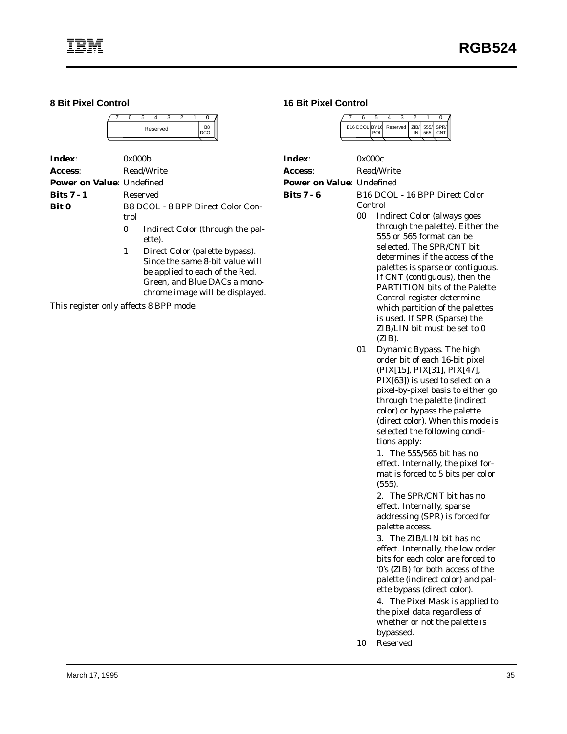## 8 Bit Pixel Control

| 7 | 6 | 5 | 4 | 3 | 2 | 1 | 0 |
|---|---|---|---|---|---|---|---|
| Reserved | | | | | | | B8 DCOL |

**Index**: 0x000b

**Access**: Read/Write

**Power on Value**: Undefined

**Bits 7 - 1** Reserved

**Bit 0** B8 DCOL - 8 BPP Direct Color Control

- 0 Indirect Color (through the palette).
- 1 Direct Color (palette bypass). Since the same 8-bit value will be applied to each of the Red, Green, and Blue DACs a monochrome image will be displayed.

This register only affects 8 BPP mode.

## 16 Bit Pixel Control

| 7 | 6 | 5 | 4 | 3 | 2 | 1 | 0 |
|---|---|---|---|---|---|---|---|
| B16 DCOL | | BY16 POL | Reserved | | ZIB/LIN | 555/565 | SPR/CNT |

**Index**: 0x000c

**Access**: Read/Write

**Power on Value**: Undefined

**Bits 7 - 6** B16 DCOL - 16 BPP Direct Color Control

- 00 Indirect Color (always goes through the palette). Either the 555 or 565 format can be selected. The SPR/CNT bit determines if the access of the palettes is sparse or contiguous. If CNT (contiguous), then the PARTITION bits of the Palette Control register determine which partition of the palettes is used. If SPR (Sparse) the ZIB/LIN bit must be set to 0 (ZIB).
- 01 Dynamic Bypass. The high order bit of each 16-bit pixel (PIX[15], PIX[31], PIX[47], PIX[63]) is used to select on a pixel-by-pixel basis to either go through the palette (indirect color) or bypass the palette (direct color). When this mode is selected the following conditions apply:

  1. The 555/565 bit has no effect. Internally, the pixel format is forced to 5 bits per color (555).

  2. The SPR/CNT bit has no effect. Internally, sparse addressing (SPR) is forced for palette access.

  3. The ZIB/LIN bit has no effect. Internally, the low order bits for each color are forced to '0's (ZIB) for both access of the palette (indirect color) and palette bypass (direct color).

  4. The Pixel Mask is applied to the pixel data regardless of whether or not the palette is bypassed.
- 10 Reserved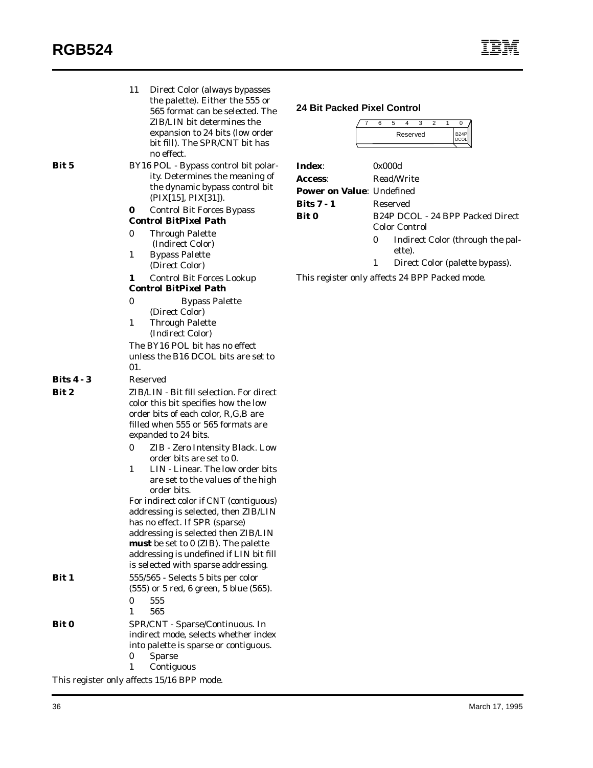11 Direct Color (always bypasses the palette). Either the 555 or 565 format can be selected. The ZIB/LIN bit determines the expansion to 24 bits (low order bit fill). The SPR/CNT bit has no effect.

**Bit 5** BY16 POL - Bypass control bit polarity. Determines the meaning of the dynamic bypass control bit (PIX[15], PIX[31]).

**0** Control Bit Forces Bypass

| Control Bit | Pixel Path |
|---|---|
| 0 | Through Palette (Indirect Color) |
| 1 | Bypass Palette (Direct Color) |

**1** Control Bit Forces Lookup

| Control Bit | Pixel Path |
|---|---|
| 0 | Bypass Palette (Direct Color) |
| 1 | Through Palette (Indirect Color) |

The BY16 POL bit has no effect unless the B16 DCOL bits are set to 01.

**Bits 4 - 3** Reserved

**Bit 2** ZIB/LIN - Bit fill selection. For direct color this bit specifies how the low order bits of each color, R,G,B are filled when 555 or 565 formats are expanded to 24 bits.

- 0 ZIB - Zero Intensity Black. Low order bits are set to 0.
- 1 LIN - Linear. The low order bits are set to the values of the high order bits.

For indirect color if CNT (contiguous) addressing is selected, then ZIB/LIN has no effect. If SPR (sparse) addressing is selected then ZIB/LIN **must** be set to 0 (ZIB). The palette addressing is undefined if LIN bit fill is selected with sparse addressing.

**Bit 1** 555/565 - Selects 5 bits per color (555) or 5 red, 6 green, 5 blue (565).

- 0 555
- 1 565

**Bit 0** SPR/CNT - Sparse/Continuous. In indirect mode, selects whether index into palette is sparse or contiguous.

- 0 Sparse
- 1 Contiguous

This register only affects 15/16 BPP mode.

### 24 Bit Packed Pixel Control

| 7 | 6 | 5 | 4 | 3 | 2 | 1 | 0 |
|---|---|---|---|---|---|---|---|
| Reserved | | | | | | | B24P DCOL |

**Index**: 0x000d

**Access**: Read/Write

**Power on Value**: Undefined

**Bits 7 - 1** Reserved

**Bit 0** B24P DCOL - 24 BPP Packed Direct Color Control

- 0 Indirect Color (through the palette).
- 1 Direct Color (palette bypass).

This register only affects 24 BPP Packed mode.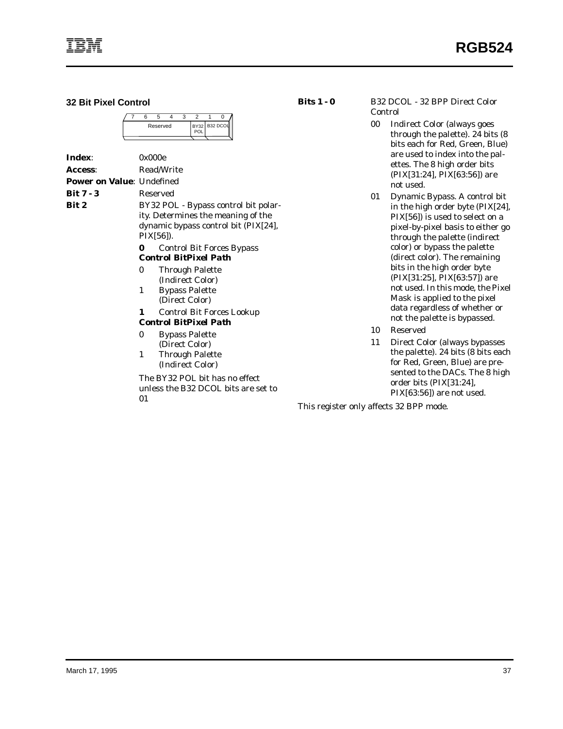### 32 Bit Pixel Control

| 7 | 6 | 5 | 4 | 3 | 2 | 1 | 0 |
|---|---|---|---|---|---|---|---|
| Reserved | | | | | BY32 POL | B32 DCOL | |

**Index**: 0x000e

**Access**: Read/Write

**Power on Value**: Undefined

**Bit 7 - 3** Reserved

**Bit 2** BY32 POL - Bypass control bit polarity. Determines the meaning of the dynamic bypass control bit (PIX[24], PIX[56]).

**0** Control Bit Forces Bypass

| Control Bit | Pixel Path |
|---|---|
| 0 | Through Palette (Indirect Color) |
| 1 | Bypass Palette (Direct Color) |

**1** Control Bit Forces Lookup

| Control Bit | Pixel Path |
|---|---|
| 0 | Bypass Palette (Direct Color) |
| 1 | Through Palette (Indirect Color) |

The BY32 POL bit has no effect unless the B32 DCOL bits are set to 01

**Bits 1 - 0** B32 DCOL - 32 BPP Direct Color Control

- 00 Indirect Color (always goes through the palette). 24 bits (8 bits each for Red, Green, Blue) are used to index into the palettes. The 8 high order bits (PIX[31:24], PIX[63:56]) are not used.
- 01 Dynamic Bypass. A control bit in the high order byte (PIX[24], PIX[56]) is used to select on a pixel-by-pixel basis to either go through the palette (indirect color) or bypass the palette (direct color). The remaining bits in the high order byte (PIX[31:25], PIX[63:57]) are not used. In this mode, the Pixel Mask is applied to the pixel data regardless of whether or not the palette is bypassed.
- 10 Reserved
- 11 Direct Color (always bypasses the palette). 24 bits (8 bits each for Red, Green, Blue) are presented to the DACs. The 8 high order bits (PIX[31:24], PIX[63:56]) are not used.

This register only affects 32 BPP mode.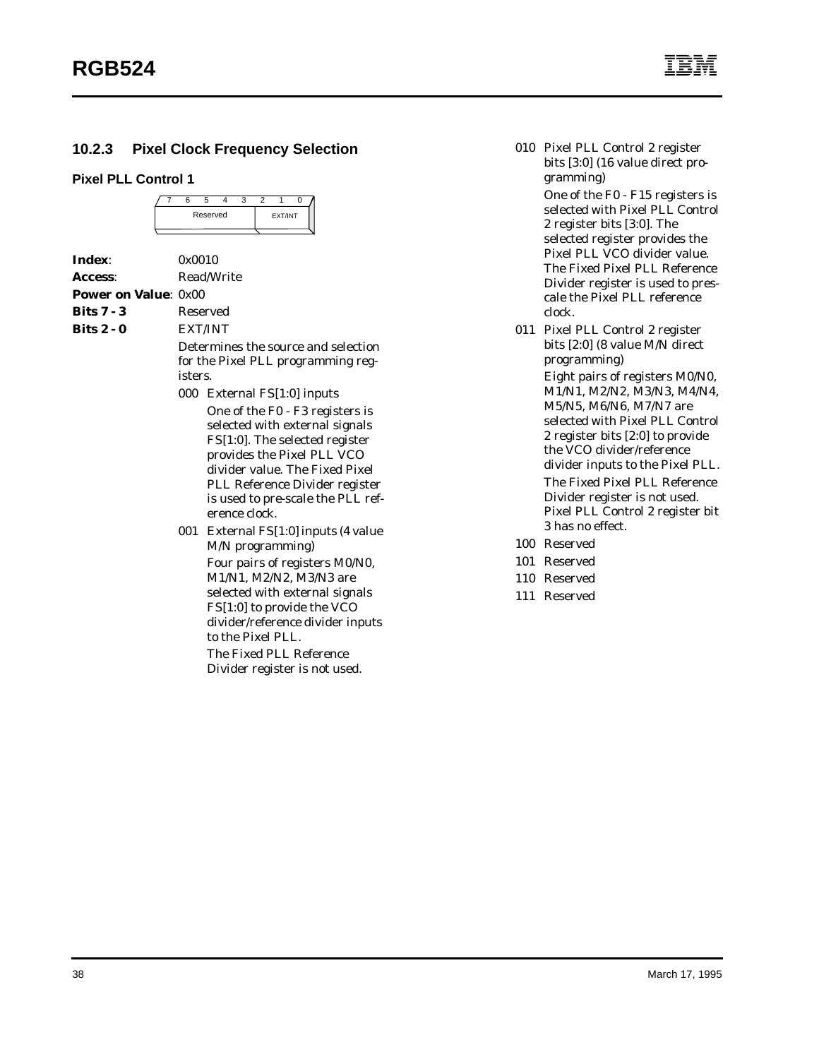### 10.2.3 Pixel Clock Frequency Selection

#### Pixel PLL Control 1

| 7 | 6 | 5 | 4 | 3 | 2 | 1 | 0 |
|---|---|---|---|---|---|---|---|
| Reserved | | | | | EXT/INT | | |

**Index**: 0x0010

**Access**: Read/Write

**Power on Value**: 0x00

**Bits 7 - 3** Reserved

**Bits 2 - 0** EXT/INT

Determines the source and selection for the Pixel PLL programming registers.

- 000 External FS[1:0] inputs

  One of the F0 - F3 registers is selected with external signals FS[1:0]. The selected register provides the Pixel PLL VCO divider value. The Fixed Pixel PLL Reference Divider register is used to pre-scale the PLL reference clock.

- 001 External FS[1:0] inputs (4 value M/N programming)

  Four pairs of registers M0/N0, M1/N1, M2/N2, M3/N3 are selected with external signals FS[1:0] to provide the VCO divider/reference divider inputs to the Pixel PLL.

  The Fixed PLL Reference Divider register is not used.

- 010 Pixel PLL Control 2 register bits [3:0] (16 value direct programming)

  One of the F0 - F15 registers is selected with Pixel PLL Control 2 register bits [3:0]. The selected register provides the Pixel PLL VCO divider value. The Fixed Pixel PLL Reference Divider register is used to prescale the Pixel PLL reference clock.

- 011 Pixel PLL Control 2 register bits [2:0] (8 value M/N direct programming)

  Eight pairs of registers M0/N0, M1/N1, M2/N2, M3/N3, M4/N4, M5/N5, M6/N6, M7/N7 are selected with Pixel PLL Control 2 register bits [2:0] to provide the VCO divider/reference divider inputs to the Pixel PLL.

  The Fixed Pixel PLL Reference Divider register is not used. Pixel PLL Control 2 register bit 3 has no effect.

- 100 Reserved
- 101 Reserved
- 110 Reserved
- 111 Reserved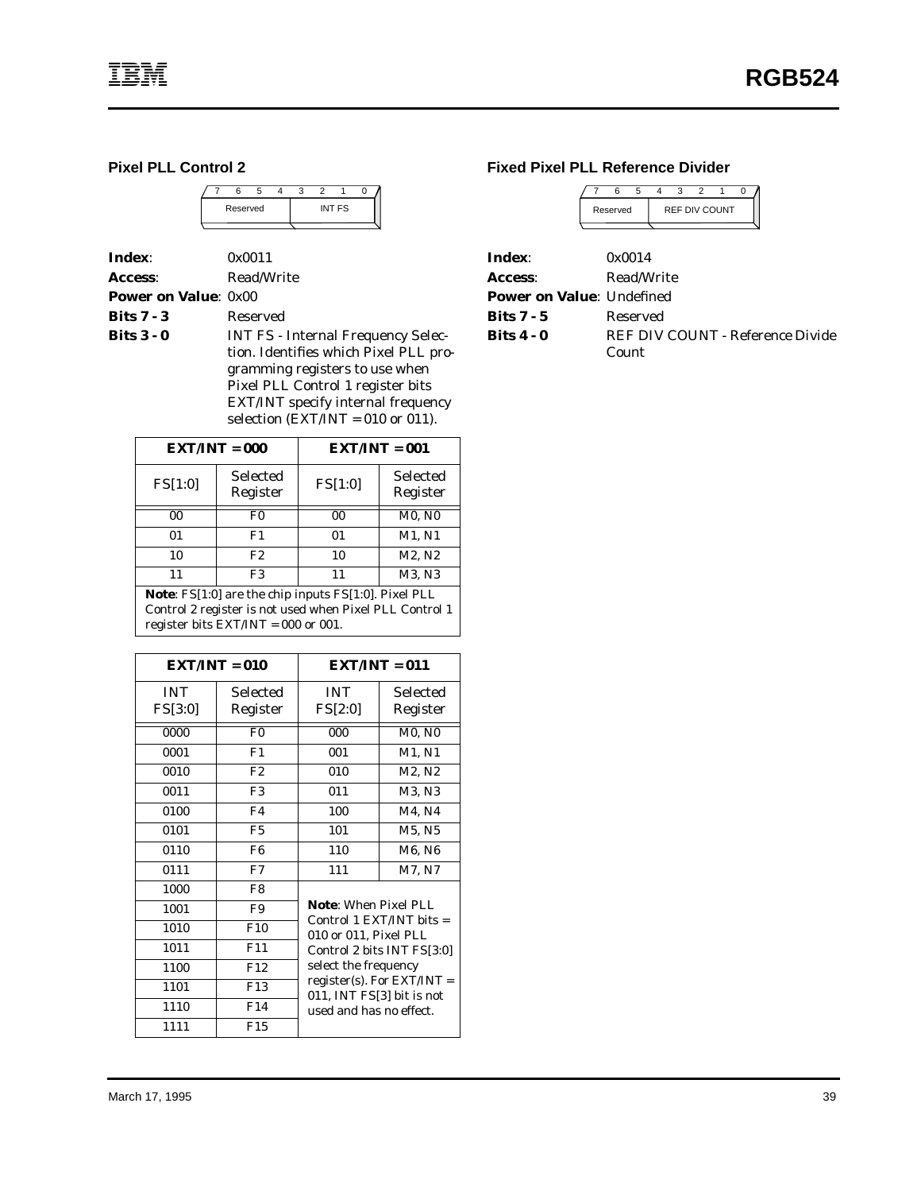## Pixel PLL Control 2

| 7 | 6 | 5 | 4 | 3 | 2 | 1 | 0 |
|---|---|---|---|---|---|---|---|
| Reserved | | | | INT FS | | | |

**Index**: 0x0011

**Access**: Read/Write

**Power on Value**: 0x00

**Bits 7 - 3** Reserved

**Bits 3 - 0** INT FS - Internal Frequency Selection. Identifies which Pixel PLL programming registers to use when Pixel PLL Control 1 register bits EXT/INT specify internal frequency selection (EXT/INT = 010 or 011).

| EXT/INT = 000 | | EXT/INT = 001 | |
|---|---|---|---|
| FS[1:0] | Selected Register | FS[1:0] | Selected Register |
| 00 | F0 | 00 | M0, N0 |
| 01 | F1 | 01 | M1, N1 |
| 10 | F2 | 10 | M2, N2 |
| 11 | F3 | 11 | M3, N3 |

**Note**: FS[1:0] are the chip inputs FS[1:0]. Pixel PLL Control 2 register is not used when Pixel PLL Control 1 register bits EXT/INT = 000 or 001.

| EXT/INT = 010 | | EXT/INT = 011 | |
|---|---|---|---|
| INT FS[3:0] | Selected Register | INT FS[2:0] | Selected Register |
| 0000 | F0 | 000 | M0, N0 |
| 0001 | F1 | 001 | M1, N1 |
| 0010 | F2 | 010 | M2, N2 |
| 0011 | F3 | 011 | M3, N3 |
| 0100 | F4 | 100 | M4, N4 |
| 0101 | F5 | 101 | M5, N5 |
| 0110 | F6 | 110 | M6, N6 |
| 0111 | F7 | 111 | M7, N7 |
| 1000 | F8 | | |
| 1001 | F9 | | |
| 1010 | F10 | | |
| 1011 | F11 | | |
| 1100 | F12 | | |
| 1101 | F13 | | |
| 1110 | F14 | | |
| 1111 | F15 | | |

**Note**: When Pixel PLL Control 1 EXT/INT bits = 010 or 011, Pixel PLL Control 2 bits INT FS[3:0] select the frequency register(s). For EXT/INT = 011, INT FS[3] bit is not used and has no effect.

## Fixed Pixel PLL Reference Divider

| 7 | 6 | 5 | 4 | 3 | 2 | 1 | 0 |
|---|---|---|---|---|---|---|---|
| Reserved | | | REF DIV COUNT | | | | |

**Index**: 0x0014

**Access**: Read/Write

**Power on Value**: Undefined

**Bits 7 - 5** Reserved

**Bits 4 - 0** REF DIV COUNT - Reference Divide Count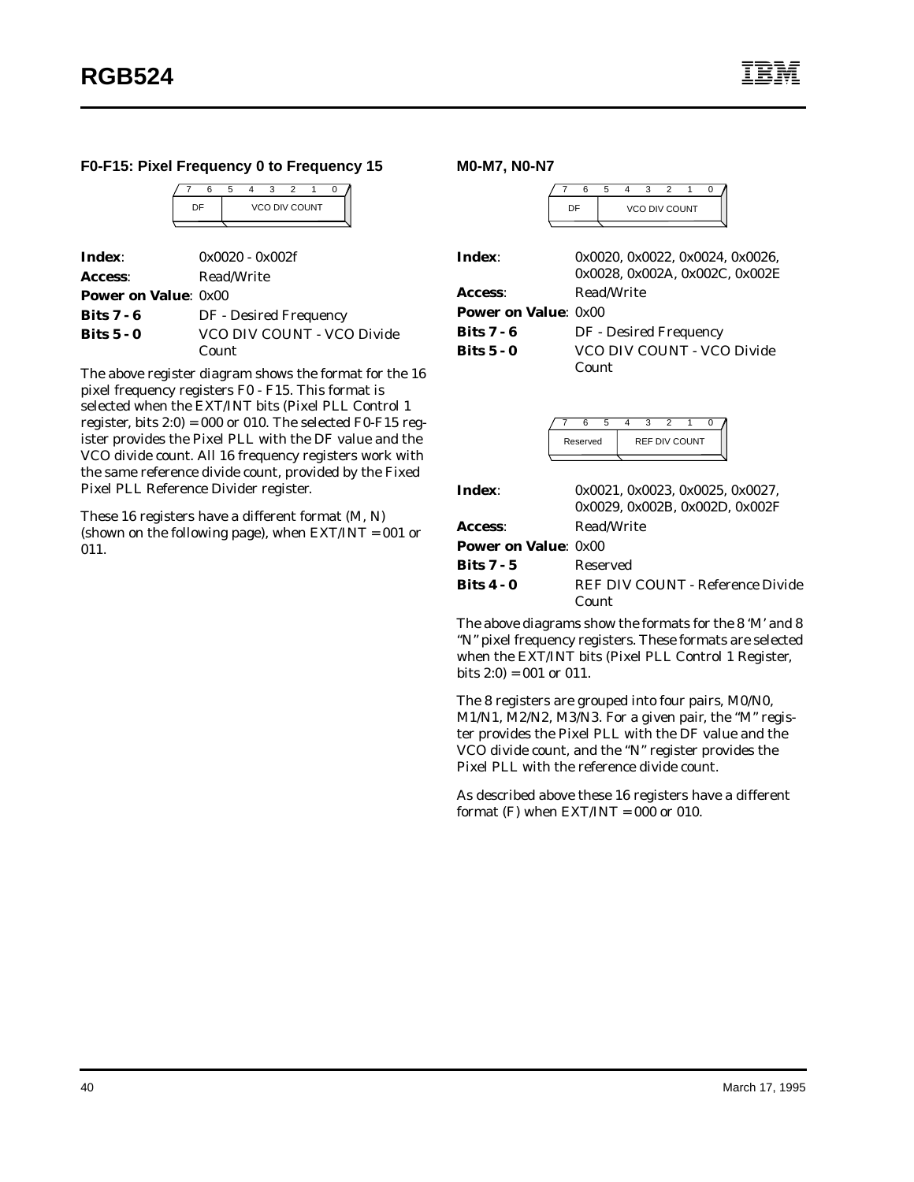### F0-F15: Pixel Frequency 0 to Frequency 15

| 7 | 6 | 5 | 4 | 3 | 2 | 1 | 0 |
|---|---|---|---|---|---|---|---|
| DF | | VCO DIV COUNT | | | | | |

**Index**: 0x0020 - 0x002f

**Access**: Read/Write

**Power on Value**: 0x00

**Bits 7 - 6** DF - Desired Frequency

**Bits 5 - 0** VCO DIV COUNT - VCO Divide Count

The above register diagram shows the format for the 16 pixel frequency registers F0 - F15. This format is selected when the EXT/INT bits (Pixel PLL Control 1 register, bits 2:0) = 000 or 010. The selected F0-F15 register provides the Pixel PLL with the DF value and the VCO divide count. All 16 frequency registers work with the same reference divide count, provided by the Fixed Pixel PLL Reference Divider register.

These 16 registers have a different format (M, N) (shown on the following page), when EXT/INT = 001 or 011.

### M0-M7, N0-N7

| 7 | 6 | 5 | 4 | 3 | 2 | 1 | 0 |
|---|---|---|---|---|---|---|---|
| DF | | VCO DIV COUNT | | | | | |

**Index**: 0x0020, 0x0022, 0x0024, 0x0026, 0x0028, 0x002A, 0x002C, 0x002E

**Access**: Read/Write

**Power on Value**: 0x00

**Bits 7 - 6** DF - Desired Frequency

**Bits 5 - 0** VCO DIV COUNT - VCO Divide Count

| 7 | 6 | 5 | 4 | 3 | 2 | 1 | 0 |
|---|---|---|---|---|---|---|---|
| Reserved | | | REF DIV COUNT | | | | |

**Index**: 0x0021, 0x0023, 0x0025, 0x0027, 0x0029, 0x002B, 0x002D, 0x002F

**Access**: Read/Write

**Power on Value**: 0x00

**Bits 7 - 5** Reserved

**Bits 4 - 0** REF DIV COUNT - Reference Divide Count

The above diagrams show the formats for the 8 'M' and 8 "N" pixel frequency registers. These formats are selected when the EXT/INT bits (Pixel PLL Control 1 Register, bits 2:0) = 001 or 011.

The 8 registers are grouped into four pairs, M0/N0, M1/N1, M2/N2, M3/N3. For a given pair, the "M" register provides the Pixel PLL with the DF value and the VCO divide count, and the "N" register provides the Pixel PLL with the reference divide count.

As described above these 16 registers have a different format (F) when EXT/INT = 000 or 010.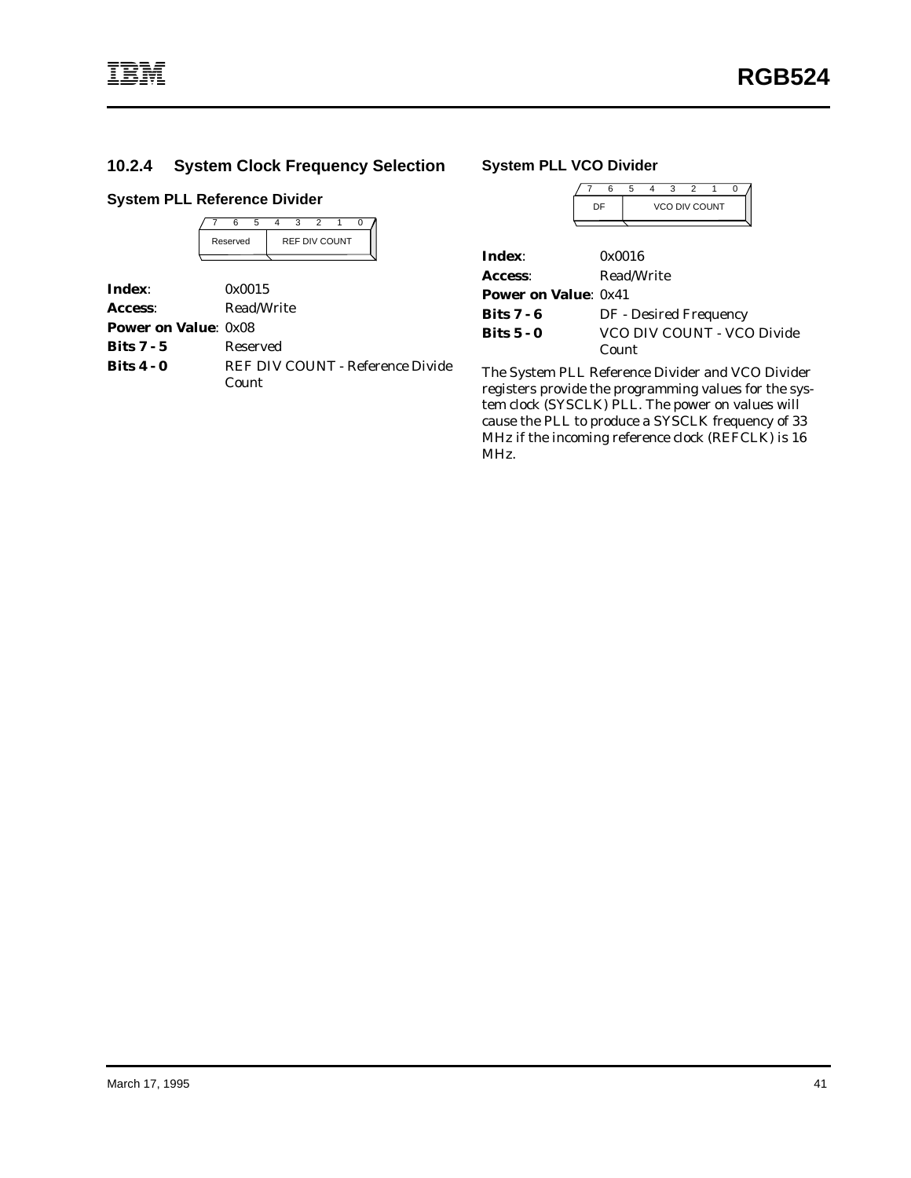### 10.2.4 System Clock Frequency Selection

#### System PLL Reference Divider

| 7 | 6 | 5 | 4 | 3 | 2 | 1 | 0 |
|---|---|---|---|---|---|---|---|
| Reserved | | | REF DIV COUNT | | | | |

**Index**: 0x0015

**Access**: Read/Write

**Power on Value**: 0x08

**Bits 7 - 5** Reserved

**Bits 4 - 0** REF DIV COUNT - Reference Divide Count

#### System PLL VCO Divider

| 7 | 6 | 5 | 4 | 3 | 2 | 1 | 0 |
|---|---|---|---|---|---|---|---|
| DF | | VCO DIV COUNT | | | | | |

**Index**: 0x0016

**Access**: Read/Write

**Power on Value**: 0x41

**Bits 7 - 6** DF - Desired Frequency

**Bits 5 - 0** VCO DIV COUNT - VCO Divide Count

The System PLL Reference Divider and VCO Divider registers provide the programming values for the system clock (SYSCLK) PLL. The power on values will cause the PLL to produce a SYSCLK frequency of 33 MHz if the incoming reference clock (REFCLK) is 16 MHz.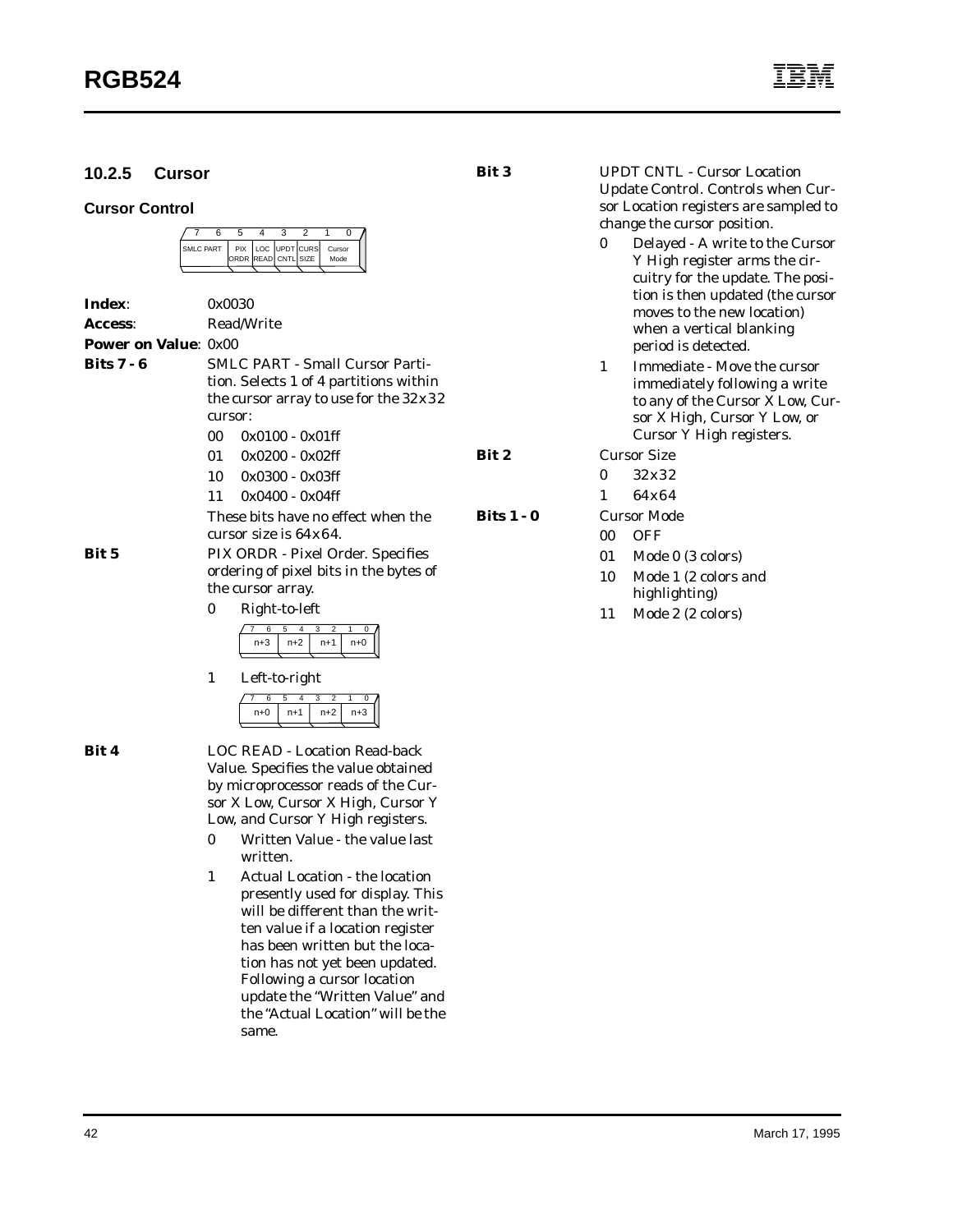### 10.2.5 Cursor

#### Cursor Control

| 7 | 6 | 5 | 4 | 3 | 2 | 1 | 0 |
|---|---|---|---|---|---|---|---|
| SMLC PART | | PIX ORDR | LOC READ | UPDT CNTL | CURS SIZE | Cursor Mode | |

**Index**: 0x0030

**Access**: Read/Write

**Power on Value**: 0x00

**Bits 7 - 6** SMLC PART - Small Cursor Partition. Selects 1 of 4 partitions within the cursor array to use for the 32x32 cursor:

- 00 0x0100 - 0x01ff
- 01 0x0200 - 0x02ff
- 10 0x0300 - 0x03ff
- 11 0x0400 - 0x04ff

These bits have no effect when the cursor size is 64x64.

**Bit 5** PIX ORDR - Pixel Order. Specifies ordering of pixel bits in the bytes of the cursor array.

- 0 Right-to-left

| 7 | 6 | 5 | 4 | 3 | 2 | 1 | 0 |
|---|---|---|---|---|---|---|---|
| n+3 | | n+2 | | n+1 | | n+0 | |

- 1 Left-to-right

| 7 | 6 | 5 | 4 | 3 | 2 | 1 | 0 |
|---|---|---|---|---|---|---|---|
| n+0 | | n+1 | | n+2 | | n+3 | |

**Bit 4** LOC READ - Location Read-back Value. Specifies the value obtained by microprocessor reads of the Cursor X Low, Cursor X High, Cursor Y Low, and Cursor Y High registers.

- 0 Written Value - the value last written.
- 1 Actual Location - the location presently used for display. This will be different than the written value if a location register has been written but the location has not yet been updated. Following a cursor location update the "Written Value" and the "Actual Location" will be the same.

**Bit 3** UPDT CNTL - Cursor Location Update Control. Controls when Cursor Location registers are sampled to change the cursor position.

- 0 Delayed - A write to the Cursor Y High register arms the circuitry for the update. The position is then updated (the cursor moves to the new location) when a vertical blanking period is detected.
- 1 Immediate - Move the cursor immediately following a write to any of the Cursor X Low, Cursor X High, Cursor Y Low, or Cursor Y High registers.

**Bit 2** Cursor Size

- 0 32x32
- 1 64x64

**Bits 1 - 0** Cursor Mode

- 00 OFF
- 01 Mode 0 (3 colors)
- 10 Mode 1 (2 colors and highlighting)
- 11 Mode 2 (2 colors)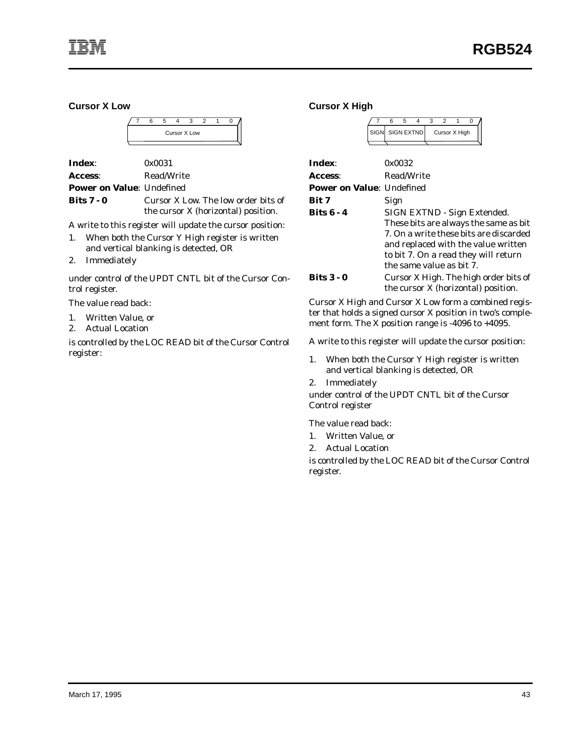## Cursor X Low

| 7 | 6 | 5 | 4 | 3 | 2 | 1 | 0 |
|---|---|---|---|---|---|---|---|
| Cursor X Low | | | | | | | |

**Index**: 0x0031

**Access**: Read/Write

**Power on Value**: Undefined

**Bits 7 - 0** Cursor X Low. The low order bits of the cursor X (horizontal) position.

A write to this register will update the cursor position:

1. When both the Cursor Y High register is written and vertical blanking is detected, OR
2. Immediately

under control of the UPDT CNTL bit of the Cursor Control register.

The value read back:

1. Written Value, or
2. Actual Location

is controlled by the LOC READ bit of the Cursor Control register:

## Cursor X High

| 7 | 6 | 5 | 4 | 3 | 2 | 1 | 0 |
|---|---|---|---|---|---|---|---|
| SIGN | SIGN EXTND | | | Cursor X High | | | |

**Index**: 0x0032

**Access**: Read/Write

**Power on Value**: Undefined

**Bit 7** Sign

**Bits 6 - 4** SIGN EXTND - Sign Extended. These bits are always the same as bit 7. On a write these bits are discarded and replaced with the value written to bit 7. On a read they will return the same value as bit 7.

**Bits 3 - 0** Cursor X High. The high order bits of the cursor X (horizontal) position.

Cursor X High and Cursor X Low form a combined register that holds a signed cursor X position in two's complement form. The X position range is -4096 to +4095.

A write to this register will update the cursor position:

1. When both the Cursor Y High register is written and vertical blanking is detected, OR
2. Immediately

under control of the UPDT CNTL bit of the Cursor Control register

The value read back:

1. Written Value, or
2. Actual Location

is controlled by the LOC READ bit of the Cursor Control register.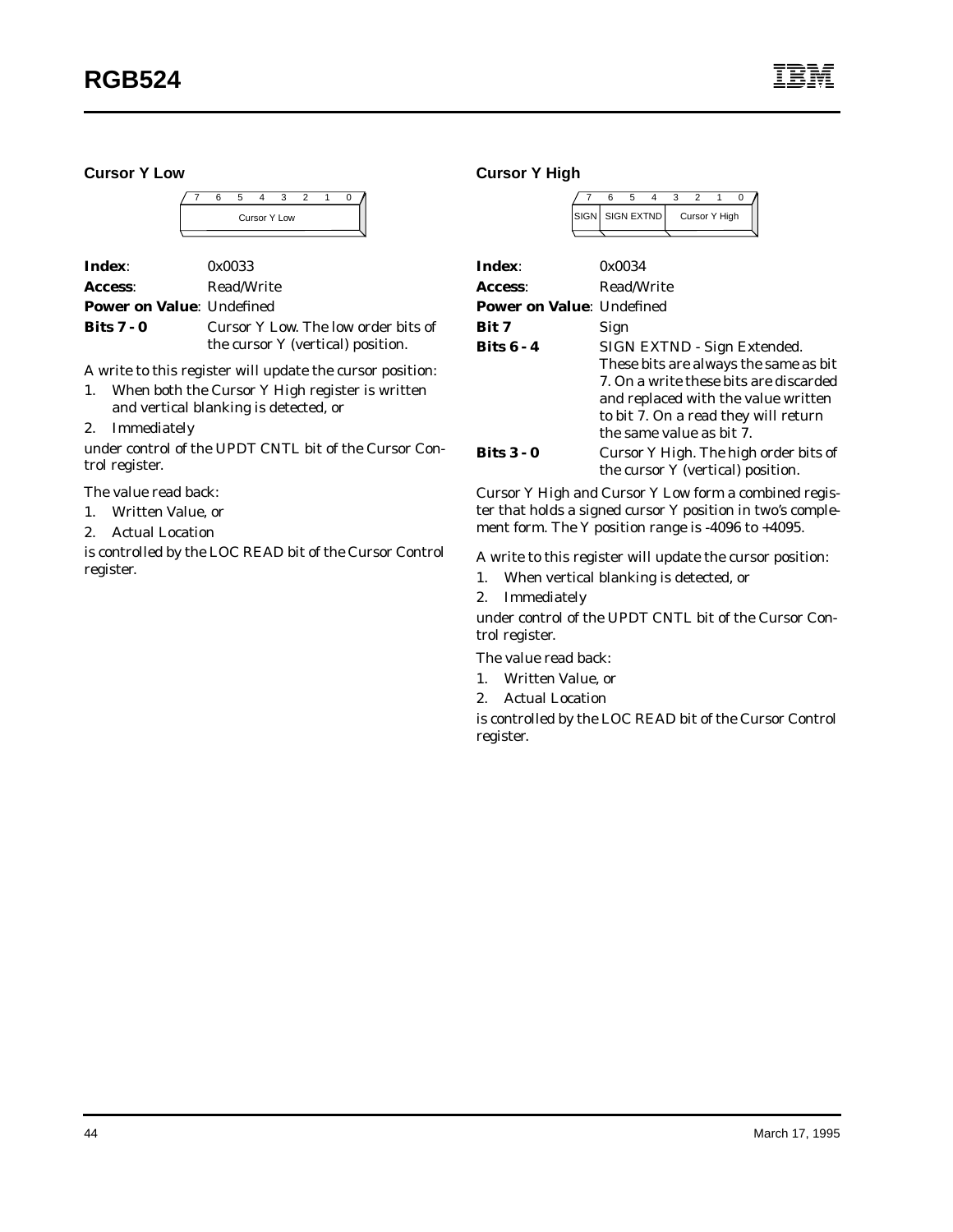### Cursor Y Low

| 7 | 6 | 5 | 4 | 3 | 2 | 1 | 0 |
|---|---|---|---|---|---|---|---|
| Cursor Y Low | | | | | | | |

**Index**: 0x0033

**Access**: Read/Write

**Power on Value**: Undefined

**Bits 7 - 0** Cursor Y Low. The low order bits of the cursor Y (vertical) position.

A write to this register will update the cursor position:

1. When both the Cursor Y High register is written and vertical blanking is detected, or
2. Immediately

under control of the UPDT CNTL bit of the Cursor Control register.

The value read back:

1. Written Value, or
2. Actual Location

is controlled by the LOC READ bit of the Cursor Control register.

### Cursor Y High

| 7 | 6 | 5 | 4 | 3 | 2 | 1 | 0 |
|---|---|---|---|---|---|---|---|
| SIGN | SIGN EXTND | | | Cursor Y High | | | |

**Index**: 0x0034

**Access**: Read/Write

**Power on Value**: Undefined

**Bit 7** Sign

**Bits 6 - 4** SIGN EXTND - Sign Extended. These bits are always the same as bit 7. On a write these bits are discarded and replaced with the value written to bit 7. On a read they will return the same value as bit 7.

**Bits 3 - 0** Cursor Y High. The high order bits of the cursor Y (vertical) position.

Cursor Y High and Cursor Y Low form a combined register that holds a signed cursor Y position in two's complement form. The Y position range is -4096 to +4095.

A write to this register will update the cursor position:

1. When vertical blanking is detected, or
2. Immediately

under control of the UPDT CNTL bit of the Cursor Control register.

The value read back:

1. Written Value, or
2. Actual Location

is controlled by the LOC READ bit of the Cursor Control register.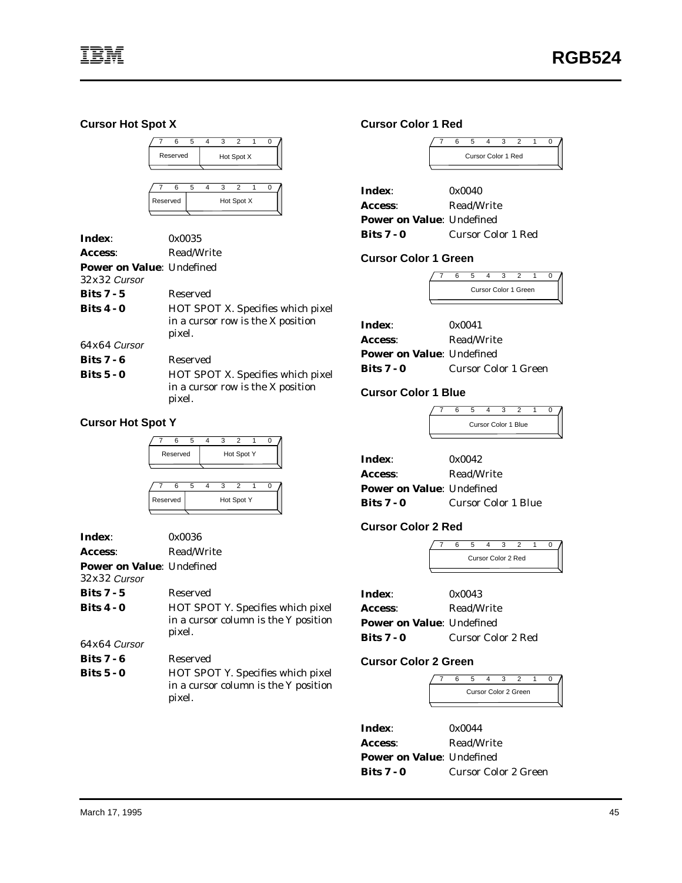### Cursor Hot Spot X

| 7 | 6 | 5 | 4 | 3 | 2 | 1 | 0 |
|---|---|---|---|---|---|---|---|
| Reserved | | | Hot Spot X | | | | |

| 7 | 6 | 5 | 4 | 3 | 2 | 1 | 0 |
|---|---|---|---|---|---|---|---|
| Reserved | | Hot Spot X | | | | | |

**Index**: 0x0035
**Access**: Read/Write
**Power on Value**: Undefined

32x32 *Cursor*

**Bits 7 - 5** Reserved
**Bits 4 - 0** HOT SPOT X. Specifies which pixel in a cursor row is the X position pixel.

64x64 *Cursor*

**Bits 7 - 6** Reserved
**Bits 5 - 0** HOT SPOT X. Specifies which pixel in a cursor row is the X position pixel.

### Cursor Hot Spot Y

| 7 | 6 | 5 | 4 | 3 | 2 | 1 | 0 |
|---|---|---|---|---|---|---|---|
| Reserved | | | Hot Spot Y | | | | |

| 7 | 6 | 5 | 4 | 3 | 2 | 1 | 0 |
|---|---|---|---|---|---|---|---|
| Reserved | | Hot Spot Y | | | | | |

**Index**: 0x0036
**Access**: Read/Write
**Power on Value**: Undefined

32x32 *Cursor*

**Bits 7 - 5** Reserved
**Bits 4 - 0** HOT SPOT Y. Specifies which pixel in a cursor column is the Y position pixel.

64x64 *Cursor*

**Bits 7 - 6** Reserved
**Bits 5 - 0** HOT SPOT Y. Specifies which pixel in a cursor column is the Y position pixel.

### Cursor Color 1 Red

| 7 | 6 | 5 | 4 | 3 | 2 | 1 | 0 |
|---|---|---|---|---|---|---|---|
| Cursor Color 1 Red | | | | | | | |

**Index**: 0x0040
**Access**: Read/Write
**Power on Value**: Undefined
**Bits 7 - 0** Cursor Color 1 Red

### Cursor Color 1 Green

| 7 | 6 | 5 | 4 | 3 | 2 | 1 | 0 |
|---|---|---|---|---|---|---|---|
| Cursor Color 1 Green | | | | | | | |

**Index**: 0x0041
**Access**: Read/Write
**Power on Value**: Undefined
**Bits 7 - 0** Cursor Color 1 Green

### Cursor Color 1 Blue

| 7 | 6 | 5 | 4 | 3 | 2 | 1 | 0 |
|---|---|---|---|---|---|---|---|
| Cursor Color 1 Blue | | | | | | | |

**Index**: 0x0042
**Access**: Read/Write
**Power on Value**: Undefined
**Bits 7 - 0** Cursor Color 1 Blue

### Cursor Color 2 Red

| 7 | 6 | 5 | 4 | 3 | 2 | 1 | 0 |
|---|---|---|---|---|---|---|---|
| Cursor Color 2 Red | | | | | | | |

**Index**: 0x0043
**Access**: Read/Write
**Power on Value**: Undefined
**Bits 7 - 0** Cursor Color 2 Red

### Cursor Color 2 Green

| 7 | 6 | 5 | 4 | 3 | 2 | 1 | 0 |
|---|---|---|---|---|---|---|---|
| Cursor Color 2 Green | | | | | | | |

**Index**: 0x0044
**Access**: Read/Write
**Power on Value**: Undefined
**Bits 7 - 0** Cursor Color 2 Green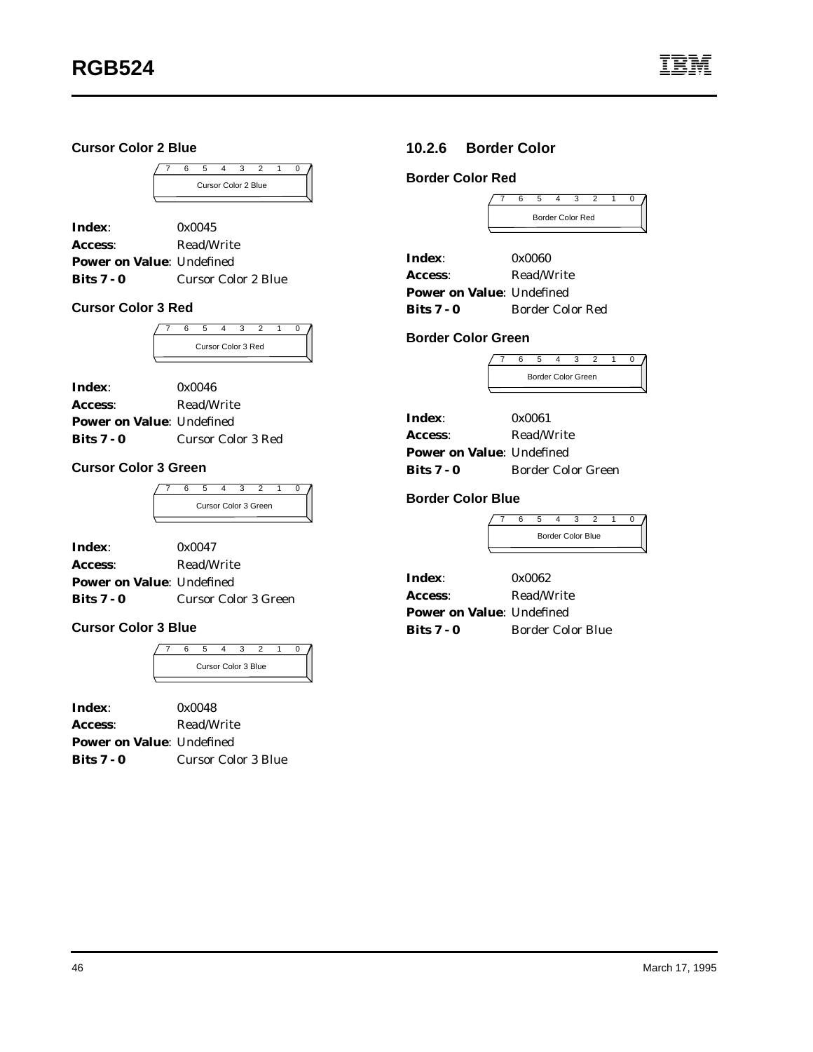#### Cursor Color 2 Blue

| 7 | 6 | 5 | 4 | 3 | 2 | 1 | 0 |
|---|---|---|---|---|---|---|---|
| Cursor Color 2 Blue | | | | | | | |

**Index**: 0x0045
**Access**: Read/Write
**Power on Value**: Undefined
**Bits 7 - 0** Cursor Color 2 Blue

#### Cursor Color 3 Red

| 7 | 6 | 5 | 4 | 3 | 2 | 1 | 0 |
|---|---|---|---|---|---|---|---|
| Cursor Color 3 Red | | | | | | | |

**Index**: 0x0046
**Access**: Read/Write
**Power on Value**: Undefined
**Bits 7 - 0** Cursor Color 3 Red

#### Cursor Color 3 Green

| 7 | 6 | 5 | 4 | 3 | 2 | 1 | 0 |
|---|---|---|---|---|---|---|---|
| Cursor Color 3 Green | | | | | | | |

**Index**: 0x0047
**Access**: Read/Write
**Power on Value**: Undefined
**Bits 7 - 0** Cursor Color 3 Green

#### Cursor Color 3 Blue

| 7 | 6 | 5 | 4 | 3 | 2 | 1 | 0 |
|---|---|---|---|---|---|---|---|
| Cursor Color 3 Blue | | | | | | | |

**Index**: 0x0048
**Access**: Read/Write
**Power on Value**: Undefined
**Bits 7 - 0** Cursor Color 3 Blue

### 10.2.6 Border Color

#### Border Color Red

| 7 | 6 | 5 | 4 | 3 | 2 | 1 | 0 |
|---|---|---|---|---|---|---|---|
| Border Color Red | | | | | | | |

**Index**: 0x0060
**Access**: Read/Write
**Power on Value**: Undefined
**Bits 7 - 0** Border Color Red

#### Border Color Green

| 7 | 6 | 5 | 4 | 3 | 2 | 1 | 0 |
|---|---|---|---|---|---|---|---|
| Border Color Green | | | | | | | |

**Index**: 0x0061
**Access**: Read/Write
**Power on Value**: Undefined
**Bits 7 - 0** Border Color Green

#### Border Color Blue

| 7 | 6 | 5 | 4 | 3 | 2 | 1 | 0 |
|---|---|---|---|---|---|---|---|
| Border Color Blue | | | | | | | |

**Index**: 0x0062
**Access**: Read/Write
**Power on Value**: Undefined
**Bits 7 - 0** Border Color Blue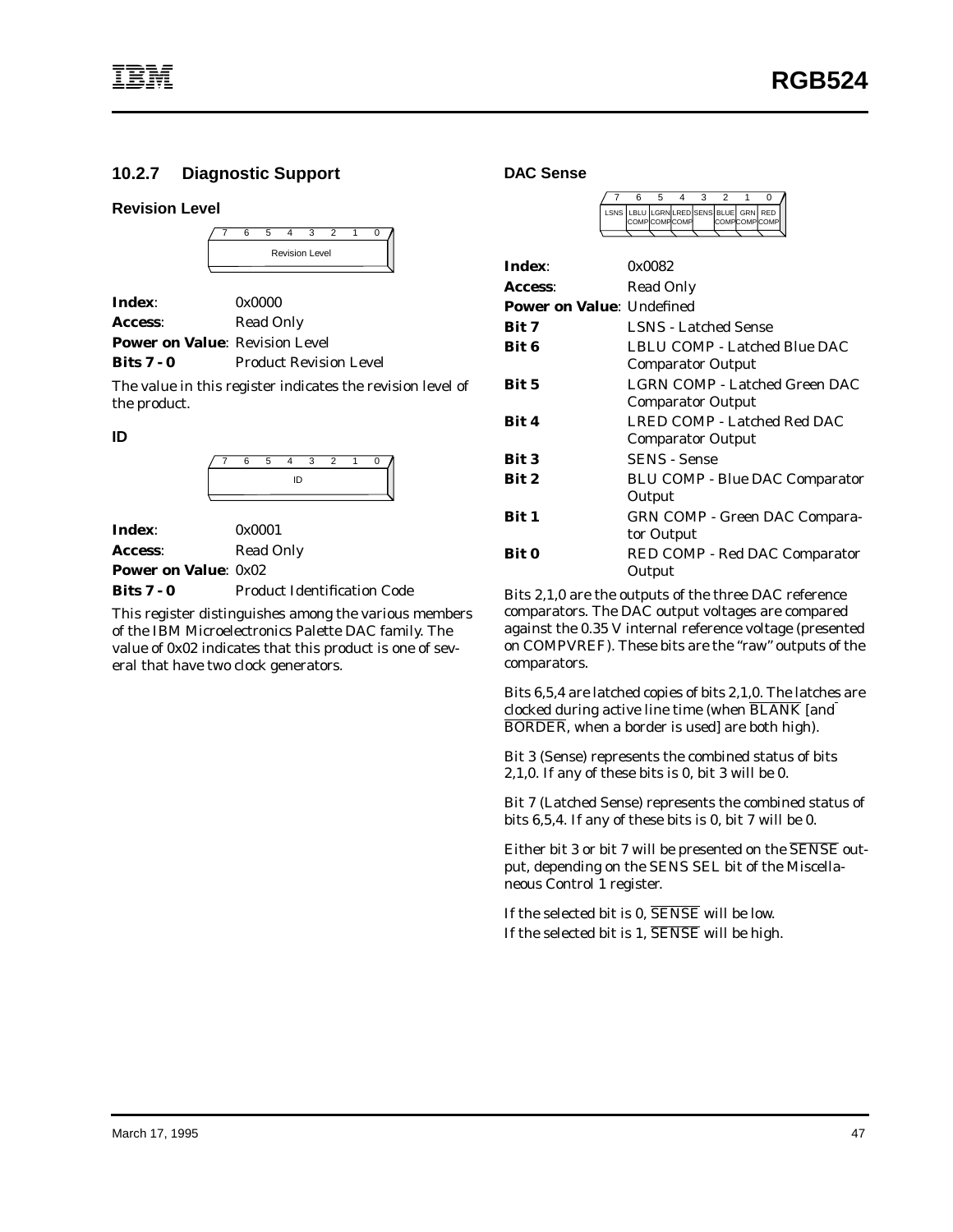### 10.2.7 Diagnostic Support

#### Revision Level

| 7 | 6 | 5 | 4 | 3 | 2 | 1 | 0 |
|---|---|---|---|---|---|---|---|
| Revision Level | | | | | | | |

**Index**: 0x0000
**Access**: Read Only
**Power on Value**: Revision Level
**Bits 7 - 0** Product Revision Level

The value in this register indicates the revision level of the product.

#### ID

| 7 | 6 | 5 | 4 | 3 | 2 | 1 | 0 |
|---|---|---|---|---|---|---|---|
| ID | | | | | | | |

**Index**: 0x0001
**Access**: Read Only
**Power on Value**: 0x02
**Bits 7 - 0** Product Identification Code

This register distinguishes among the various members of the IBM Microelectronics Palette DAC family. The value of 0x02 indicates that this product is one of several that have two clock generators.

#### DAC Sense

| 7 | 6 | 5 | 4 | 3 | 2 | 1 | 0 |
|---|---|---|---|---|---|---|---|
| LSNS | LBLU COMP | LGRN COMP | LRED COMP | SENS | BLUE COMP | GRN COMP | RED COMP |

**Index**: 0x0082
**Access**: Read Only
**Power on Value**: Undefined
**Bit 7** LSNS - Latched Sense
**Bit 6** LBLU COMP - Latched Blue DAC Comparator Output
**Bit 5** LGRN COMP - Latched Green DAC Comparator Output
**Bit 4** LRED COMP - Latched Red DAC Comparator Output
**Bit 3** SENS - Sense
**Bit 2** BLU COMP - Blue DAC Comparator Output
**Bit 1** GRN COMP - Green DAC Comparator Output
**Bit 0** RED COMP - Red DAC Comparator Output

Bits 2,1,0 are the outputs of the three DAC reference comparators. The DAC output voltages are compared against the 0.35 V internal reference voltage (presented on COMPVREF). These bits are the "raw" outputs of the comparators.

Bits 6,5,4 are latched copies of bits 2,1,0. The latches are clocked during active line time (when $\overline{\text{BLANK}}$ [and $\overline{\text{BORDER}}$, when a border is used] are both high).

Bit 3 (Sense) represents the combined status of bits 2,1,0. If any of these bits is 0, bit 3 will be 0.

Bit 7 (Latched Sense) represents the combined status of bits 6,5,4. If any of these bits is 0, bit 7 will be 0.

Either bit 3 or bit 7 will be presented on the $\overline{\text{SENSE}}$ output, depending on the SENS SEL bit of the Miscellaneous Control 1 register.

If the selected bit is 0, $\overline{\text{SENSE}}$ will be low.
If the selected bit is 1, $\overline{\text{SENSE}}$ will be high.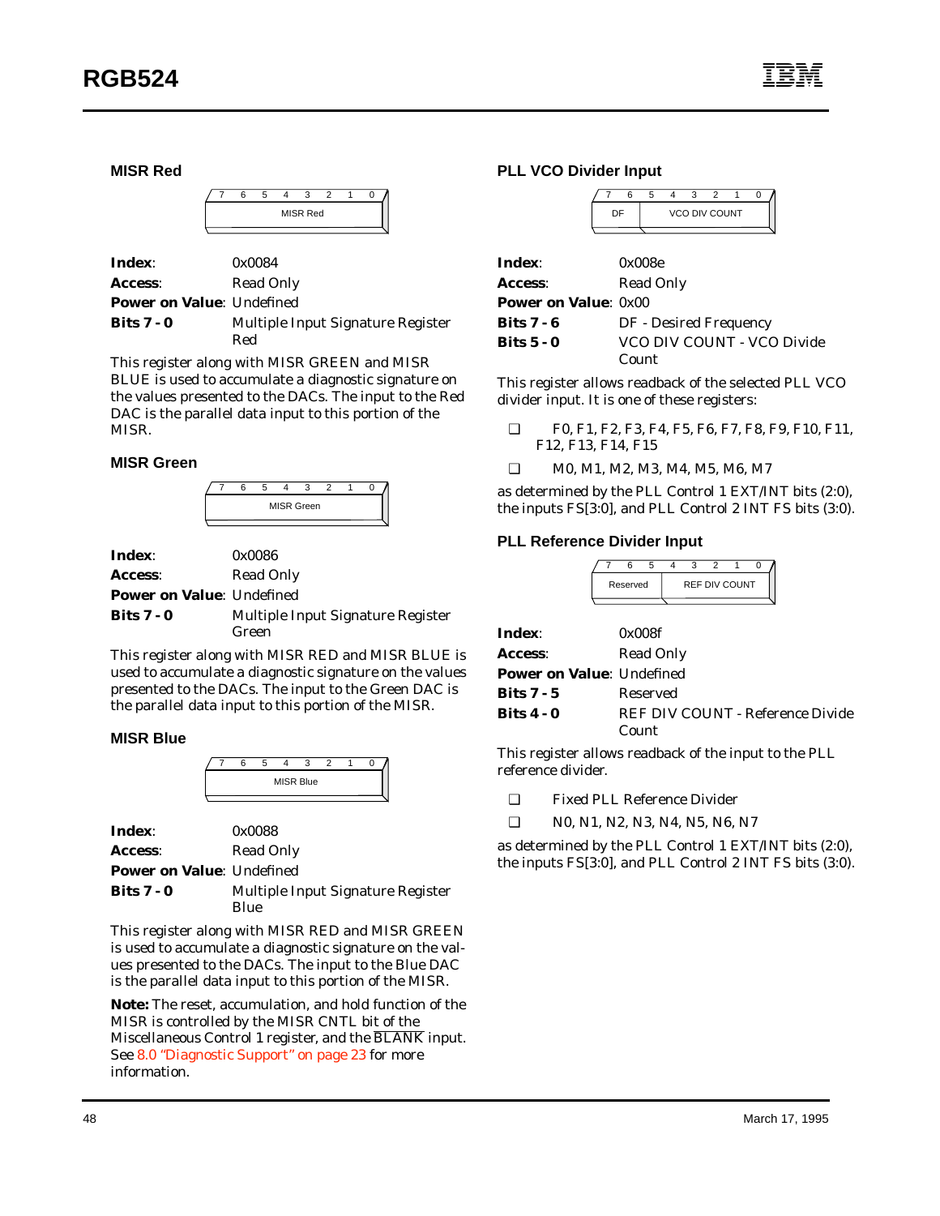### MISR Red

| 7 | 6 | 5 | 4 | 3 | 2 | 1 | 0 |
|---|---|---|---|---|---|---|---|
| MISR Red | | | | | | | |

**Index**: 0x0084
**Access**: Read Only
**Power on Value**: Undefined
**Bits 7 - 0** Multiple Input Signature Register Red

This register along with MISR GREEN and MISR BLUE is used to accumulate a diagnostic signature on the values presented to the DACs. The input to the Red DAC is the parallel data input to this portion of the MISR.

### MISR Green

| 7 | 6 | 5 | 4 | 3 | 2 | 1 | 0 |
|---|---|---|---|---|---|---|---|
| MISR Green | | | | | | | |

**Index**: 0x0086
**Access**: Read Only
**Power on Value**: Undefined
**Bits 7 - 0** Multiple Input Signature Register Green

This register along with MISR RED and MISR BLUE is used to accumulate a diagnostic signature on the values presented to the DACs. The input to the Green DAC is the parallel data input to this portion of the MISR.

### MISR Blue

| 7 | 6 | 5 | 4 | 3 | 2 | 1 | 0 |
|---|---|---|---|---|---|---|---|
| MISR Blue | | | | | | | |

**Index**: 0x0088
**Access**: Read Only
**Power on Value**: Undefined
**Bits 7 - 0** Multiple Input Signature Register Blue

This register along with MISR RED and MISR GREEN is used to accumulate a diagnostic signature on the values presented to the DACs. The input to the Blue DAC is the parallel data input to this portion of the MISR.

**Note:** The reset, accumulation, and hold function of the MISR is controlled by the MISR CNTL bit of the Miscellaneous Control 1 register, and the $\overline{\text{BLANK}}$ input. See 8.0 "Diagnostic Support" on page 23 for more information.

### PLL VCO Divider Input

| 7 | 6 | 5 | 4 | 3 | 2 | 1 | 0 |
|---|---|---|---|---|---|---|---|
| DF | | VCO DIV COUNT | | | | | |

**Index**: 0x008e
**Access**: Read Only
**Power on Value**: 0x00
**Bits 7 - 6** DF - Desired Frequency
**Bits 5 - 0** VCO DIV COUNT - VCO Divide Count

This register allows readback of the selected PLL VCO divider input. It is one of these registers:

- ❑ F0, F1, F2, F3, F4, F5, F6, F7, F8, F9, F10, F11, F12, F13, F14, F15
- ❑ M0, M1, M2, M3, M4, M5, M6, M7

as determined by the PLL Control 1 EXT/INT bits (2:0), the inputs FS[3:0], and PLL Control 2 INT FS bits (3:0).

### PLL Reference Divider Input

| 7 | 6 | 5 | 4 | 3 | 2 | 1 | 0 |
|---|---|---|---|---|---|---|---|
| Reserved | | | REF DIV COUNT | | | | |

**Index**: 0x008f
**Access**: Read Only
**Power on Value**: Undefined
**Bits 7 - 5** Reserved
**Bits 4 - 0** REF DIV COUNT - Reference Divide Count

This register allows readback of the input to the PLL reference divider.

- ❑ Fixed PLL Reference Divider
- ❑ N0, N1, N2, N3, N4, N5, N6, N7

as determined by the PLL Control 1 EXT/INT bits (2:0), the inputs FS[3:0], and PLL Control 2 INT FS bits (3:0).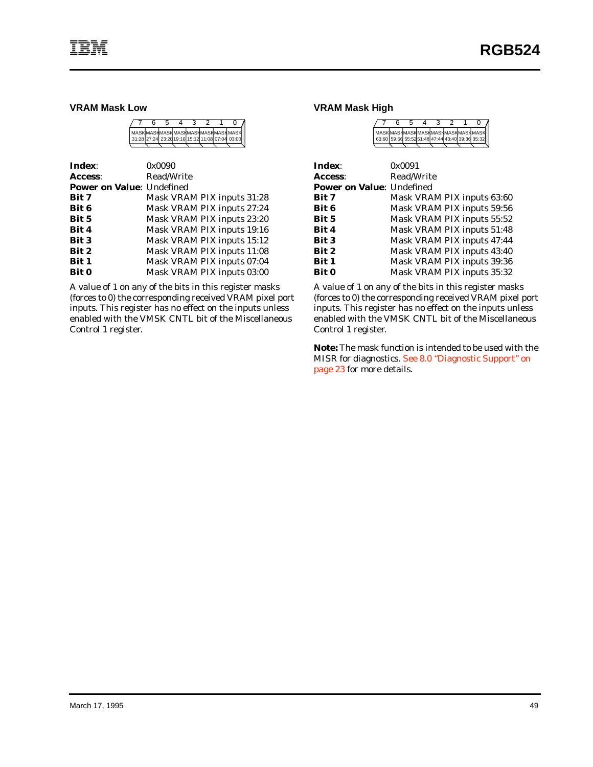### VRAM Mask Low

| 7 | 6 | 5 | 4 | 3 | 2 | 1 | 0 |
|---|---|---|---|---|---|---|---|
| MASK 31:28 | MASK 27:24 | MASK 23:20 | MASK 19:16 | MASK 15:12 | MASK 11:08 | MASK 07:04 | MASK 03:00 |

**Index**: 0x0090
**Access**: Read/Write
**Power on Value**: Undefined
**Bit 7** Mask VRAM PIX inputs 31:28
**Bit 6** Mask VRAM PIX inputs 27:24
**Bit 5** Mask VRAM PIX inputs 23:20
**Bit 4** Mask VRAM PIX inputs 19:16
**Bit 3** Mask VRAM PIX inputs 15:12
**Bit 2** Mask VRAM PIX inputs 11:08
**Bit 1** Mask VRAM PIX inputs 07:04
**Bit 0** Mask VRAM PIX inputs 03:00

A value of 1 on any of the bits in this register masks (forces to 0) the corresponding received VRAM pixel port inputs. This register has no effect on the inputs unless enabled with the VMSK CNTL bit of the Miscellaneous Control 1 register.

### VRAM Mask High

| 7 | 6 | 5 | 4 | 3 | 2 | 1 | 0 |
|---|---|---|---|---|---|---|---|
| MASK 63:60 | MASK 59:56 | MASK 55:52 | MASK 51:48 | MASK 47:44 | MASK 43:40 | MASK 39:36 | MASK 35:32 |

**Index**: 0x0091
**Access**: Read/Write
**Power on Value**: Undefined
**Bit 7** Mask VRAM PIX inputs 63:60
**Bit 6** Mask VRAM PIX inputs 59:56
**Bit 5** Mask VRAM PIX inputs 55:52
**Bit 4** Mask VRAM PIX inputs 51:48
**Bit 3** Mask VRAM PIX inputs 47:44
**Bit 2** Mask VRAM PIX inputs 43:40
**Bit 1** Mask VRAM PIX inputs 39:36
**Bit 0** Mask VRAM PIX inputs 35:32

A value of 1 on any of the bits in this register masks (forces to 0) the corresponding received VRAM pixel port inputs. This register has no effect on the inputs unless enabled with the VMSK CNTL bit of the Miscellaneous Control 1 register.

**Note:** The mask function is intended to be used with the MISR for diagnostics. See 8.0 "Diagnostic Support" on page 23 for more details.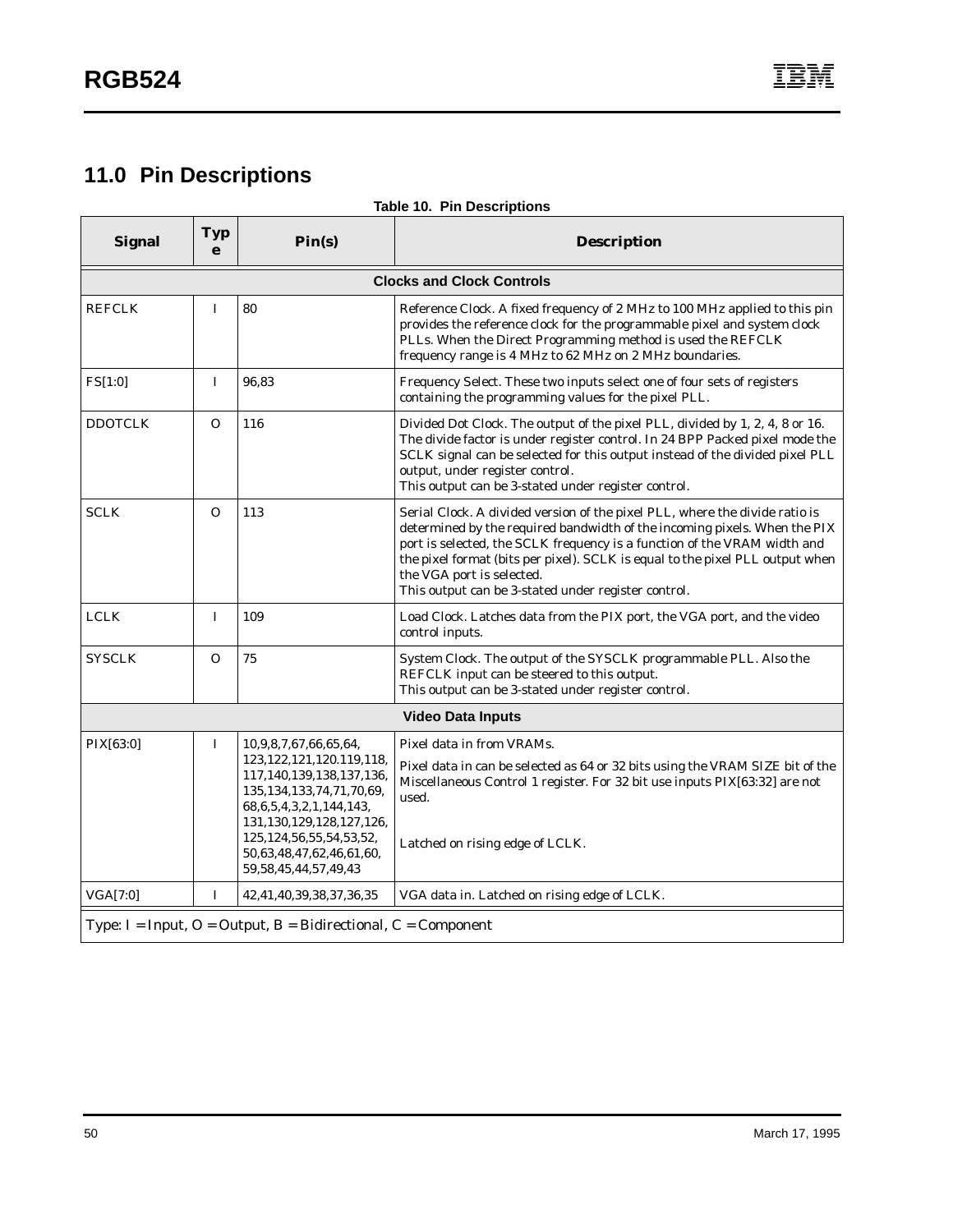## 11.0 Pin Descriptions

**Table 10. Pin Descriptions**

| Signal | Type | Pin(s) | Description |
|---|---|---|---|
| **Clocks and Clock Controls** | | | |
| REFCLK | I | 80 | Reference Clock. A fixed frequency of 2 MHz to 100 MHz applied to this pin provides the reference clock for the programmable pixel and system clock PLLs. When the Direct Programming method is used the REFCLK frequency range is 4 MHz to 62 MHz on 2 MHz boundaries. |
| FS[1:0] | I | 96,83 | Frequency Select. These two inputs select one of four sets of registers containing the programming values for the pixel PLL. |
| DDOTCLK | O | 116 | Divided Dot Clock. The output of the pixel PLL, divided by 1, 2, 4, 8 or 16. The divide factor is under register control. In 24 BPP Packed pixel mode the SCLK signal can be selected for this output instead of the divided pixel PLL output, under register control.<br>This output can be 3-stated under register control. |
| SCLK | O | 113 | Serial Clock. A divided version of the pixel PLL, where the divide ratio is determined by the required bandwidth of the incoming pixels. When the PIX port is selected, the SCLK frequency is a function of the VRAM width and the pixel format (bits per pixel). SCLK is equal to the pixel PLL output when the VGA port is selected.<br>This output can be 3-stated under register control. |
| LCLK | I | 109 | Load Clock. Latches data from the PIX port, the VGA port, and the video control inputs. |
| SYSCLK | O | 75 | System Clock. The output of the SYSCLK programmable PLL. Also the REFCLK input can be steered to this output.<br>This output can be 3-stated under register control. |
| **Video Data Inputs** | | | |
| PIX[63:0] | I | 10,9,8,7,67,66,65,64, 123,122,121,120.119,118, 117,140,139,138,137,136, 135,134,133,74,71,70,69, 68,6,5,4,3,2,1,144,143, 131,130,129,128,127,126, 125,124,56,55,54,53,52, 50,63,48,47,62,46,61,60, 59,58,45,44,57,49,43 | Pixel data in from VRAMs.<br>Pixel data in can be selected as 64 or 32 bits using the VRAM SIZE bit of the Miscellaneous Control 1 register. For 32 bit use inputs PIX[63:32] are not used.<br>Latched on rising edge of LCLK. |
| VGA[7:0] | I | 42,41,40,39,38,37,36,35 | VGA data in. Latched on rising edge of LCLK. |

Type: I = Input, O = Output, B = Bidirectional, C = Component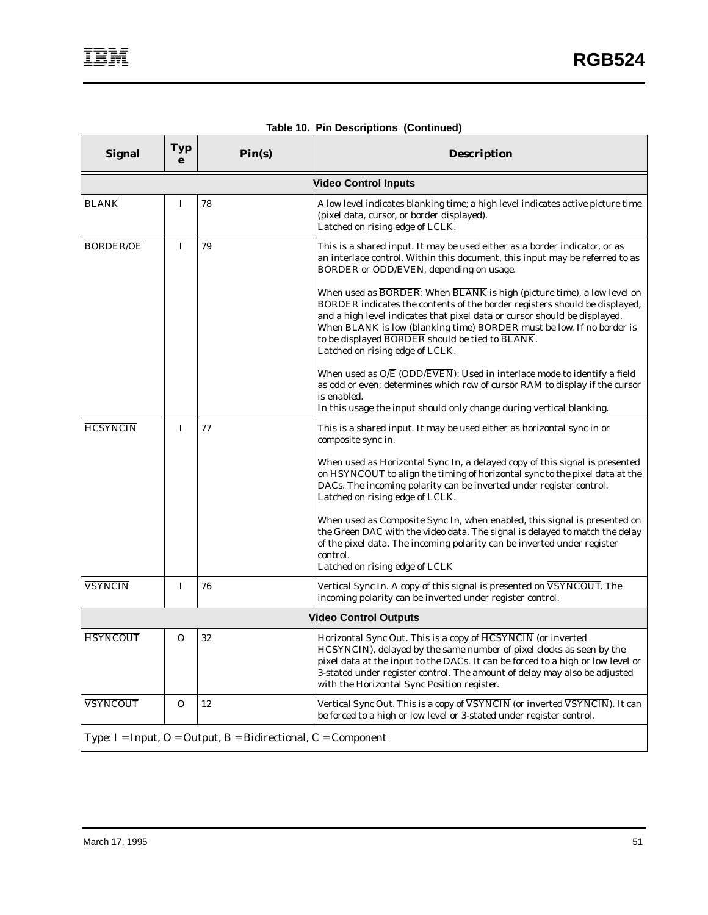**Table 10. Pin Descriptions (Continued)**

| Signal | Type | Pin(s) | Description |
|---|---|---|---|
| **Video Control Inputs** | | | |
| $\overline{\text{BLANK}}$ | I | 78 | A low level indicates blanking time; a high level indicates active picture time (pixel data, cursor, or border displayed).<br>Latched on rising edge of LCLK. |
| $\overline{\text{BORDER}}$/O$\overline{\text{E}}$ | I | 79 | This is a shared input. It may be used either as a border indicator, or as an interlace control. Within this document, this input may be referred to as $\overline{\text{BORDER}}$ or ODD/$\overline{\text{EVEN}}$, depending on usage.<br><br>When used as $\overline{\text{BORDER}}$: When $\overline{\text{BLANK}}$ is high (picture time), a low level on $\overline{\text{BORDER}}$ indicates the contents of the border registers should be displayed, and a high level indicates that pixel data or cursor should be displayed. When $\overline{\text{BLANK}}$ is low (blanking time) $\overline{\text{BORDER}}$ must be low. If no border is to be displayed $\overline{\text{BORDER}}$ should be tied to $\overline{\text{BLANK}}$.<br>Latched on rising edge of LCLK.<br><br>When used as O/$\overline{\text{E}}$ (ODD/$\overline{\text{EVEN}}$): Used in interlace mode to identify a field as odd or even; determines which row of cursor RAM to display if the cursor is enabled.<br>In this usage the input should only change during vertical blanking. |
| $\overline{\text{HCSYNCIN}}$ | I | 77 | This is a shared input. It may be used either as horizontal sync in or composite sync in.<br><br>When used as Horizontal Sync In, a delayed copy of this signal is presented on $\overline{\text{HSYNCOUT}}$ to align the timing of horizontal sync to the pixel data at the DACs. The incoming polarity can be inverted under register control.<br>Latched on rising edge of LCLK.<br><br>When used as Composite Sync In, when enabled, this signal is presented on the Green DAC with the video data. The signal is delayed to match the delay of the pixel data. The incoming polarity can be inverted under register control.<br>Latched on rising edge of LCLK |
| $\overline{\text{VSYNCIN}}$ | I | 76 | Vertical Sync In. A copy of this signal is presented on $\overline{\text{VSYNCOUT}}$. The incoming polarity can be inverted under register control. |
| **Video Control Outputs** | | | |
| $\overline{\text{HSYNCOUT}}$ | O | 32 | Horizontal Sync Out. This is a copy of $\overline{\text{HCSYNCIN}}$ (or inverted $\overline{\text{HCSYNCIN}}$), delayed by the same number of pixel clocks as seen by the pixel data at the input to the DACs. It can be forced to a high or low level or 3-stated under register control. The amount of delay may also be adjusted with the Horizontal Sync Position register. |
| $\overline{\text{VSYNCOUT}}$ | O | 12 | Vertical Sync Out. This is a copy of $\overline{\text{VSYNCIN}}$ (or inverted $\overline{\text{VSYNCIN}}$). It can be forced to a high or low level or 3-stated under register control. |
| Type: I = Input, O = Output, B = Bidirectional, C = Component | | | |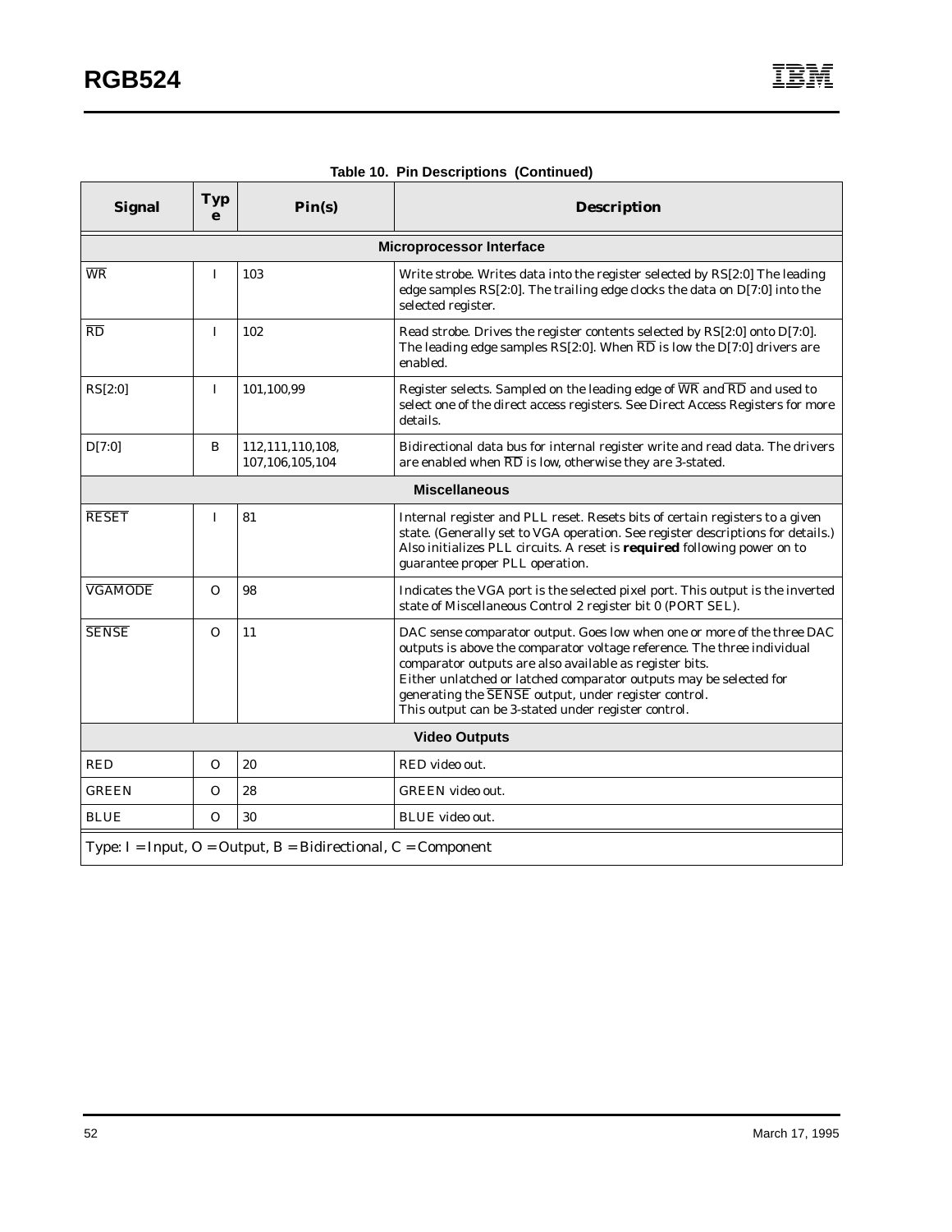**Table 10. Pin Descriptions (Continued)**

| Signal | Type | Pin(s) | Description |
|---|---|---|---|
| **Microprocessor Interface** | | | |
| $\overline{WR}$ | I | 103 | Write strobe. Writes data into the register selected by RS[2:0] The leading edge samples RS[2:0]. The trailing edge clocks the data on D[7:0] into the selected register. |
| $\overline{RD}$ | I | 102 | Read strobe. Drives the register contents selected by RS[2:0] onto D[7:0]. The leading edge samples RS[2:0]. When $\overline{RD}$ is low the D[7:0] drivers are enabled. |
| RS[2:0] | I | 101,100,99 | Register selects. Sampled on the leading edge of $\overline{WR}$ and $\overline{RD}$ and used to select one of the direct access registers. See Direct Access Registers for more details. |
| D[7:0] | B | 112,111,110,108, 107,106,105,104 | Bidirectional data bus for internal register write and read data. The drivers are enabled when $\overline{RD}$ is low, otherwise they are 3-stated. |
| **Miscellaneous** | | | |
| $\overline{RESET}$ | I | 81 | Internal register and PLL reset. Resets bits of certain registers to a given state. (Generally set to VGA operation. See register descriptions for details.) Also initializes PLL circuits. A reset is **required** following power on to guarantee proper PLL operation. |
| $\overline{VGAMODE}$ | O | 98 | Indicates the VGA port is the selected pixel port. This output is the inverted state of Miscellaneous Control 2 register bit 0 (PORT SEL). |
| $\overline{SENSE}$ | O | 11 | DAC sense comparator output. Goes low when one or more of the three DAC outputs is above the comparator voltage reference. The three individual comparator outputs are also available as register bits.<br>Either unlatched or latched comparator outputs may be selected for generating the $\overline{SENSE}$ output, under register control.<br>This output can be 3-stated under register control. |
| **Video Outputs** | | | |
| RED | O | 20 | RED video out. |
| GREEN | O | 28 | GREEN video out. |
| BLUE | O | 30 | BLUE video out. |

Type: I = Input, O = Output, B = Bidirectional, C = Component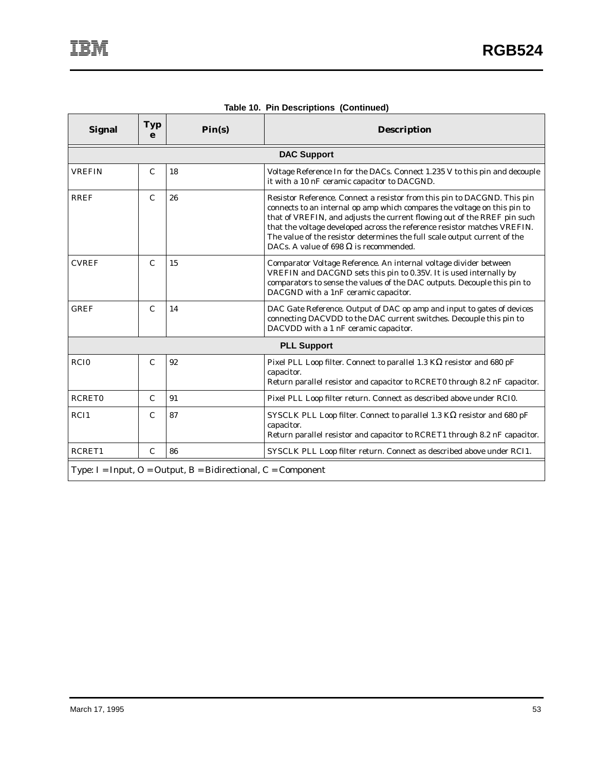**Table 10. Pin Descriptions (Continued)**

| Signal | Type | Pin(s) | Description |
|---|---|---|---|
| **DAC Support** | | | |
| VREFIN | C | 18 | Voltage Reference In for the DACs. Connect 1.235 V to this pin and decouple it with a 10 nF ceramic capacitor to DACGND. |
| RREF | C | 26 | Resistor Reference. Connect a resistor from this pin to DACGND. This pin connects to an internal op amp which compares the voltage on this pin to that of VREFIN, and adjusts the current flowing out of the RREF pin such that the voltage developed across the reference resistor matches VREFIN. The value of the resistor determines the full scale output current of the DACs. A value of 698 Ω is recommended. |
| CVREF | C | 15 | Comparator Voltage Reference. An internal voltage divider between VREFIN and DACGND sets this pin to 0.35V. It is used internally by comparators to sense the values of the DAC outputs. Decouple this pin to DACGND with a 1nF ceramic capacitor. |
| GREF | C | 14 | DAC Gate Reference. Output of DAC op amp and input to gates of devices connecting DACVDD to the DAC current switches. Decouple this pin to DACVDD with a 1 nF ceramic capacitor. |
| **PLL Support** | | | |
| RCI0 | C | 92 | Pixel PLL Loop filter. Connect to parallel 1.3 KΩ resistor and 680 pF capacitor. Return parallel resistor and capacitor to RCRET0 through 8.2 nF capacitor. |
| RCRET0 | C | 91 | Pixel PLL Loop filter return. Connect as described above under RCI0. |
| RCI1 | C | 87 | SYSCLK PLL Loop filter. Connect to parallel 1.3 KΩ resistor and 680 pF capacitor. Return parallel resistor and capacitor to RCRET1 through 8.2 nF capacitor. |
| RCRET1 | C | 86 | SYSCLK PLL Loop filter return. Connect as described above under RCI1. |

Type: I = Input, O = Output, B = Bidirectional, C = Component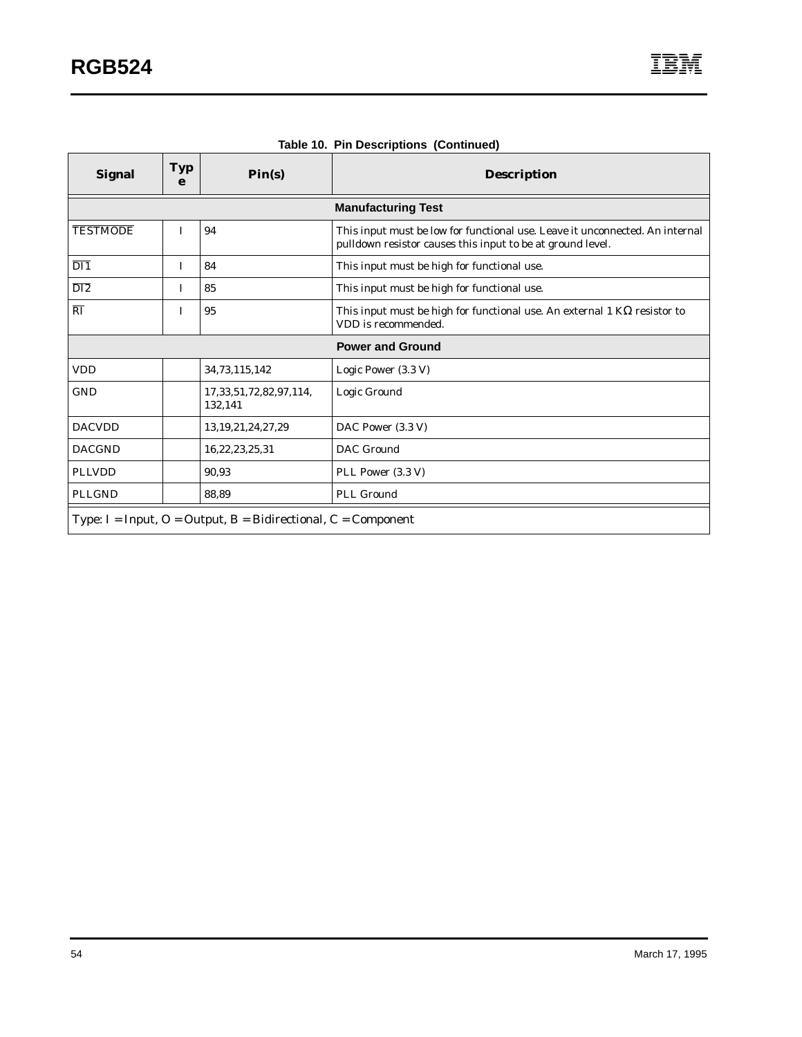**Table 10. Pin Descriptions (Continued)**

| Signal | Type | Pin(s) | Description |
|---|---|---|---|
| **Manufacturing Test** | | | |
| $\overline{\text{TESTMODE}}$ | I | 94 | This input must be low for functional use. Leave it unconnected. An internal pulldown resistor causes this input to be at ground level. |
| $\overline{\text{DI1}}$ | I | 84 | This input must be high for functional use. |
| $\overline{\text{DI2}}$ | I | 85 | This input must be high for functional use. |
| $\overline{\text{RI}}$ | I | 95 | This input must be high for functional use. An external 1 KΩ resistor to VDD is recommended. |
| **Power and Ground** | | | |
| VDD | | 34,73,115,142 | Logic Power (3.3 V) |
| GND | | 17,33,51,72,82,97,114, 132,141 | Logic Ground |
| DACVDD | | 13,19,21,24,27,29 | DAC Power (3.3 V) |
| DACGND | | 16,22,23,25,31 | DAC Ground |
| PLLVDD | | 90,93 | PLL Power (3.3 V) |
| PLLGND | | 88,89 | PLL Ground |

Type: I = Input, O = Output, B = Bidirectional, C = Component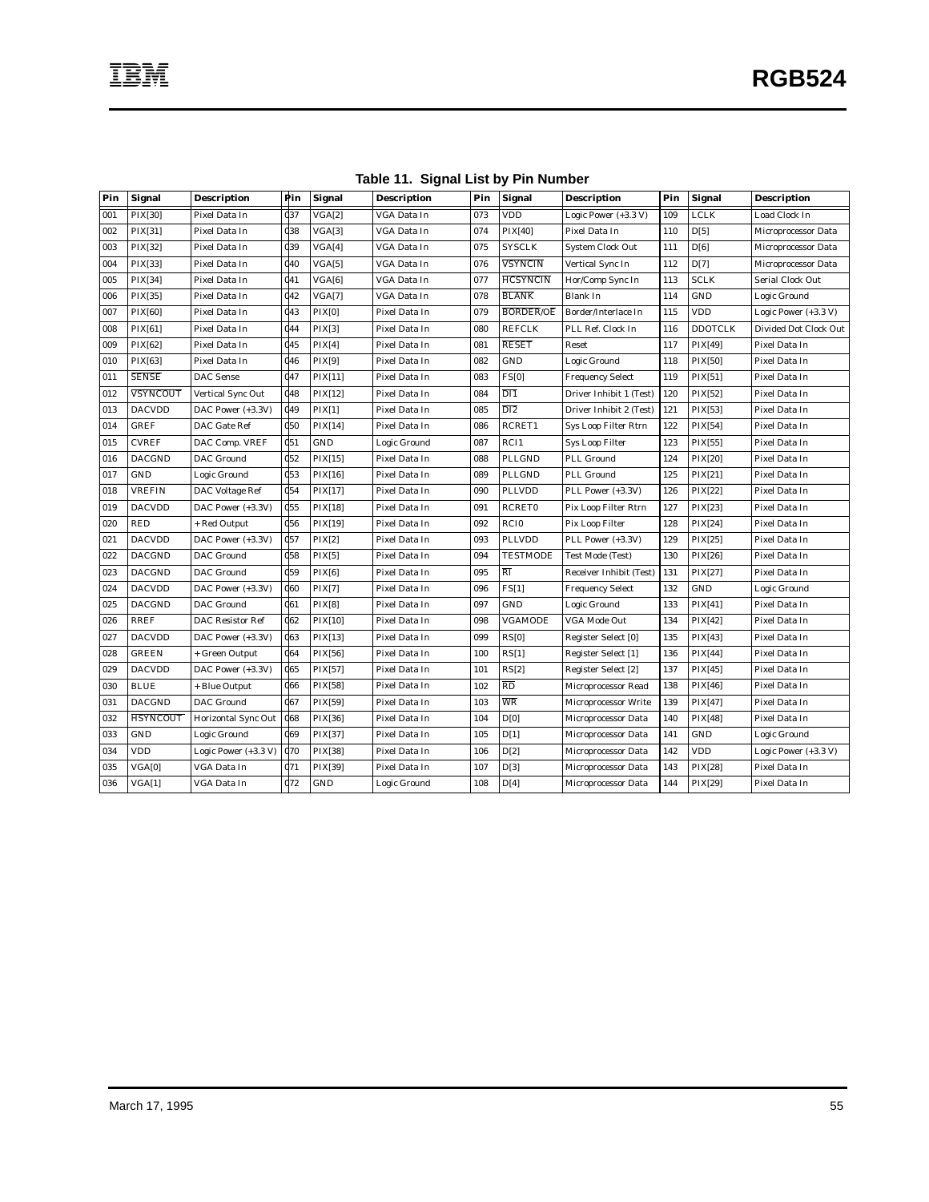**Table 11. Signal List by Pin Number**

| Pin | Signal | Description | Pin | Signal | Description | Pin | Signal | Description | Pin | Signal | Description |
|---|---|---|---|---|---|---|---|---|---|---|---|
| 001 | PIX[30] | Pixel Data In | 037 | VGA[2] | VGA Data In | 073 | VDD | Logic Power (+3.3 V) | 109 | LCLK | Load Clock In |
| 002 | PIX[31] | Pixel Data In | 038 | VGA[3] | VGA Data In | 074 | PIX[40] | Pixel Data In | 110 | D[5] | Microprocessor Data |
| 003 | PIX[32] | Pixel Data In | 039 | VGA[4] | VGA Data In | 075 | SYSCLK | System Clock Out | 111 | D[6] | Microprocessor Data |
| 004 | PIX[33] | Pixel Data In | 040 | VGA[5] | VGA Data In | 076 | $\overline{\text{VSYNCIN}}$ | Vertical Sync In | 112 | D[7] | Microprocessor Data |
| 005 | PIX[34] | Pixel Data In | 041 | VGA[6] | VGA Data In | 077 | $\overline{\text{HCSYNCIN}}$ | Hor/Comp Sync In | 113 | SCLK | Serial Clock Out |
| 006 | PIX[35] | Pixel Data In | 042 | VGA[7] | VGA Data In | 078 | $\overline{\text{BLANK}}$ | Blank In | 114 | GND | Logic Ground |
| 007 | PIX[60] | Pixel Data In | 043 | PIX[0] | Pixel Data In | 079 | $\overline{\text{BORDER}}$/OE | Border/Interlace In | 115 | VDD | Logic Power (+3.3 V) |
| 008 | PIX[61] | Pixel Data In | 044 | PIX[3] | Pixel Data In | 080 | REFCLK | PLL Ref. Clock In | 116 | DDOTCLK | Divided Dot Clock Out |
| 009 | PIX[62] | Pixel Data In | 045 | PIX[4] | Pixel Data In | 081 | $\overline{\text{RESET}}$ | Reset | 117 | PIX[49] | Pixel Data In |
| 010 | PIX[63] | Pixel Data In | 046 | PIX[9] | Pixel Data In | 082 | GND | Logic Ground | 118 | PIX[50] | Pixel Data In |
| 011 | $\overline{\text{SENSE}}$ | DAC Sense | 047 | PIX[11] | Pixel Data In | 083 | FS[0] | Frequency Select | 119 | PIX[51] | Pixel Data In |
| 012 | $\overline{\text{VSYNCOUT}}$ | Vertical Sync Out | 048 | PIX[12] | Pixel Data In | 084 | $\overline{\text{DI1}}$ | Driver Inhibit 1 (Test) | 120 | PIX[52] | Pixel Data In |
| 013 | DACVDD | DAC Power (+3.3V) | 049 | PIX[1] | Pixel Data In | 085 | $\overline{\text{DI2}}$ | Driver Inhibit 2 (Test) | 121 | PIX[53] | Pixel Data In |
| 014 | GREF | DAC Gate Ref | 050 | PIX[14] | Pixel Data In | 086 | RCRET1 | Sys Loop Filter Rtrn | 122 | PIX[54] | Pixel Data In |
| 015 | CVREF | DAC Comp. VREF | 051 | GND | Logic Ground | 087 | RCI1 | Sys Loop Filter | 123 | PIX[55] | Pixel Data In |
| 016 | DACGND | DAC Ground | 052 | PIX[15] | Pixel Data In | 088 | PLLGND | PLL Ground | 124 | PIX[20] | Pixel Data In |
| 017 | GND | Logic Ground | 053 | PIX[16] | Pixel Data In | 089 | PLLGND | PLL Ground | 125 | PIX[21] | Pixel Data In |
| 018 | VREFIN | DAC Voltage Ref | 054 | PIX[17] | Pixel Data In | 090 | PLLVDD | PLL Power (+3.3V) | 126 | PIX[22] | Pixel Data In |
| 019 | DACVDD | DAC Power (+3.3V) | 055 | PIX[18] | Pixel Data In | 091 | RCRET0 | Pix Loop Filter Rtrn | 127 | PIX[23] | Pixel Data In |
| 020 | RED | + Red Output | 056 | PIX[19] | Pixel Data In | 092 | RCI0 | Pix Loop Filter | 128 | PIX[24] | Pixel Data In |
| 021 | DACVDD | DAC Power (+3.3V) | 057 | PIX[2] | Pixel Data In | 093 | PLLVDD | PLL Power (+3.3V) | 129 | PIX[25] | Pixel Data In |
| 022 | DACGND | DAC Ground | 058 | PIX[5] | Pixel Data In | 094 | TESTMODE | Test Mode (Test) | 130 | PIX[26] | Pixel Data In |
| 023 | DACGND | DAC Ground | 059 | PIX[6] | Pixel Data In | 095 | $\overline{\text{RI}}$ | Receiver Inhibit (Test) | 131 | PIX[27] | Pixel Data In |
| 024 | DACVDD | DAC Power (+3.3V) | 060 | PIX[7] | Pixel Data In | 096 | FS[1] | Frequency Select | 132 | GND | Logic Ground |
| 025 | DACGND | DAC Ground | 061 | PIX[8] | Pixel Data In | 097 | GND | Logic Ground | 133 | PIX[41] | Pixel Data In |
| 026 | RREF | DAC Resistor Ref | 062 | PIX[10] | Pixel Data In | 098 | VGAMODE | VGA Mode Out | 134 | PIX[42] | Pixel Data In |
| 027 | DACVDD | DAC Power (+3.3V) | 063 | PIX[13] | Pixel Data In | 099 | RS[0] | Register Select [0] | 135 | PIX[43] | Pixel Data In |
| 028 | GREEN | + Green Output | 064 | PIX[56] | Pixel Data In | 100 | RS[1] | Register Select [1] | 136 | PIX[44] | Pixel Data In |
| 029 | DACVDD | DAC Power (+3.3V) | 065 | PIX[57] | Pixel Data In | 101 | RS[2] | Register Select [2] | 137 | PIX[45] | Pixel Data In |
| 030 | BLUE | + Blue Output | 066 | PIX[58] | Pixel Data In | 102 | $\overline{\text{RD}}$ | Microprocessor Read | 138 | PIX[46] | Pixel Data In |
| 031 | DACGND | DAC Ground | 067 | PIX[59] | Pixel Data In | 103 | $\overline{\text{WR}}$ | Microprocessor Write | 139 | PIX[47] | Pixel Data In |
| 032 | $\overline{\text{HSYNCOUT}}$ | Horizontal Sync Out | 068 | PIX[36] | Pixel Data In | 104 | D[0] | Microprocessor Data | 140 | PIX[48] | Pixel Data In |
| 033 | GND | Logic Ground | 069 | PIX[37] | Pixel Data In | 105 | D[1] | Microprocessor Data | 141 | GND | Logic Ground |
| 034 | VDD | Logic Power (+3.3 V) | 070 | PIX[38] | Pixel Data In | 106 | D[2] | Microprocessor Data | 142 | VDD | Logic Power (+3.3 V) |
| 035 | VGA[0] | VGA Data In | 071 | PIX[39] | Pixel Data In | 107 | D[3] | Microprocessor Data | 143 | PIX[28] | Pixel Data In |
| 036 | VGA[1] | VGA Data In | 072 | GND | Logic Ground | 108 | D[4] | Microprocessor Data | 144 | PIX[29] | Pixel Data In |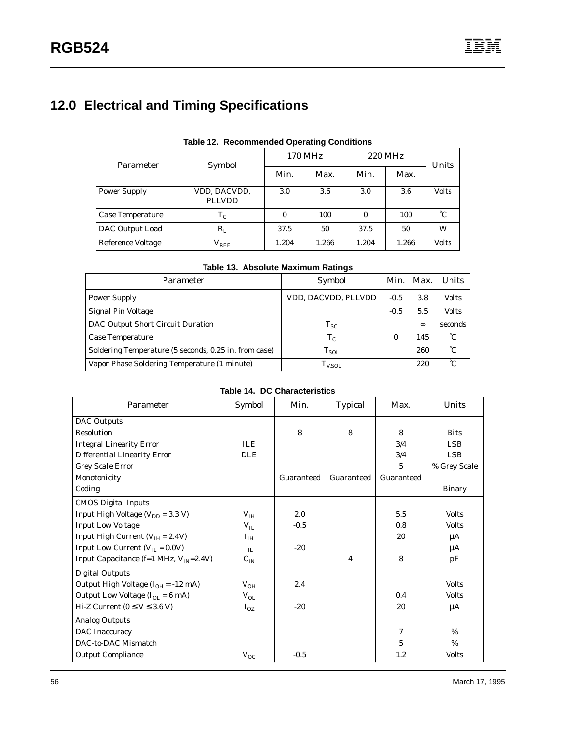## 12.0 Electrical and Timing Specifications

**Table 12. Recommended Operating Conditions**

| Parameter | Symbol | 170 MHz | | 220 MHz | | Units |
|---|---|---|---|---|---|---|
| | | Min. | Max. | Min. | Max. | |
| Power Supply | VDD, DACVDD, PLLVDD | 3.0 | 3.6 | 3.0 | 3.6 | Volts |
| Case Temperature | $T_C$ | 0 | 100 | 0 | 100 | ˚C |
| DAC Output Load | $R_L$ | 37.5 | 50 | 37.5 | 50 | W |
| Reference Voltage | $V_{REF}$ | 1.204 | 1.266 | 1.204 | 1.266 | Volts |

**Table 13. Absolute Maximum Ratings**

| Parameter | Symbol | Min. | Max. | Units |
|---|---|---|---|---|
| Power Supply | VDD, DACVDD, PLLVDD | -0.5 | 3.8 | Volts |
| Signal Pin Voltage | | -0.5 | 5.5 | Volts |
| DAC Output Short Circuit Duration | $T_{SC}$ | | ∞ | seconds |
| Case Temperature | $T_C$ | 0 | 145 | ˚C |
| Soldering Temperature (5 seconds, 0.25 in. from case) | $T_{SOL}$ | | 260 | ˚C |
| Vapor Phase Soldering Temperature (1 minute) | $T_{V,SOL}$ | | 220 | ˚C |

**Table 14. DC Characteristics**

| Parameter | Symbol | Min. | Typical | Max. | Units |
|---|---|---|---|---|---|
| DAC Outputs | | | | | |
| Resolution | | 8 | 8 | 8 | Bits |
| Integral Linearity Error | ILE | | | 3/4 | LSB |
| Differential Linearity Error | DLE | | | 3/4 | LSB |
| Grey Scale Error | | | | 5 | % Grey Scale |
| Monotonicity | | Guaranteed | Guaranteed | Guaranteed | |
| Coding | | | | | Binary |
| CMOS Digital Inputs | | | | | |
| Input High Voltage ($V_{DD}$ = 3.3 V) | $V_{IH}$ | 2.0 | | 5.5 | Volts |
| Input Low Voltage | $V_{IL}$ | -0.5 | | 0.8 | Volts |
| Input High Current ($V_{IH}$ = 2.4V) | $I_{IH}$ | | | 20 | μA |
| Input Low Current ($V_{IL}$ = 0.0V) | $I_{IL}$ | -20 | | | μA |
| Input Capacitance (f=1 MHz, $V_{IN}$=2.4V) | $C_{IN}$ | | 4 | 8 | pF |
| Digital Outputs | | | | | |
| Output High Voltage ($I_{OH}$ = -12 mA) | $V_{OH}$ | 2.4 | | | Volts |
| Output Low Voltage ($I_{OL}$ = 6 mA) | $V_{OL}$ | | | 0.4 | Volts |
| Hi-Z Current (0 ≤ V ≤ 3.6 V) | $I_{OZ}$ | -20 | | 20 | μA |
| Analog Outputs | | | | | |
| DAC Inaccuracy | | | | 7 | % |
| DAC-to-DAC Mismatch | | | | 5 | % |
| Output Compliance | $V_{OC}$ | -0.5 | | 1.2 | Volts |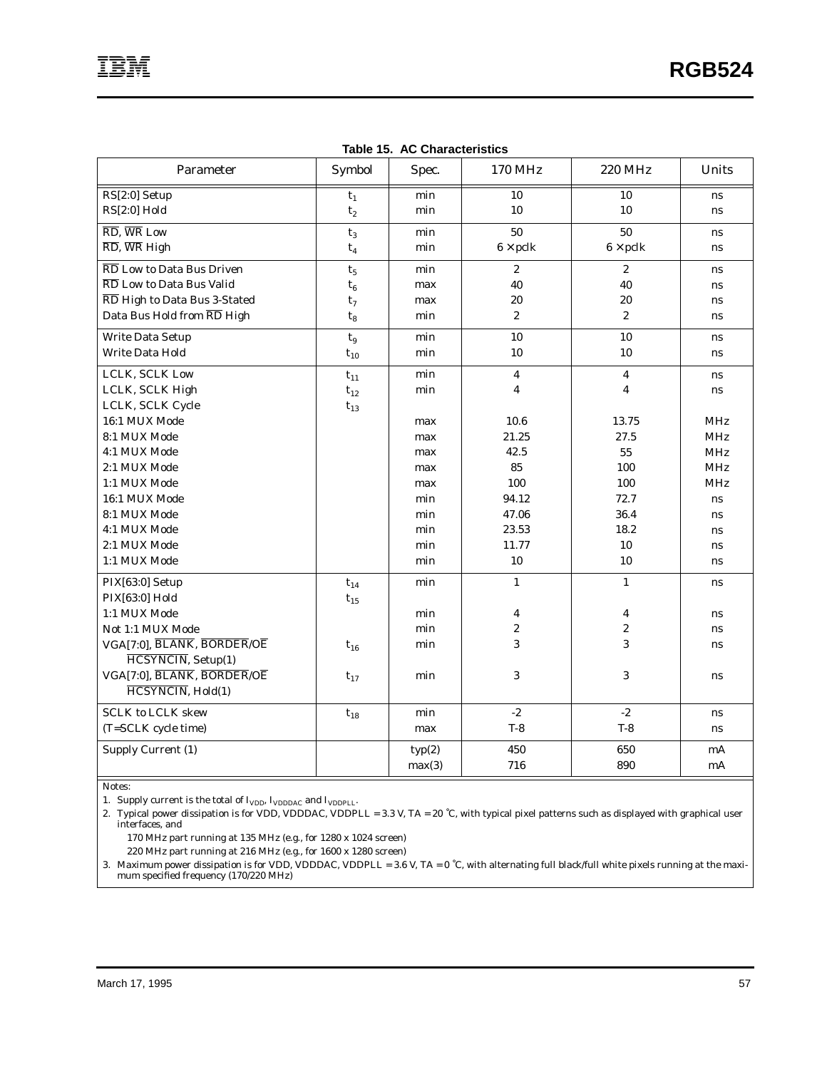**Table 15. AC Characteristics**

| Parameter | Symbol | Spec. | 170 MHz | 220 MHz | Units |
|---|---|---|---|---|---|
| RS[2:0] Setup | $t_1$ | min | 10 | 10 | ns |
| RS[2:0] Hold | $t_2$ | min | 10 | 10 | ns |
| $\overline{RD}$, $\overline{WR}$ Low | $t_3$ | min | 50 | 50 | ns |
| $\overline{RD}$, $\overline{WR}$ High | $t_4$ | min | 6 × pclk | 6 × pclk | ns |
| $\overline{RD}$ Low to Data Bus Driven | $t_5$ | min | 2 | 2 | ns |
| $\overline{RD}$ Low to Data Bus Valid | $t_6$ | max | 40 | 40 | ns |
| $\overline{RD}$ High to Data Bus 3-Stated | $t_7$ | max | 20 | 20 | ns |
| Data Bus Hold from $\overline{RD}$ High | $t_8$ | min | 2 | 2 | ns |
| Write Data Setup | $t_9$ | min | 10 | 10 | ns |
| Write Data Hold | $t_{10}$ | min | 10 | 10 | ns |
| LCLK, SCLK Low | $t_{11}$ | min | 4 | 4 | ns |
| LCLK, SCLK High | $t_{12}$ | min | 4 | 4 | ns |
| LCLK, SCLK Cycle | $t_{13}$ | | | | |
| 16:1 MUX Mode | | max | 10.6 | 13.75 | MHz |
| 8:1 MUX Mode | | max | 21.25 | 27.5 | MHz |
| 4:1 MUX Mode | | max | 42.5 | 55 | MHz |
| 2:1 MUX Mode | | max | 85 | 100 | MHz |
| 1:1 MUX Mode | | max | 100 | 100 | MHz |
| 16:1 MUX Mode | | min | 94.12 | 72.7 | ns |
| 8:1 MUX Mode | | min | 47.06 | 36.4 | ns |
| 4:1 MUX Mode | | min | 23.53 | 18.2 | ns |
| 2:1 MUX Mode | | min | 11.77 | 10 | ns |
| 1:1 MUX Mode | | min | 10 | 10 | ns |
| PIX[63:0] Setup | $t_{14}$ | min | 1 | 1 | ns |
| PIX[63:0] Hold | $t_{15}$ | | | | |
| 1:1 MUX Mode | | min | 4 | 4 | ns |
| Not 1:1 MUX Mode | | min | 2 | 2 | ns |
| VGA[7:0], $\overline{BLANK}$, $\overline{BORDER}$/$\overline{OE}$ $\overline{HCSYNCIN}$, Setup(1) | $t_{16}$ | min | 3 | 3 | ns |
| VGA[7:0], $\overline{BLANK}$, $\overline{BORDER}$/$\overline{OE}$ $\overline{HCSYNCIN}$, Hold(1) | $t_{17}$ | min | 3 | 3 | ns |
| SCLK to LCLK skew | $t_{18}$ | min | -2 | -2 | ns |
| (T=SCLK cycle time) | | max | T-8 | T-8 | ns |
| Supply Current (1) | | typ(2) | 450 | 650 | mA |
| | | max(3) | 716 | 890 | mA |

Notes:

1. Supply current is the total of $I_{VDD}$, $I_{VDDDAC}$ and $I_{VDDPLL}$.
2. Typical power dissipation is for VDD, VDDDAC, VDDPLL = 3.3 V, TA = 20 °C, with typical pixel patterns such as displayed with graphical user interfaces, and
   170 MHz part running at 135 MHz (e.g., for 1280 x 1024 screen)
   220 MHz part running at 216 MHz (e.g., for 1600 x 1280 screen)
3. Maximum power dissipation is for VDD, VDDDAC, VDDPLL = 3.6 V, TA = 0 °C, with alternating full black/full white pixels running at the maximum specified frequency (170/220 MHz)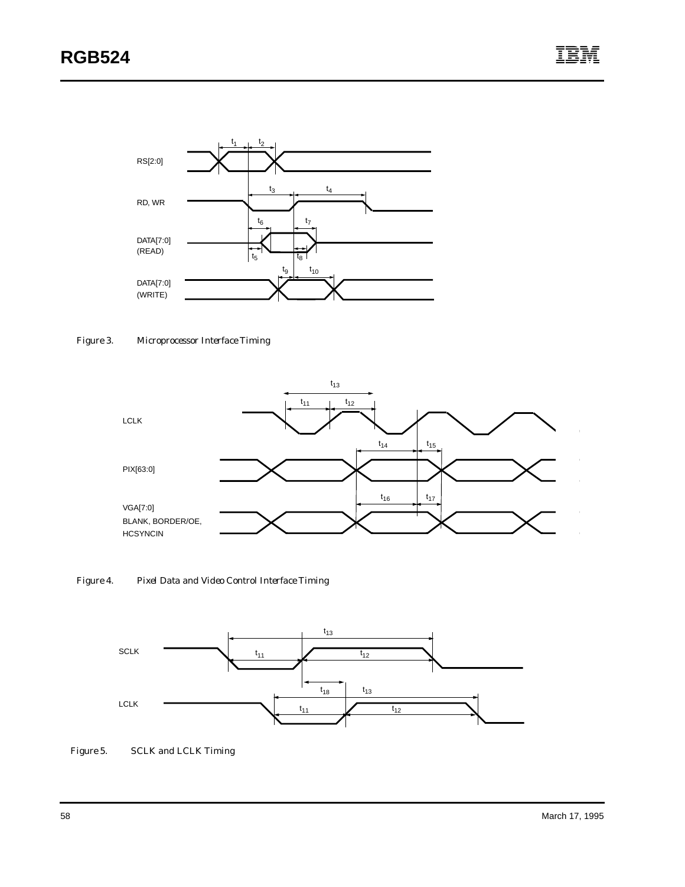RS[2:0]

RD, WR

DATA[7:0] (READ)

DATA[7:0] (WRITE)

$t_1$ $t_2$ $t_3$ $t_4$ $t_5$ $t_6$ $t_7$ $t_8$ $t_9$ $t_{10}$

*Figure 3. Microprocessor Interface Timing*

LCLK

PIX[63:0]

VGA[7:0] BLANK, BORDER/OE, HCSYNCIN

$t_{11}$ $t_{12}$ $t_{13}$ $t_{14}$ $t_{15}$ $t_{16}$ $t_{17}$

*Figure 4. Pixel Data and Video Control Interface Timing*

SCLK

LCLK

$t_{11}$ $t_{12}$ $t_{13}$ $t_{18}$

*Figure 5. SCLK and LCLK Timing*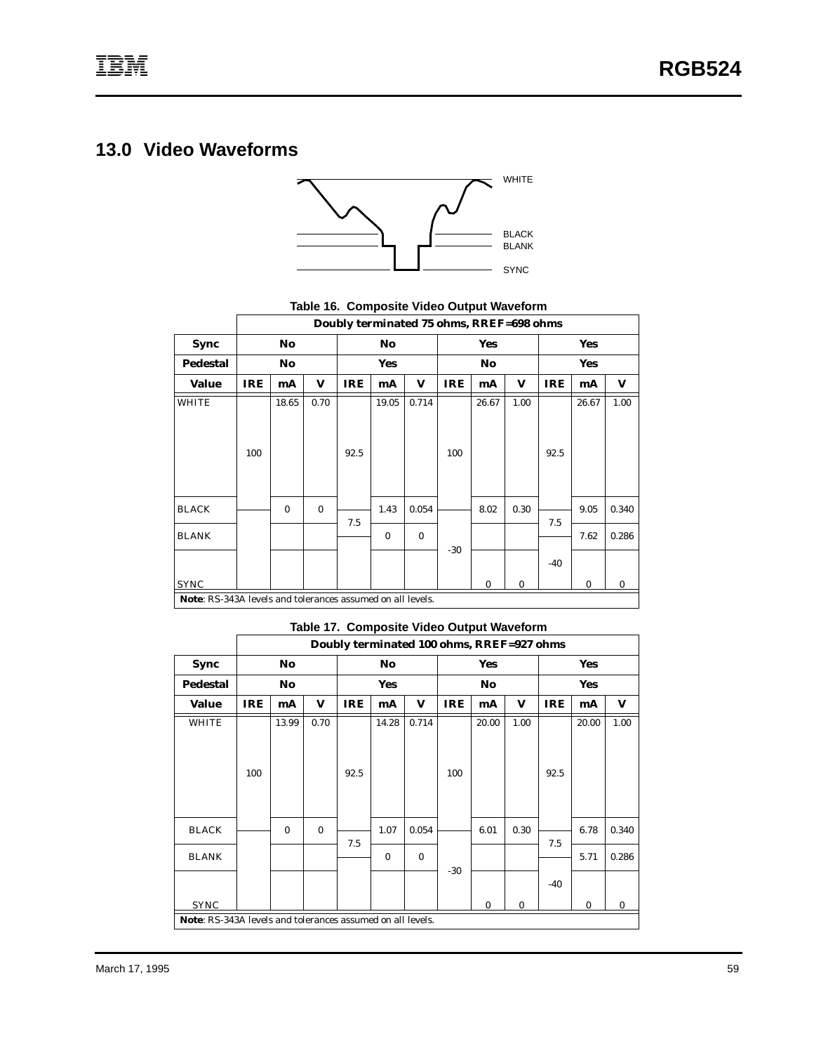## 13.0 Video Waveforms

WHITE

BLACK
BLANK

SYNC

**Table 16. Composite Video Output Waveform**

| | Doubly terminated 75 ohms, RREF=698 ohms | | | | | | | | | | | |
|---|---|---|---|---|---|---|---|---|---|---|---|---|
| **Sync** | **No** | | | **No** | | | **Yes** | | | **Yes** | | |
| **Pedestal** | **No** | | | **Yes** | | | **No** | | | **Yes** | | |
| **Value** | **IRE** | **mA** | **V** | **IRE** | **mA** | **V** | **IRE** | **mA** | **V** | **IRE** | **mA** | **V** |
| WHITE | 100 | 18.65 | 0.70 | 92.5 | 19.05 | 0.714 | 100 | 26.67 | 1.00 | 92.5 | 26.67 | 1.00 |
| BLACK | | 0 | 0 | 7.5 | 1.43 | 0.054 | | 8.02 | 0.30 | 7.5 | 9.05 | 0.340 |
| BLANK | | | | | 0 | 0 | -30 | | | | 7.62 | 0.286 |
| SYNC | | | | | | | | 0 | 0 | -40 | 0 | 0 |

**Note**: RS-343A levels and tolerances assumed on all levels.

**Table 17. Composite Video Output Waveform**

| | Doubly terminated 100 ohms, RREF=927 ohms | | | | | | | | | | | |
|---|---|---|---|---|---|---|---|---|---|---|---|---|
| **Sync** | **No** | | | **No** | | | **Yes** | | | **Yes** | | |
| **Pedestal** | **No** | | | **Yes** | | | **No** | | | **Yes** | | |
| **Value** | **IRE** | **mA** | **V** | **IRE** | **mA** | **V** | **IRE** | **mA** | **V** | **IRE** | **mA** | **V** |
| WHITE | 100 | 13.99 | 0.70 | 92.5 | 14.28 | 0.714 | 100 | 20.00 | 1.00 | 92.5 | 20.00 | 1.00 |
| BLACK | | 0 | 0 | 7.5 | 1.07 | 0.054 | | 6.01 | 0.30 | 7.5 | 6.78 | 0.340 |
| BLANK | | | | | 0 | 0 | -30 | | | | 5.71 | 0.286 |
| SYNC | | | | | | | | 0 | 0 | -40 | 0 | 0 |

**Note**: RS-343A levels and tolerances assumed on all levels.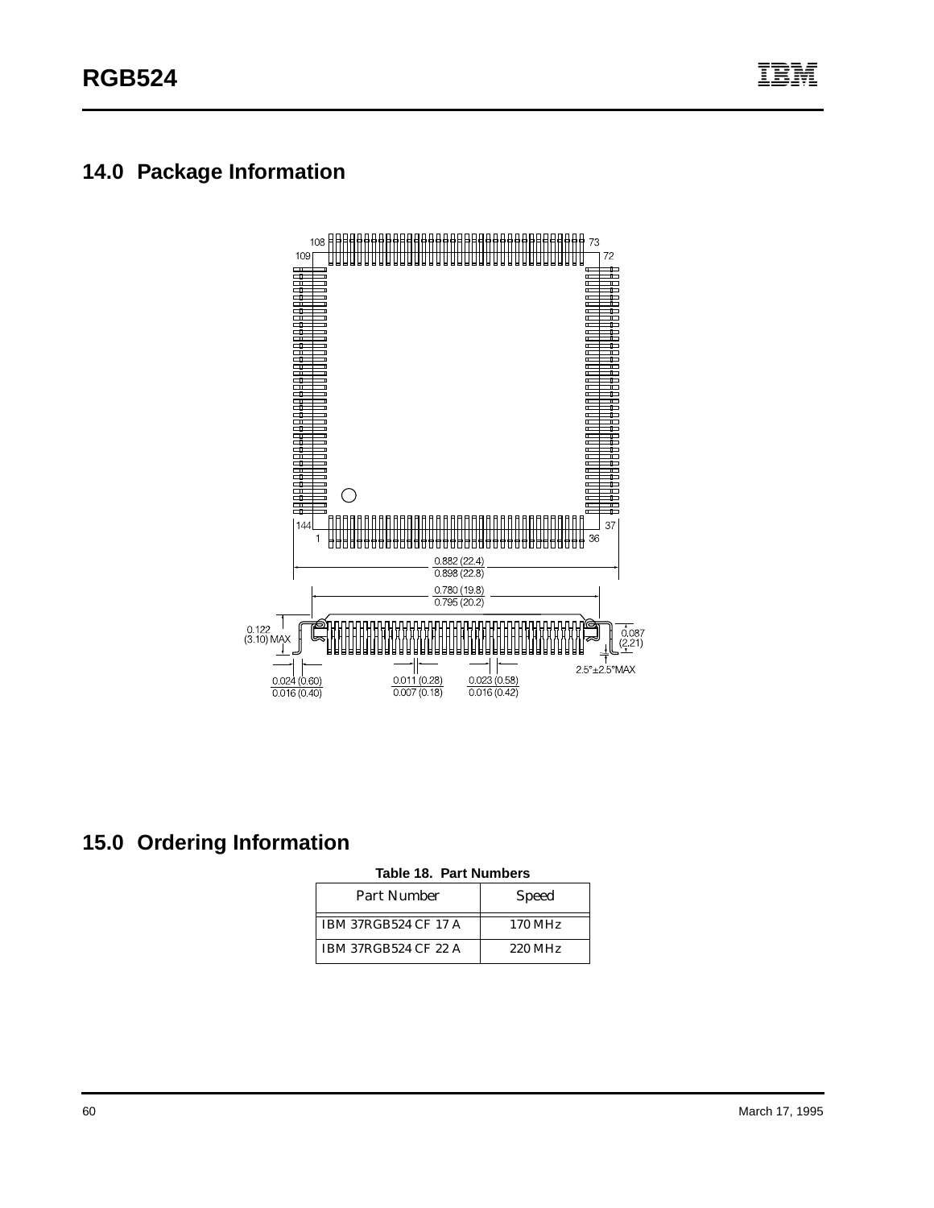## 14.0 Package Information

## 15.0 Ordering Information

**Table 18. Part Numbers**

| Part Number | Speed |
|---|---|
| IBM 37RGB524 CF 17 A | 170 MHz |
| IBM 37RGB524 CF 22 A | 220 MHz |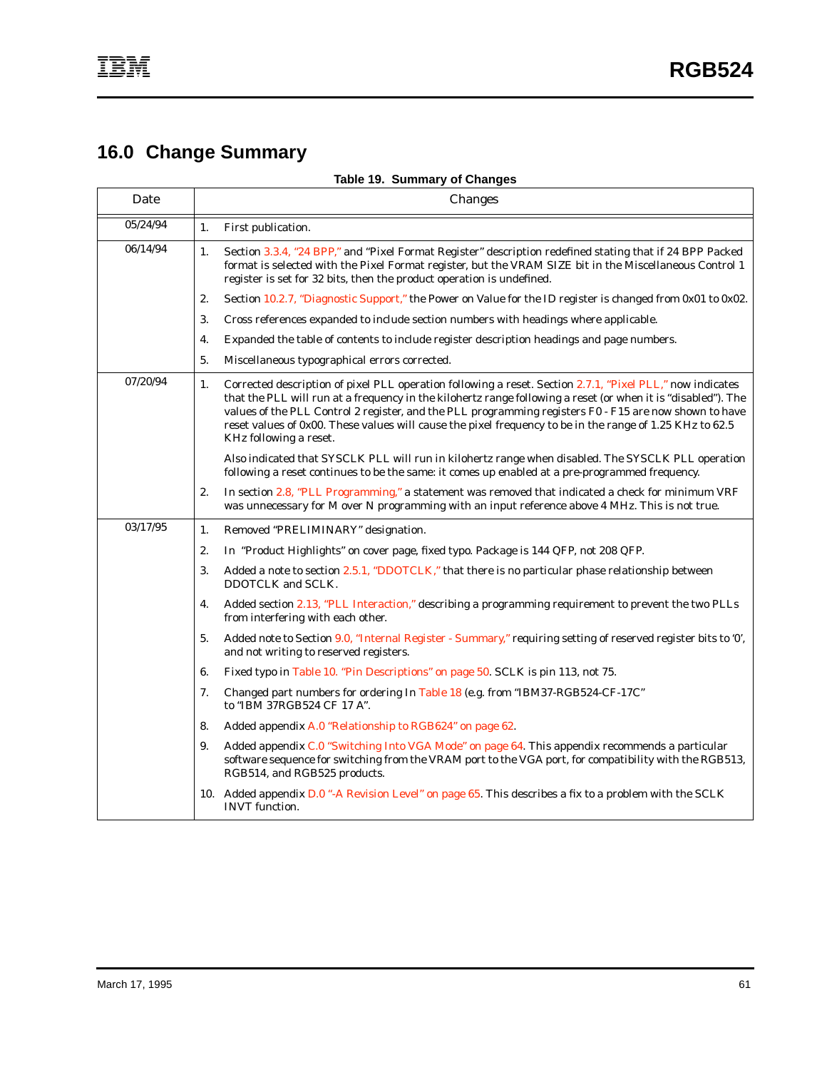# 16.0 Change Summary

**Table 19. Summary of Changes**

| Date | Changes |
|---|---|
| 05/24/94 | 1. First publication. |
| 06/14/94 | 1. Section 3.3.4, "24 BPP," and "Pixel Format Register" description redefined stating that if 24 BPP Packed format is selected with the Pixel Format register, but the VRAM SIZE bit in the Miscellaneous Control 1 register is set for 32 bits, then the product operation is undefined.<br>2. Section 10.2.7, "Diagnostic Support," the Power on Value for the ID register is changed from 0x01 to 0x02.<br>3. Cross references expanded to include section numbers with headings where applicable.<br>4. Expanded the table of contents to include register description headings and page numbers.<br>5. Miscellaneous typographical errors corrected. |
| 07/20/94 | 1. Corrected description of pixel PLL operation following a reset. Section 2.7.1, "Pixel PLL," now indicates that the PLL will run at a frequency in the kilohertz range following a reset (or when it is "disabled"). The values of the PLL Control 2 register, and the PLL programming registers F0 - F15 are now shown to have reset values of 0x00. These values will cause the pixel frequency to be in the range of 1.25 KHz to 62.5 KHz following a reset.<br>Also indicated that SYSCLK PLL will run in kilohertz range when disabled. The SYSCLK PLL operation following a reset continues to be the same: it comes up enabled at a pre-programmed frequency.<br>2. In section 2.8, "PLL Programming," a statement was removed that indicated a check for minimum VRF was unnecessary for M over N programming with an input reference above 4 MHz. This is not true. |
| 03/17/95 | 1. Removed "PRELIMINARY" designation.<br>2. In "Product Highlights" on cover page, fixed typo. Package is 144 QFP, not 208 QFP.<br>3. Added a note to section 2.5.1, "DDOTCLK," that there is no particular phase relationship between DDOTCLK and SCLK.<br>4. Added section 2.13, "PLL Interaction," describing a programming requirement to prevent the two PLLs from interfering with each other.<br>5. Added note to Section 9.0, "Internal Register - Summary," requiring setting of reserved register bits to '0', and not writing to reserved registers.<br>6. Fixed typo in Table 10. "Pin Descriptions" on page 50. SCLK is pin 113, not 75.<br>7. Changed part numbers for ordering In Table 18 (e.g. from "IBM37-RGB524-CF-17C" to "IBM 37RGB524 CF 17 A".<br>8. Added appendix A.0 "Relationship to RGB624" on page 62.<br>9. Added appendix C.0 "Switching Into VGA Mode" on page 64. This appendix recommends a particular software sequence for switching from the VRAM port to the VGA port, for compatibility with the RGB513, RGB514, and RGB525 products.<br>10. Added appendix D.0 "-A Revision Level" on page 65. This describes a fix to a problem with the SCLK INVT function. |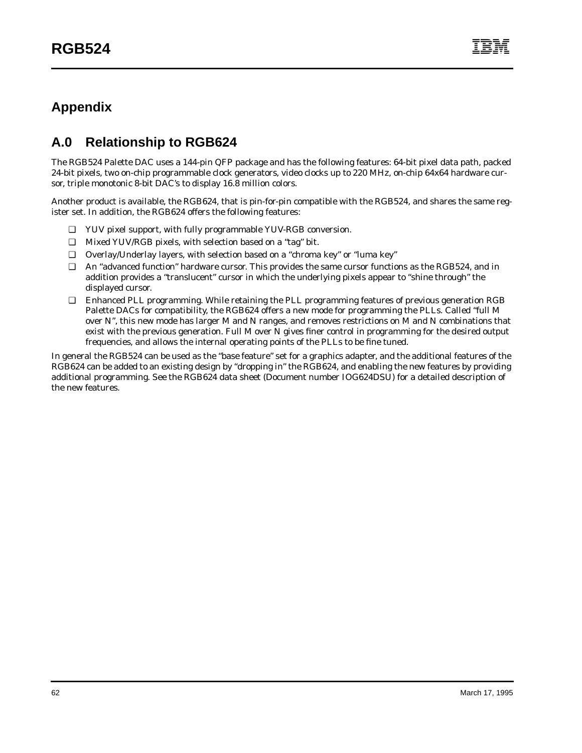# Appendix

## A.0 Relationship to RGB624

The RGB524 Palette DAC uses a 144-pin QFP package and has the following features: 64-bit pixel data path, packed 24-bit pixels, two on-chip programmable clock generators, video clocks up to 220 MHz, on-chip 64x64 hardware cursor, triple monotonic 8-bit DAC's to display 16.8 million colors.

Another product is available, the RGB624, that is pin-for-pin compatible with the RGB524, and shares the same register set. In addition, the RGB624 offers the following features:

- YUV pixel support, with fully programmable YUV-RGB conversion.
- Mixed YUV/RGB pixels, with selection based on a "tag" bit.
- Overlay/Underlay layers, with selection based on a "chroma key" or "luma key"
- An "advanced function" hardware cursor. This provides the same cursor functions as the RGB524, and in addition provides a "translucent" cursor in which the underlying pixels appear to "shine through" the displayed cursor.
- Enhanced PLL programming. While retaining the PLL programming features of previous generation RGB Palette DACs for compatibility, the RGB624 offers a new mode for programming the PLLs. Called "full M over N", this new mode has larger M and N ranges, and removes restrictions on M and N combinations that exist with the previous generation. Full M over N gives finer control in programming for the desired output frequencies, and allows the internal operating points of the PLLs to be fine tuned.

In general the RGB524 can be used as the "base feature" set for a graphics adapter, and the additional features of the RGB624 can be added to an existing design by "dropping in" the RGB624, and enabling the new features by providing additional programming. See the RGB624 data sheet (Document number IOG624DSU) for a detailed description of the new features.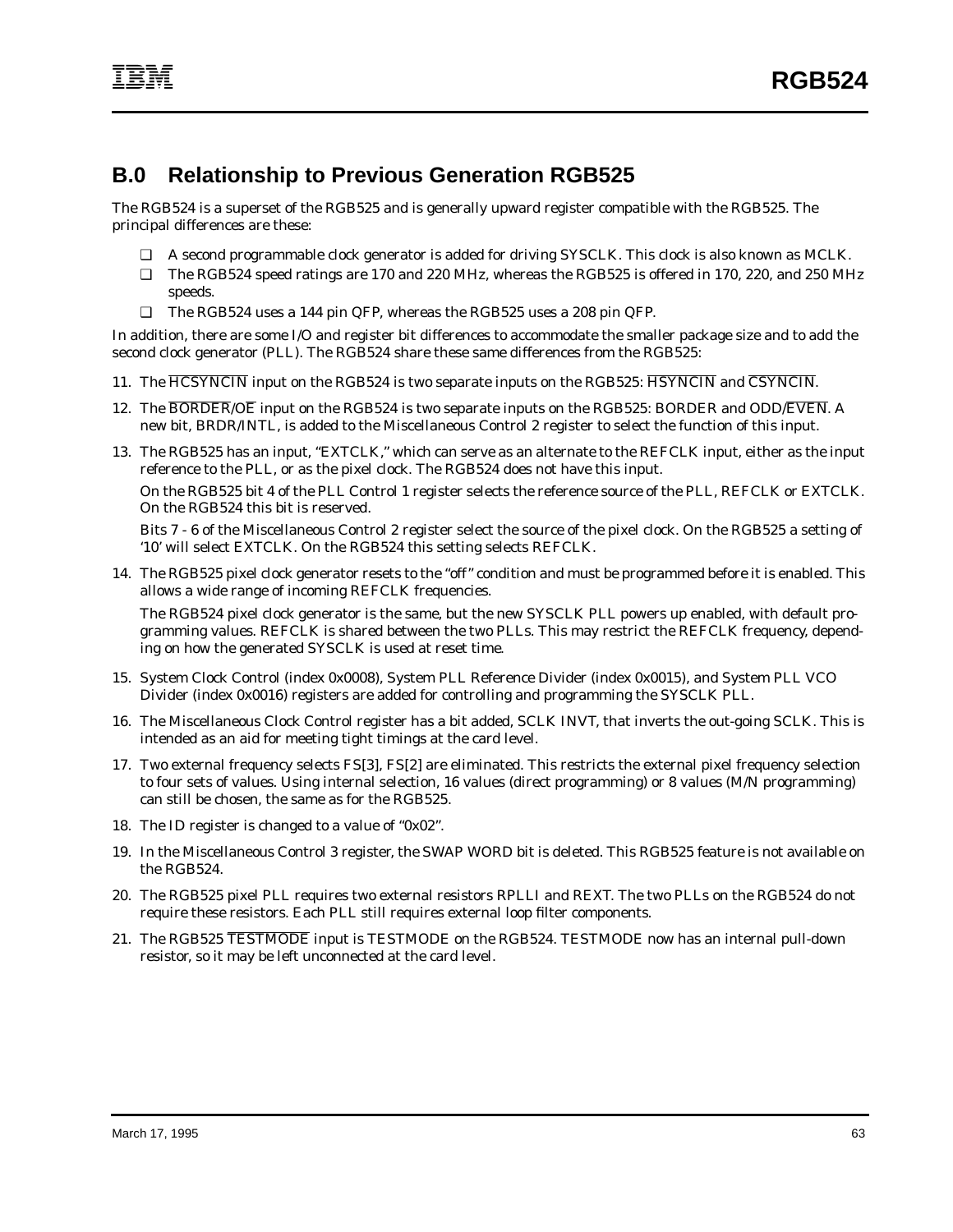## B.0 Relationship to Previous Generation RGB525

The RGB524 is a superset of the RGB525 and is generally upward register compatible with the RGB525. The principal differences are these:

- A second programmable clock generator is added for driving SYSCLK. This clock is also known as MCLK.
- The RGB524 speed ratings are 170 and 220 MHz, whereas the RGB525 is offered in 170, 220, and 250 MHz speeds.
- The RGB524 uses a 144 pin QFP, whereas the RGB525 uses a 208 pin QFP.

In addition, there are some I/O and register bit differences to accommodate the smaller package size and to add the second clock generator (PLL). The RGB524 share these same differences from the RGB525:

11. The $\overline{\text{HCSYNCIN}}$ input on the RGB524 is two separate inputs on the RGB525: $\overline{\text{HSYNCIN}}$ and $\overline{\text{CSYNCIN}}$.

12. The $\overline{\text{BORDER}}/\overline{\text{OE}}$ input on the RGB524 is two separate inputs on the RGB525: BORDER and ODD/$\overline{\text{EVEN}}$. A new bit, BRDR/INTL, is added to the Miscellaneous Control 2 register to select the function of this input.

13. The RGB525 has an input, "EXTCLK," which can serve as an alternate to the REFCLK input, either as the input reference to the PLL, or as the pixel clock. The RGB524 does not have this input.

    On the RGB525 bit 4 of the PLL Control 1 register selects the reference source of the PLL, REFCLK or EXTCLK. On the RGB524 this bit is reserved.

    Bits 7 - 6 of the Miscellaneous Control 2 register select the source of the pixel clock. On the RGB525 a setting of '10' will select EXTCLK. On the RGB524 this setting selects REFCLK.

14. The RGB525 pixel clock generator resets to the "off" condition and must be programmed before it is enabled. This allows a wide range of incoming REFCLK frequencies.

    The RGB524 pixel clock generator is the same, but the new SYSCLK PLL powers up enabled, with default programming values. REFCLK is shared between the two PLLs. This may restrict the REFCLK frequency, depending on how the generated SYSCLK is used at reset time.

15. System Clock Control (index 0x0008), System PLL Reference Divider (index 0x0015), and System PLL VCO Divider (index 0x0016) registers are added for controlling and programming the SYSCLK PLL.

16. The Miscellaneous Clock Control register has a bit added, SCLK INVT, that inverts the out-going SCLK. This is intended as an aid for meeting tight timings at the card level.

17. Two external frequency selects FS[3], FS[2] are eliminated. This restricts the external pixel frequency selection to four sets of values. Using internal selection, 16 values (direct programming) or 8 values (M/N programming) can still be chosen, the same as for the RGB525.

18. The ID register is changed to a value of "0x02".

19. In the Miscellaneous Control 3 register, the SWAP WORD bit is deleted. This RGB525 feature is not available on the RGB524.

20. The RGB525 pixel PLL requires two external resistors RPLLI and REXT. The two PLLs on the RGB524 do not require these resistors. Each PLL still requires external loop filter components.

21. The RGB525 $\overline{\text{TESTMODE}}$ input is TESTMODE on the RGB524. TESTMODE now has an internal pull-down resistor, so it may be left unconnected at the card level.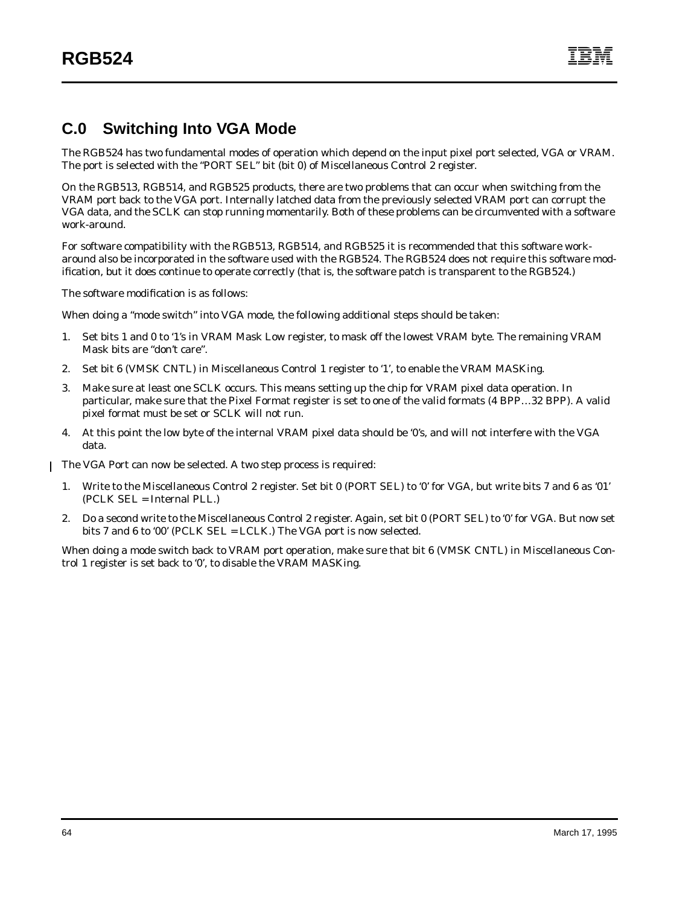## C.0 Switching Into VGA Mode

The RGB524 has two fundamental modes of operation which depend on the input pixel port selected, VGA or VRAM. The port is selected with the "PORT SEL" bit (bit 0) of Miscellaneous Control 2 register.

On the RGB513, RGB514, and RGB525 products, there are two problems that can occur when switching from the VRAM port back to the VGA port. Internally latched data from the previously selected VRAM port can corrupt the VGA data, and the SCLK can stop running momentarily. Both of these problems can be circumvented with a software work-around.

For software compatibility with the RGB513, RGB514, and RGB525 it is recommended that this software work-around also be incorporated in the software used with the RGB524. The RGB524 does not require this software modification, but it does continue to operate correctly (that is, the software patch is transparent to the RGB524.)

The software modification is as follows:

When doing a "mode switch" into VGA mode, the following additional steps should be taken:

1. Set bits 1 and 0 to '1's in VRAM Mask Low register, to mask off the lowest VRAM byte. The remaining VRAM Mask bits are "don't care".
2. Set bit 6 (VMSK CNTL) in Miscellaneous Control 1 register to '1', to enable the VRAM MASKing.
3. Make sure at least one SCLK occurs. This means setting up the chip for VRAM pixel data operation. In particular, make sure that the Pixel Format register is set to one of the valid formats (4 BPP…32 BPP). A valid pixel format must be set or SCLK will not run.
4. At this point the low byte of the internal VRAM pixel data should be '0's, and will not interfere with the VGA data.

The VGA Port can now be selected. A two step process is required:

1. Write to the Miscellaneous Control 2 register. Set bit 0 (PORT SEL) to '0' for VGA, but write bits 7 and 6 as '01' (PCLK SEL = Internal PLL.)
2. Do a second write to the Miscellaneous Control 2 register. Again, set bit 0 (PORT SEL) to '0' for VGA. But now set bits 7 and 6 to '00' (PCLK SEL = LCLK.) The VGA port is now selected.

When doing a mode switch back to VRAM port operation, make sure that bit 6 (VMSK CNTL) in Miscellaneous Control 1 register is set back to '0', to disable the VRAM MASKing.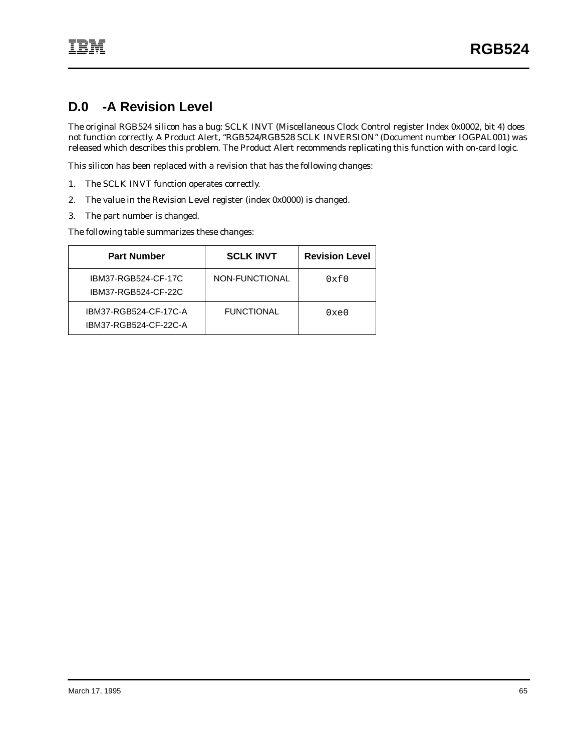## D.0 -A Revision Level

The original RGB524 silicon has a bug: SCLK INVT (Miscellaneous Clock Control register Index 0x0002, bit 4) does not function correctly. A Product Alert, "RGB524/RGB528 SCLK INVERSION" (Document number IOGPAL001) was released which describes this problem. The Product Alert recommends replicating this function with on-card logic.

This silicon has been replaced with a revision that has the following changes:

1. The SCLK INVT function operates correctly.
2. The value in the Revision Level register (index 0x0000) is changed.
3. The part number is changed.

The following table summarizes these changes:

| Part Number | SCLK INVT | Revision Level |
|---|---|---|
| IBM37-RGB524-CF-17C<br>IBM37-RGB524-CF-22C | NON-FUNCTIONAL | `0xf0` |
| IBM37-RGB524-CF-17C-A<br>IBM37-RGB524-CF-22C-A | FUNCTIONAL | `0xe0` |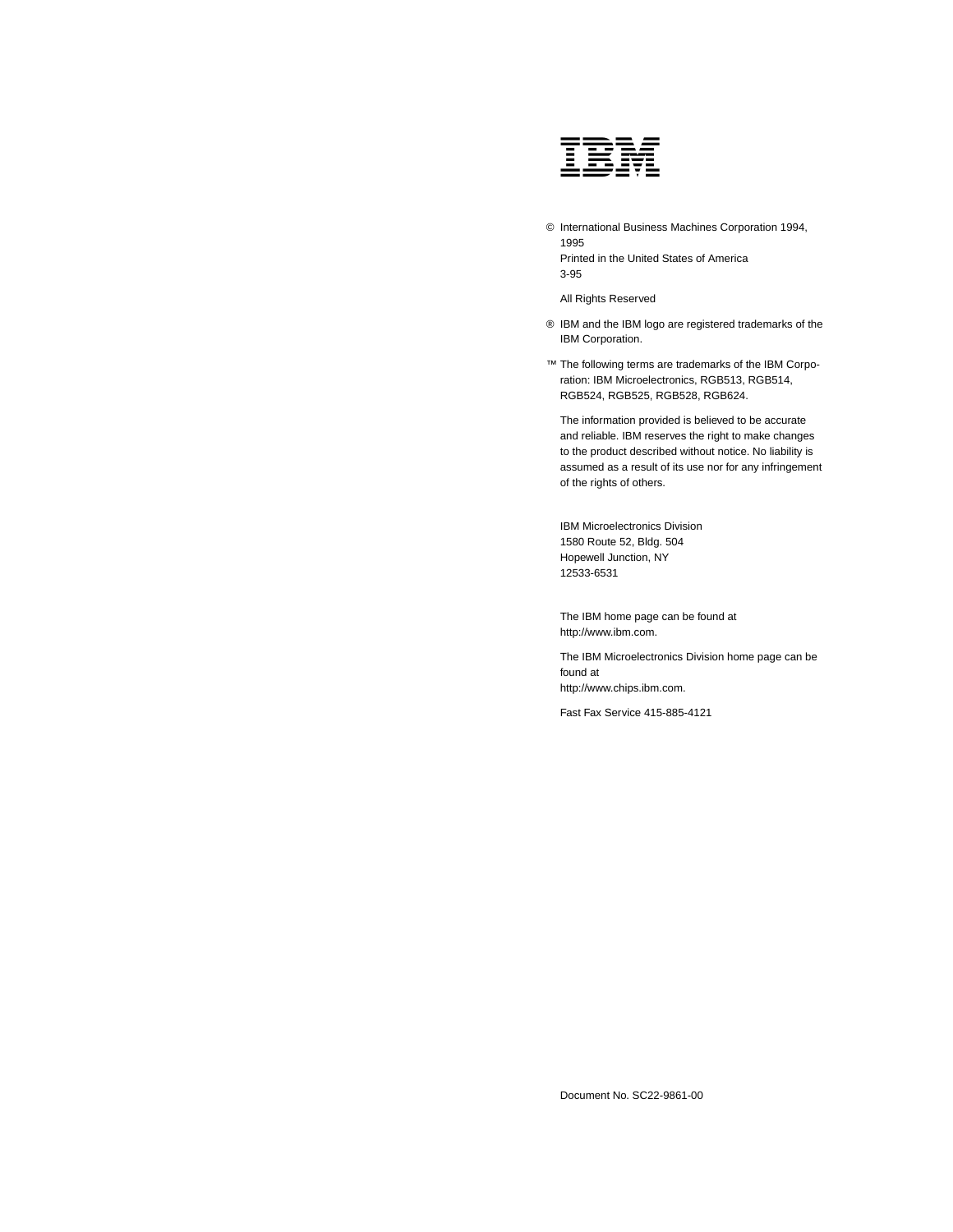IBM

© International Business Machines Corporation 1994, 1995
Printed in the United States of America
3-95

All Rights Reserved

® IBM and the IBM logo are registered trademarks of the IBM Corporation.

™ The following terms are trademarks of the IBM Corporation: IBM Microelectronics, RGB513, RGB514, RGB524, RGB525, RGB528, RGB624.

The information provided is believed to be accurate and reliable. IBM reserves the right to make changes to the product described without notice. No liability is assumed as a result of its use nor for any infringement of the rights of others.

IBM Microelectronics Division
1580 Route 52, Bldg. 504
Hopewell Junction, NY
12533-6531

The IBM home page can be found at
http://www.ibm.com.

The IBM Microelectronics Division home page can be found at
http://www.chips.ibm.com.

Fast Fax Service 415-885-4121

Document No. SC22-9861-00